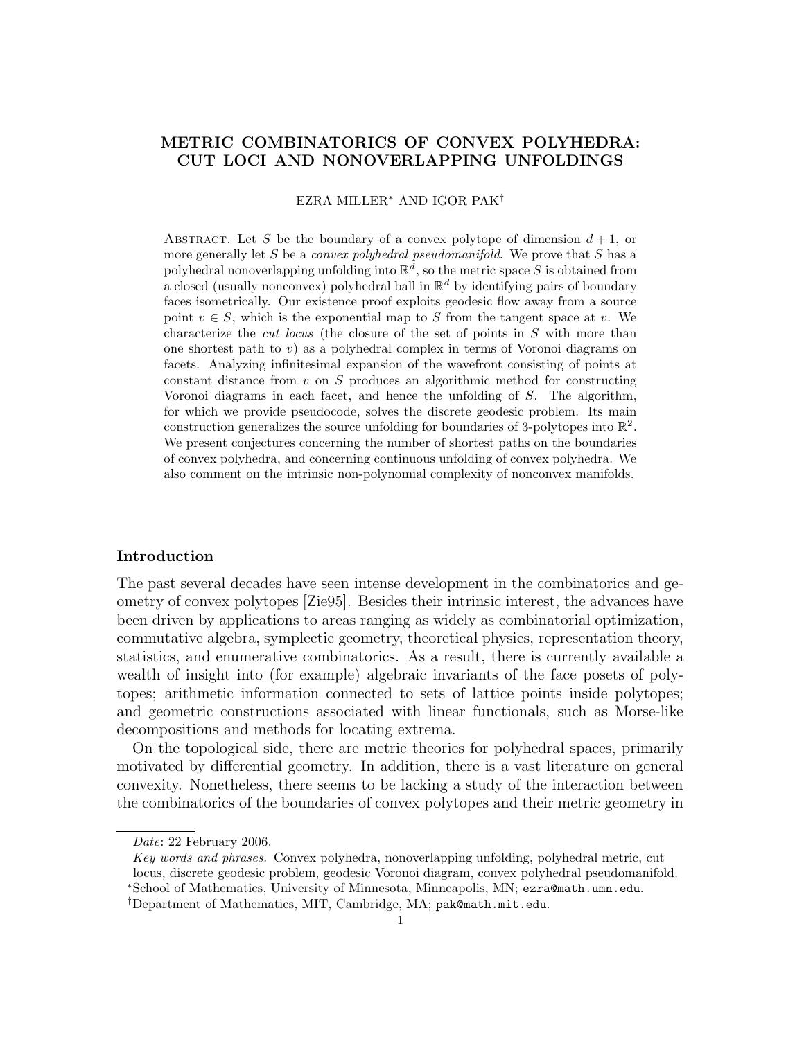# METRIC COMBINATORICS OF CONVEX POLYHEDRA: CUT LOCI AND NONOVERLAPPING UNFOLDINGS

EZRA MILLER* AND IGOR PAK†

Abstract. Let $S$ be the boundary of a convex polytope of dimension $d+1$, or more generally let $S$ be a *convex polyhedral pseudomanifold*. We prove that $S$ has a polyhedral nonoverlapping unfolding into $\mathbb{R}^d$, so the metric space $S$ is obtained from a closed (usually nonconvex) polyhedral ball in $\mathbb{R}^d$ by identifying pairs of boundary faces isometrically. Our existence proof exploits geodesic flow away from a source point $v \in S$, which is the exponential map to $S$ from the tangent space at $v$. We characterize the *cut locus* (the closure of the set of points in $S$ with more than one shortest path to $v$) as a polyhedral complex in terms of Voronoi diagrams on facets. Analyzing infinitesimal expansion of the wavefront consisting of points at constant distance from $v$ on $S$ produces an algorithmic method for constructing Voronoi diagrams in each facet, and hence the unfolding of $S$. The algorithm, for which we provide pseudocode, solves the discrete geodesic problem. Its main construction generalizes the source unfolding for boundaries of 3-polytopes into $\mathbb{R}^2$. We present conjectures concerning the number of shortest paths on the boundaries of convex polyhedra, and concerning continuous unfolding of convex polyhedra. We also comment on the intrinsic non-polynomial complexity of nonconvex manifolds.

## Introduction

The past several decades have seen intense development in the combinatorics and geometry of convex polytopes [Zie95]. Besides their intrinsic interest, the advances have been driven by applications to areas ranging as widely as combinatorial optimization, commutative algebra, symplectic geometry, theoretical physics, representation theory, statistics, and enumerative combinatorics. As a result, there is currently available a wealth of insight into (for example) algebraic invariants of the face posets of polytopes; arithmetic information connected to sets of lattice points inside polytopes; and geometric constructions associated with linear functionals, such as Morse-like decompositions and methods for locating extrema.

On the topological side, there are metric theories for polyhedral spaces, primarily motivated by differential geometry. In addition, there is a vast literature on general convexity. Nonetheless, there seems to be lacking a study of the interaction between the combinatorics of the boundaries of convex polytopes and their metric geometry in

---

*Date*: 22 February 2006.

*Key words and phrases.* Convex polyhedra, nonoverlapping unfolding, polyhedral metric, cut locus, discrete geodesic problem, geodesic Voronoi diagram, convex polyhedral pseudomanifold.

*School of Mathematics, University of Minnesota, Minneapolis, MN; ezra@math.umn.edu.

†Department of Mathematics, MIT, Cambridge, MA; pak@math.mit.edu.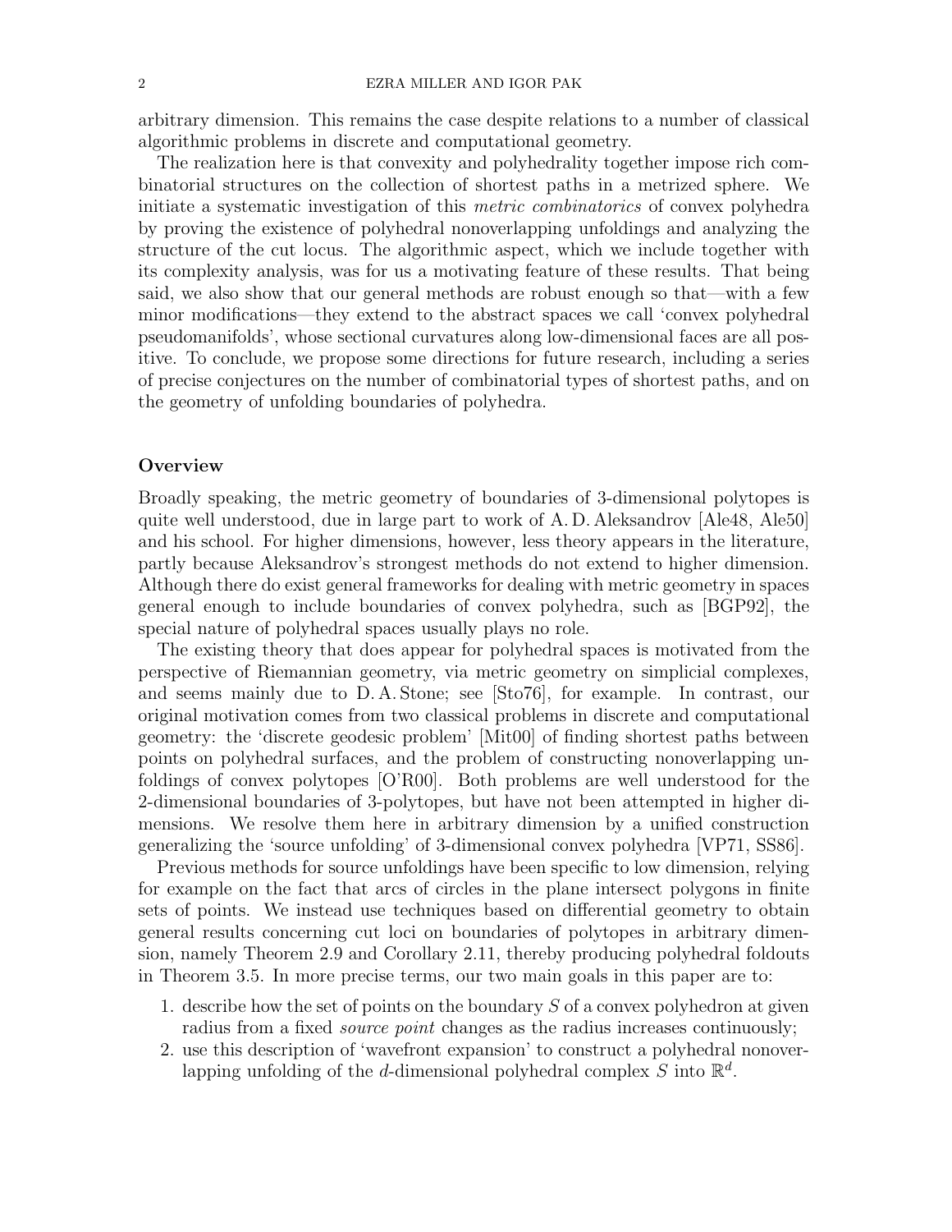arbitrary dimension. This remains the case despite relations to a number of classical algorithmic problems in discrete and computational geometry.

The realization here is that convexity and polyhedrality together impose rich combinatorial structures on the collection of shortest paths in a metrized sphere. We initiate a systematic investigation of this *metric combinatorics* of convex polyhedra by proving the existence of polyhedral nonoverlapping unfoldings and analyzing the structure of the cut locus. The algorithmic aspect, which we include together with its complexity analysis, was for us a motivating feature of these results. That being said, we also show that our general methods are robust enough so that—with a few minor modifications—they extend to the abstract spaces we call 'convex polyhedral pseudomanifolds', whose sectional curvatures along low-dimensional faces are all positive. To conclude, we propose some directions for future research, including a series of precise conjectures on the number of combinatorial types of shortest paths, and on the geometry of unfolding boundaries of polyhedra.

## Overview

Broadly speaking, the metric geometry of boundaries of 3-dimensional polytopes is quite well understood, due in large part to work of A. D. Aleksandrov [Ale48, Ale50] and his school. For higher dimensions, however, less theory appears in the literature, partly because Aleksandrov's strongest methods do not extend to higher dimension. Although there do exist general frameworks for dealing with metric geometry in spaces general enough to include boundaries of convex polyhedra, such as [BGP92], the special nature of polyhedral spaces usually plays no role.

The existing theory that does appear for polyhedral spaces is motivated from the perspective of Riemannian geometry, via metric geometry on simplicial complexes, and seems mainly due to D. A. Stone; see [Sto76], for example. In contrast, our original motivation comes from two classical problems in discrete and computational geometry: the 'discrete geodesic problem' [Mit00] of finding shortest paths between points on polyhedral surfaces, and the problem of constructing nonoverlapping unfoldings of convex polytopes [O'R00]. Both problems are well understood for the 2-dimensional boundaries of 3-polytopes, but have not been attempted in higher dimensions. We resolve them here in arbitrary dimension by a unified construction generalizing the 'source unfolding' of 3-dimensional convex polyhedra [VP71, SS86].

Previous methods for source unfoldings have been specific to low dimension, relying for example on the fact that arcs of circles in the plane intersect polygons in finite sets of points. We instead use techniques based on differential geometry to obtain general results concerning cut loci on boundaries of polytopes in arbitrary dimension, namely Theorem 2.9 and Corollary 2.11, thereby producing polyhedral foldouts in Theorem 3.5. In more precise terms, our two main goals in this paper are to:

1. describe how the set of points on the boundary $S$ of a convex polyhedron at given radius from a fixed *source point* changes as the radius increases continuously;
2. use this description of 'wavefront expansion' to construct a polyhedral nonoverlapping unfolding of the $d$-dimensional polyhedral complex $S$ into $\mathbb{R}^d$.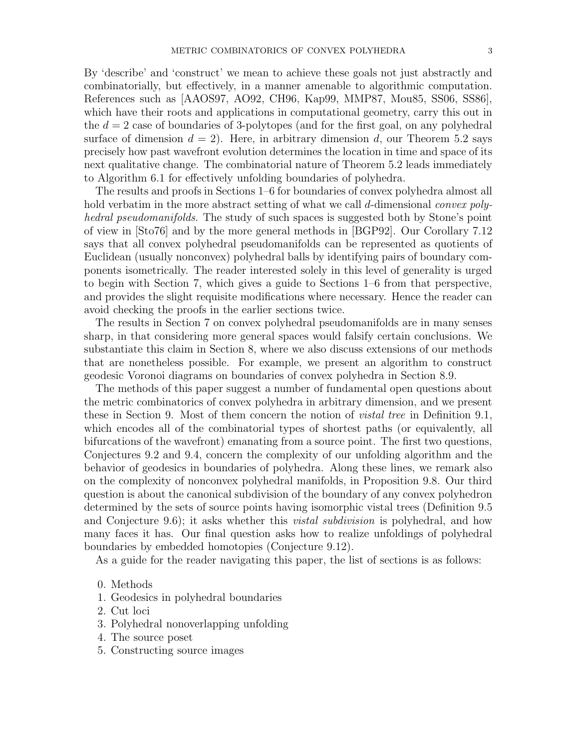By 'describe' and 'construct' we mean to achieve these goals not just abstractly and combinatorially, but effectively, in a manner amenable to algorithmic computation. References such as [AAOS97, AO92, CH96, Kap99, MMP87, Mou85, SS06, SS86], which have their roots and applications in computational geometry, carry this out in the $d = 2$ case of boundaries of 3-polytopes (and for the first goal, on any polyhedral surface of dimension $d = 2$). Here, in arbitrary dimension $d$, our Theorem 5.2 says precisely how past wavefront evolution determines the location in time and space of its next qualitative change. The combinatorial nature of Theorem 5.2 leads immediately to Algorithm 6.1 for effectively unfolding boundaries of polyhedra.

The results and proofs in Sections 1–6 for boundaries of convex polyhedra almost all hold verbatim in the more abstract setting of what we call $d$-dimensional *convex polyhedral pseudomanifolds*. The study of such spaces is suggested both by Stone's point of view in [Sto76] and by the more general methods in [BGP92]. Our Corollary 7.12 says that all convex polyhedral pseudomanifolds can be represented as quotients of Euclidean (usually nonconvex) polyhedral balls by identifying pairs of boundary components isometrically. The reader interested solely in this level of generality is urged to begin with Section 7, which gives a guide to Sections 1–6 from that perspective, and provides the slight requisite modifications where necessary. Hence the reader can avoid checking the proofs in the earlier sections twice.

The results in Section 7 on convex polyhedral pseudomanifolds are in many senses sharp, in that considering more general spaces would falsify certain conclusions. We substantiate this claim in Section 8, where we also discuss extensions of our methods that are nonetheless possible. For example, we present an algorithm to construct geodesic Voronoi diagrams on boundaries of convex polyhedra in Section 8.9.

The methods of this paper suggest a number of fundamental open questions about the metric combinatorics of convex polyhedra in arbitrary dimension, and we present these in Section 9. Most of them concern the notion of *vistal tree* in Definition 9.1, which encodes all of the combinatorial types of shortest paths (or equivalently, all bifurcations of the wavefront) emanating from a source point. The first two questions, Conjectures 9.2 and 9.4, concern the complexity of our unfolding algorithm and the behavior of geodesics in boundaries of polyhedra. Along these lines, we remark also on the complexity of nonconvex polyhedral manifolds, in Proposition 9.8. Our third question is about the canonical subdivision of the boundary of any convex polyhedron determined by the sets of source points having isomorphic vistal trees (Definition 9.5 and Conjecture 9.6); it asks whether this *vistal subdivision* is polyhedral, and how many faces it has. Our final question asks how to realize unfoldings of polyhedral boundaries by embedded homotopies (Conjecture 9.12).

As a guide for the reader navigating this paper, the list of sections is as follows:

0. Methods
1. Geodesics in polyhedral boundaries
2. Cut loci
3. Polyhedral nonoverlapping unfolding
4. The source poset
5. Constructing source images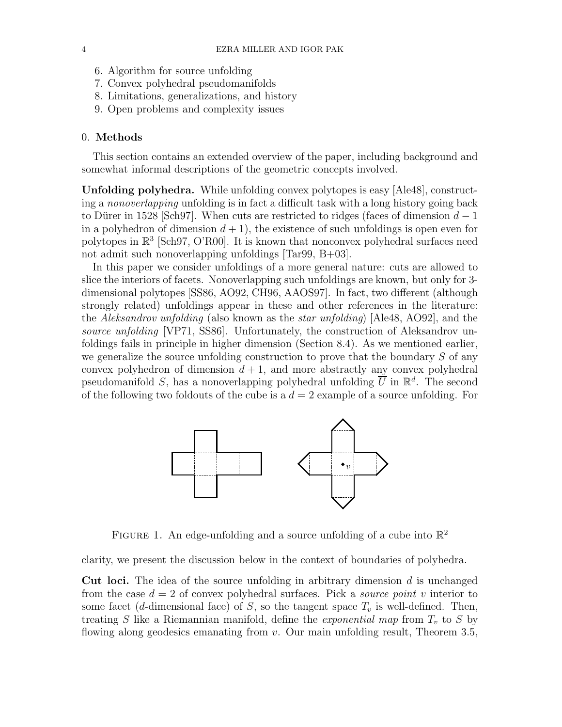6. Algorithm for source unfolding
7. Convex polyhedral pseudomanifolds
8. Limitations, generalizations, and history
9. Open problems and complexity issues

## 0. Methods

This section contains an extended overview of the paper, including background and somewhat informal descriptions of the geometric concepts involved.

**Unfolding polyhedra.** While unfolding convex polytopes is easy [Ale48], constructing a *nonoverlapping* unfolding is in fact a difficult task with a long history going back to Dürer in 1528 [Sch97]. When cuts are restricted to ridges (faces of dimension $d-1$ in a polyhedron of dimension $d+1$), the existence of such unfoldings is open even for polytopes in $\mathbb{R}^3$ [Sch97, O'R00]. It is known that nonconvex polyhedral surfaces need not admit such nonoverlapping unfoldings [Tar99, B+03].

In this paper we consider unfoldings of a more general nature: cuts are allowed to slice the interiors of facets. Nonoverlapping such unfoldings are known, but only for 3-dimensional polytopes [SS86, AO92, CH96, AAOS97]. In fact, two different (although strongly related) unfoldings appear in these and other references in the literature: the *Aleksandrov unfolding* (also known as the *star unfolding*) [Ale48, AO92], and the *source unfolding* [VP71, SS86]. Unfortunately, the construction of Aleksandrov unfoldings fails in principle in higher dimension (Section 8.4). As we mentioned earlier, we generalize the source unfolding construction to prove that the boundary $S$ of any convex polyhedron of dimension $d+1$, and more abstractly any convex polyhedral pseudomanifold $S$, has a nonoverlapping polyhedral unfolding $\overline{U}$ in $\mathbb{R}^d$. The second of the following two foldouts of the cube is a $d=2$ example of a source unfolding. For clarity, we present the discussion below in the context of boundaries of polyhedra.

FIGURE 1. An edge-unfolding and a source unfolding of a cube into $\mathbb{R}^2$

**Cut loci.** The idea of the source unfolding in arbitrary dimension $d$ is unchanged from the case $d=2$ of convex polyhedral surfaces. Pick a *source point* $v$ interior to some facet ($d$-dimensional face) of $S$, so the tangent space $T_v$ is well-defined. Then, treating $S$ like a Riemannian manifold, define the *exponential map* from $T_v$ to $S$ by flowing along geodesics emanating from $v$. Our main unfolding result, Theorem 3.5,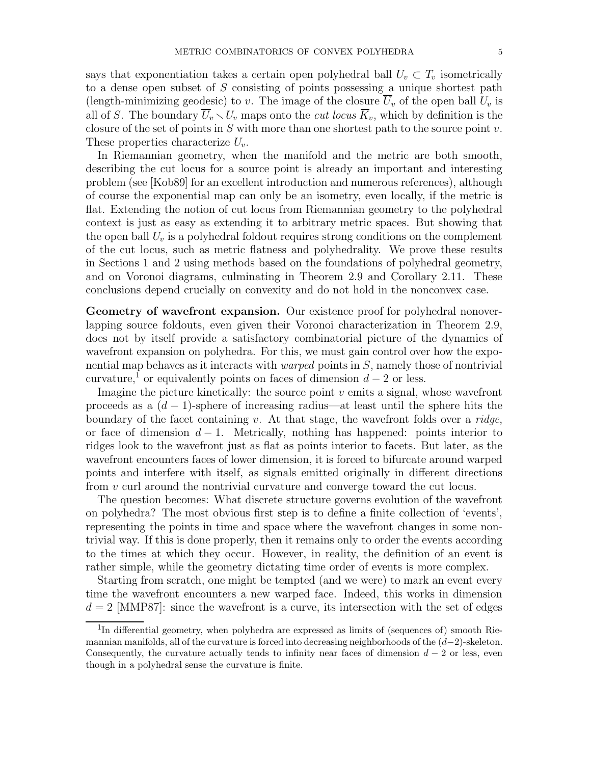says that exponentiation takes a certain open polyhedral ball $U_v \subset T_v$ isometrically to a dense open subset of $S$ consisting of points possessing a unique shortest path (length-minimizing geodesic) to $v$. The image of the closure $\overline{U}_v$ of the open ball $U_v$ is all of $S$. The boundary $\overline{U}_v \smallsetminus U_v$ maps onto the *cut locus* $\overline{K}_v$, which by definition is the closure of the set of points in $S$ with more than one shortest path to the source point $v$. These properties characterize $U_v$.

In Riemannian geometry, when the manifold and the metric are both smooth, describing the cut locus for a source point is already an important and interesting problem (see [Kob89] for an excellent introduction and numerous references), although of course the exponential map can only be an isometry, even locally, if the metric is flat. Extending the notion of cut locus from Riemannian geometry to the polyhedral context is just as easy as extending it to arbitrary metric spaces. But showing that the open ball $U_v$ is a polyhedral foldout requires strong conditions on the complement of the cut locus, such as metric flatness and polyhedrality. We prove these results in Sections 1 and 2 using methods based on the foundations of polyhedral geometry, and on Voronoi diagrams, culminating in Theorem 2.9 and Corollary 2.11. These conclusions depend crucially on convexity and do not hold in the nonconvex case.

**Geometry of wavefront expansion.** Our existence proof for polyhedral nonoverlapping source foldouts, even given their Voronoi characterization in Theorem 2.9, does not by itself provide a satisfactory combinatorial picture of the dynamics of wavefront expansion on polyhedra. For this, we must gain control over how the exponential map behaves as it interacts with *warped* points in $S$, namely those of nontrivial curvature,[1] or equivalently points on faces of dimension $d-2$ or less.

Imagine the picture kinetically: the source point $v$ emits a signal, whose wavefront proceeds as a $(d-1)$-sphere of increasing radius—at least until the sphere hits the boundary of the facet containing $v$. At that stage, the wavefront folds over a *ridge*, or face of dimension $d-1$. Metrically, nothing has happened: points interior to ridges look to the wavefront just as flat as points interior to facets. But later, as the wavefront encounters faces of lower dimension, it is forced to bifurcate around warped points and interfere with itself, as signals emitted originally in different directions from $v$ curl around the nontrivial curvature and converge toward the cut locus.

The question becomes: What discrete structure governs evolution of the wavefront on polyhedra? The most obvious first step is to define a finite collection of 'events', representing the points in time and space where the wavefront changes in some nontrivial way. If this is done properly, then it remains only to order the events according to the times at which they occur. However, in reality, the definition of an event is rather simple, while the geometry dictating time order of events is more complex.

Starting from scratch, one might be tempted (and we were) to mark an event every time the wavefront encounters a new warped face. Indeed, this works in dimension $d = 2$ [MMP87]: since the wavefront is a curve, its intersection with the set of edges

[1] In differential geometry, when polyhedra are expressed as limits of (sequences of) smooth Riemannian manifolds, all of the curvature is forced into decreasing neighborhoods of the $(d-2)$-skeleton. Consequently, the curvature actually tends to infinity near faces of dimension $d-2$ or less, even though in a polyhedral sense the curvature is finite.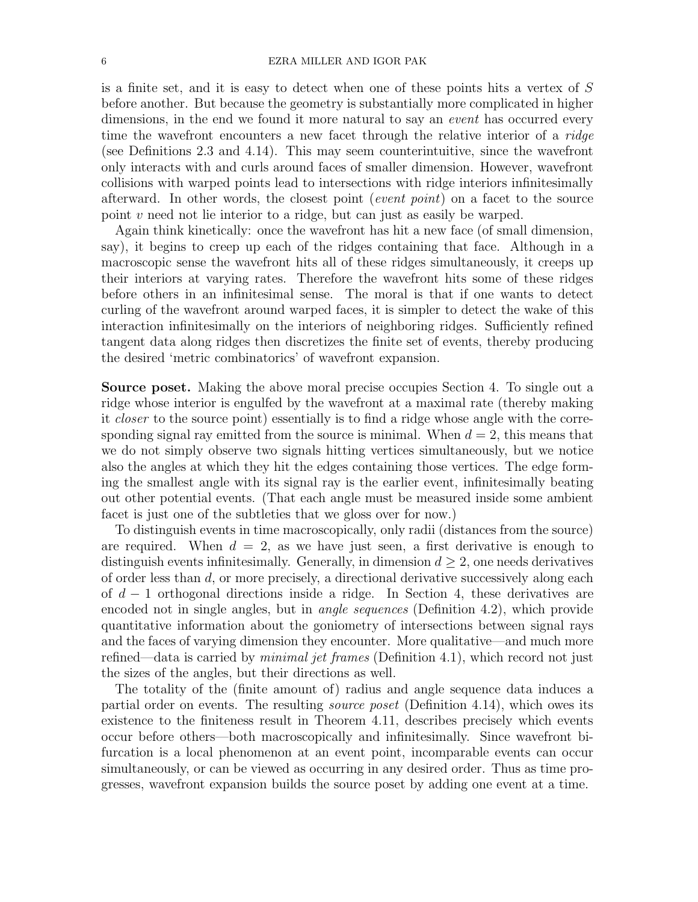is a finite set, and it is easy to detect when one of these points hits a vertex of $S$ before another. But because the geometry is substantially more complicated in higher dimensions, in the end we found it more natural to say an *event* has occurred every time the wavefront encounters a new facet through the relative interior of a *ridge* (see Definitions 2.3 and 4.14). This may seem counterintuitive, since the wavefront only interacts with and curls around faces of smaller dimension. However, wavefront collisions with warped points lead to intersections with ridge interiors infinitesimally afterward. In other words, the closest point (*event point*) on a facet to the source point $v$ need not lie interior to a ridge, but can just as easily be warped.

Again think kinetically: once the wavefront has hit a new face (of small dimension, say), it begins to creep up each of the ridges containing that face. Although in a macroscopic sense the wavefront hits all of these ridges simultaneously, it creeps up their interiors at varying rates. Therefore the wavefront hits some of these ridges before others in an infinitesimal sense. The moral is that if one wants to detect curling of the wavefront around warped faces, it is simpler to detect the wake of this interaction infinitesimally on the interiors of neighboring ridges. Sufficiently refined tangent data along ridges then discretizes the finite set of events, thereby producing the desired 'metric combinatorics' of wavefront expansion.

**Source poset.** Making the above moral precise occupies Section 4. To single out a ridge whose interior is engulfed by the wavefront at a maximal rate (thereby making it *closer* to the source point) essentially is to find a ridge whose angle with the corresponding signal ray emitted from the source is minimal. When $d = 2$, this means that we do not simply observe two signals hitting vertices simultaneously, but we notice also the angles at which they hit the edges containing those vertices. The edge forming the smallest angle with its signal ray is the earlier event, infinitesimally beating out other potential events. (That each angle must be measured inside some ambient facet is just one of the subtleties that we gloss over for now.)

To distinguish events in time macroscopically, only radii (distances from the source) are required. When $d = 2$, as we have just seen, a first derivative is enough to distinguish events infinitesimally. Generally, in dimension $d \geq 2$, one needs derivatives of order less than $d$, or more precisely, a directional derivative successively along each of $d - 1$ orthogonal directions inside a ridge. In Section 4, these derivatives are encoded not in single angles, but in *angle sequences* (Definition 4.2), which provide quantitative information about the goniometry of intersections between signal rays and the faces of varying dimension they encounter. More qualitative—and much more refined—data is carried by *minimal jet frames* (Definition 4.1), which record not just the sizes of the angles, but their directions as well.

The totality of the (finite amount of) radius and angle sequence data induces a partial order on events. The resulting *source poset* (Definition 4.14), which owes its existence to the finiteness result in Theorem 4.11, describes precisely which events occur before others—both macroscopically and infinitesimally. Since wavefront bifurcation is a local phenomenon at an event point, incomparable events can occur simultaneously, or can be viewed as occurring in any desired order. Thus as time progresses, wavefront expansion builds the source poset by adding one event at a time.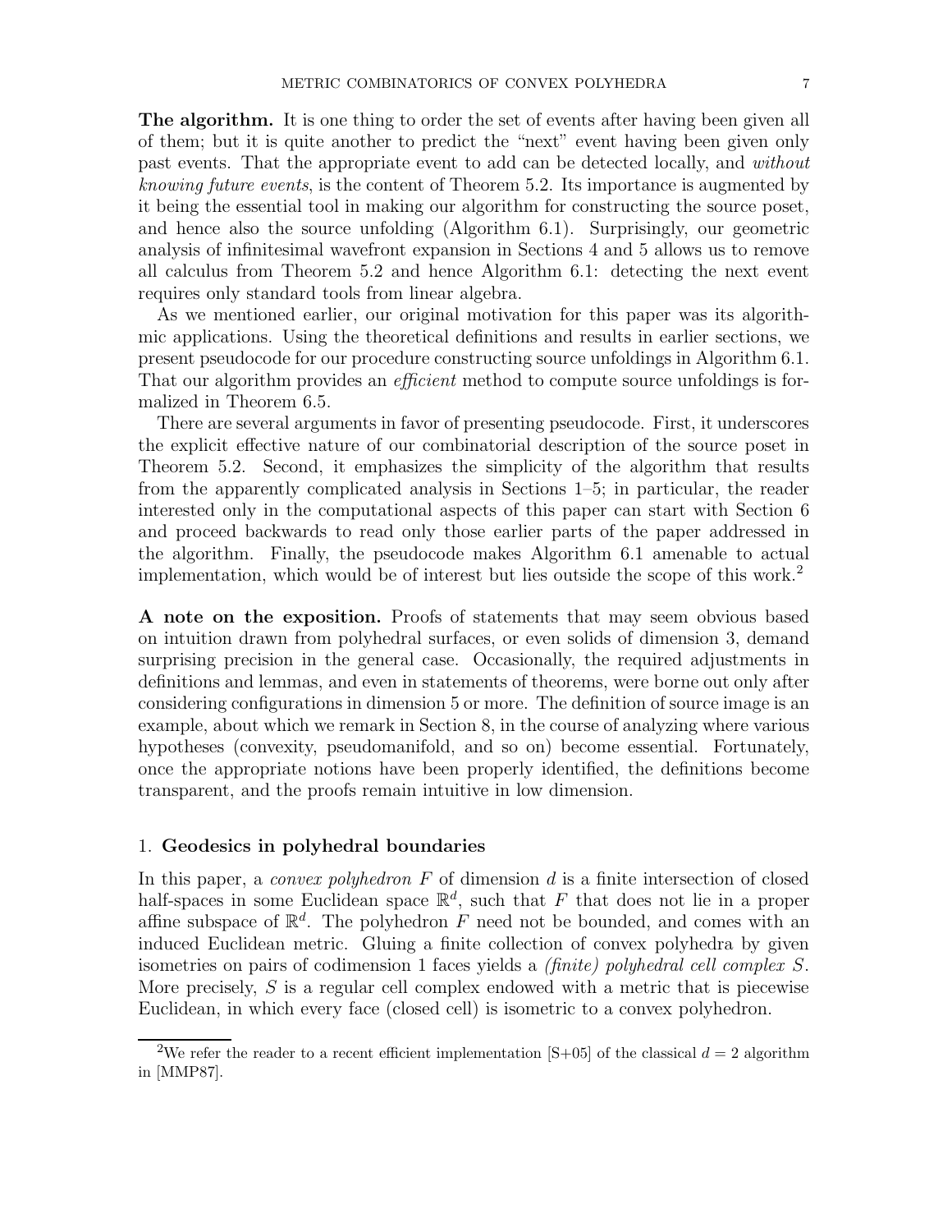**The algorithm.** It is one thing to order the set of events after having been given all of them; but it is quite another to predict the "next" event having been given only past events. That the appropriate event to add can be detected locally, and *without knowing future events*, is the content of Theorem 5.2. Its importance is augmented by it being the essential tool in making our algorithm for constructing the source poset, and hence also the source unfolding (Algorithm 6.1). Surprisingly, our geometric analysis of infinitesimal wavefront expansion in Sections 4 and 5 allows us to remove all calculus from Theorem 5.2 and hence Algorithm 6.1: detecting the next event requires only standard tools from linear algebra.

As we mentioned earlier, our original motivation for this paper was its algorithmic applications. Using the theoretical definitions and results in earlier sections, we present pseudocode for our procedure constructing source unfoldings in Algorithm 6.1. That our algorithm provides an *efficient* method to compute source unfoldings is formalized in Theorem 6.5.

There are several arguments in favor of presenting pseudocode. First, it underscores the explicit effective nature of our combinatorial description of the source poset in Theorem 5.2. Second, it emphasizes the simplicity of the algorithm that results from the apparently complicated analysis in Sections 1–5; in particular, the reader interested only in the computational aspects of this paper can start with Section 6 and proceed backwards to read only those earlier parts of the paper addressed in the algorithm. Finally, the pseudocode makes Algorithm 6.1 amenable to actual implementation, which would be of interest but lies outside the scope of this work.[2]

**A note on the exposition.** Proofs of statements that may seem obvious based on intuition drawn from polyhedral surfaces, or even solids of dimension 3, demand surprising precision in the general case. Occasionally, the required adjustments in definitions and lemmas, and even in statements of theorems, were borne out only after considering configurations in dimension 5 or more. The definition of source image is an example, about which we remark in Section 8, in the course of analyzing where various hypotheses (convexity, pseudomanifold, and so on) become essential. Fortunately, once the appropriate notions have been properly identified, the definitions become transparent, and the proofs remain intuitive in low dimension.

## 1. Geodesics in polyhedral boundaries

In this paper, a *convex polyhedron* $F$ of dimension $d$ is a finite intersection of closed half-spaces in some Euclidean space $\mathbb{R}^d$, such that $F$ that does not lie in a proper affine subspace of $\mathbb{R}^d$. The polyhedron $F$ need not be bounded, and comes with an induced Euclidean metric. Gluing a finite collection of convex polyhedra by given isometries on pairs of codimension 1 faces yields a *(finite) polyhedral cell complex* $S$. More precisely, $S$ is a regular cell complex endowed with a metric that is piecewise Euclidean, in which every face (closed cell) is isometric to a convex polyhedron.

---

[2]We refer the reader to a recent efficient implementation [S+05] of the classical $d = 2$ algorithm in [MMP87].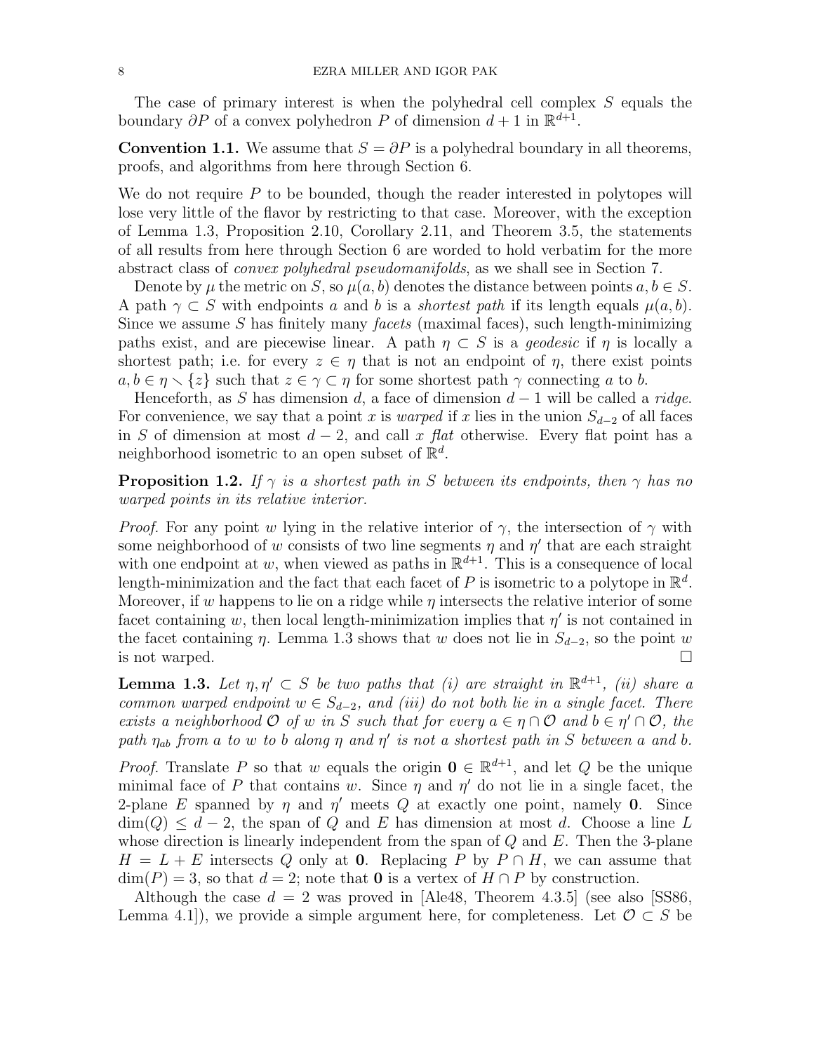The case of primary interest is when the polyhedral cell complex $S$ equals the boundary $\partial P$ of a convex polyhedron $P$ of dimension $d+1$ in $\mathbb{R}^{d+1}$.

**Convention 1.1.** We assume that $S = \partial P$ is a polyhedral boundary in all theorems, proofs, and algorithms from here through Section 6.

We do not require $P$ to be bounded, though the reader interested in polytopes will lose very little of the flavor by restricting to that case. Moreover, with the exception of Lemma 1.3, Proposition 2.10, Corollary 2.11, and Theorem 3.5, the statements of all results from here through Section 6 are worded to hold verbatim for the more abstract class of *convex polyhedral pseudomanifolds*, as we shall see in Section 7.

Denote by $\mu$ the metric on $S$, so $\mu(a,b)$ denotes the distance between points $a,b \in S$. A path $\gamma \subset S$ with endpoints $a$ and $b$ is a *shortest path* if its length equals $\mu(a,b)$. Since we assume $S$ has finitely many *facets* (maximal faces), such length-minimizing paths exist, and are piecewise linear. A path $\eta \subset S$ is a *geodesic* if $\eta$ is locally a shortest path; i.e. for every $z \in \eta$ that is not an endpoint of $\eta$, there exist points $a, b \in \eta \smallsetminus \{z\}$ such that $z \in \gamma \subset \eta$ for some shortest path $\gamma$ connecting $a$ to $b$.

Henceforth, as $S$ has dimension $d$, a face of dimension $d-1$ will be called a *ridge*. For convenience, we say that a point $x$ is *warped* if $x$ lies in the union $S_{d-2}$ of all faces in $S$ of dimension at most $d-2$, and call $x$ *flat* otherwise. Every flat point has a neighborhood isometric to an open subset of $\mathbb{R}^d$.

**Proposition 1.2.** *If $\gamma$ is a shortest path in $S$ between its endpoints, then $\gamma$ has no warped points in its relative interior.*

*Proof.* For any point $w$ lying in the relative interior of $\gamma$, the intersection of $\gamma$ with some neighborhood of $w$ consists of two line segments $\eta$ and $\eta'$ that are each straight with one endpoint at $w$, when viewed as paths in $\mathbb{R}^{d+1}$. This is a consequence of local length-minimization and the fact that each facet of $P$ is isometric to a polytope in $\mathbb{R}^d$. Moreover, if $w$ happens to lie on a ridge while $\eta$ intersects the relative interior of some facet containing $w$, then local length-minimization implies that $\eta'$ is not contained in the facet containing $\eta$. Lemma 1.3 shows that $w$ does not lie in $S_{d-2}$, so the point $w$ is not warped. $\square$

**Lemma 1.3.** *Let $\eta, \eta' \subset S$ be two paths that (i) are straight in $\mathbb{R}^{d+1}$, (ii) share a common warped endpoint $w \in S_{d-2}$, and (iii) do not both lie in a single facet. There exists a neighborhood $\mathcal{O}$ of $w$ in $S$ such that for every $a \in \eta \cap \mathcal{O}$ and $b \in \eta' \cap \mathcal{O}$, the path $\eta_{ab}$ from $a$ to $w$ to $b$ along $\eta$ and $\eta'$ is not a shortest path in $S$ between $a$ and $b$.*

*Proof.* Translate $P$ so that $w$ equals the origin $\mathbf{0} \in \mathbb{R}^{d+1}$, and let $Q$ be the unique minimal face of $P$ that contains $w$. Since $\eta$ and $\eta'$ do not lie in a single facet, the 2-plane $E$ spanned by $\eta$ and $\eta'$ meets $Q$ at exactly one point, namely $\mathbf{0}$. Since $\dim(Q) \leq d-2$, the span of $Q$ and $E$ has dimension at most $d$. Choose a line $L$ whose direction is linearly independent from the span of $Q$ and $E$. Then the 3-plane $H = L + E$ intersects $Q$ only at $\mathbf{0}$. Replacing $P$ by $P \cap H$, we can assume that $\dim(P) = 3$, so that $d = 2$; note that $\mathbf{0}$ is a vertex of $H \cap P$ by construction.

Although the case $d = 2$ was proved in [Ale48, Theorem 4.3.5] (see also [SS86, Lemma 4.1]), we provide a simple argument here, for completeness. Let $\mathcal{O} \subset S$ be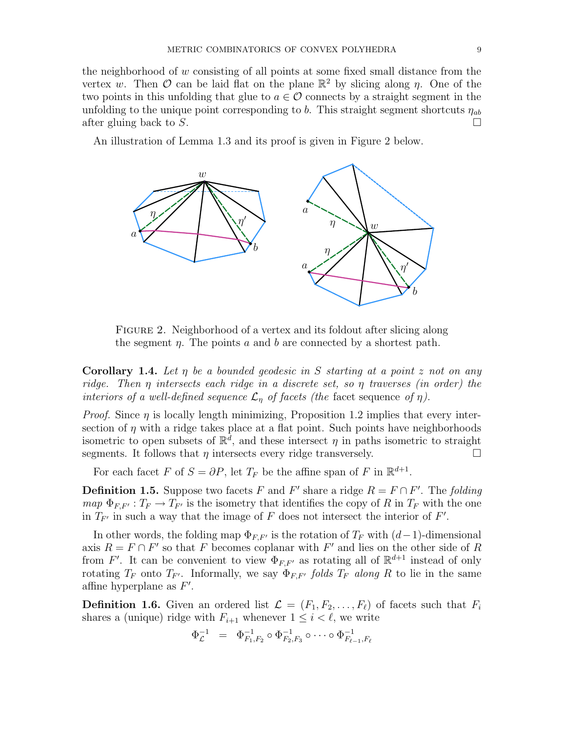the neighborhood of $w$ consisting of all points at some fixed small distance from the vertex $w$. Then $\mathcal{O}$ can be laid flat on the plane $\mathbb{R}^2$ by slicing along $\eta$. One of the two points in this unfolding that glue to $a \in \mathcal{O}$ connects by a straight segment in the unfolding to the unique point corresponding to $b$. This straight segment shortcuts $\eta_{ab}$ after gluing back to $S$. $\square$

An illustration of Lemma 1.3 and its proof is given in Figure 2 below.

FIGURE 2. Neighborhood of a vertex and its foldout after slicing along the segment $\eta$. The points $a$ and $b$ are connected by a shortest path.

**Corollary 1.4.** *Let $\eta$ be a bounded geodesic in $S$ starting at a point $z$ not on any ridge. Then $\eta$ intersects each ridge in a discrete set, so $\eta$ traverses (in order) the interiors of a well-defined sequence $\mathcal{L}_\eta$ of facets (the* facet sequence *of $\eta$).*

*Proof.* Since $\eta$ is locally length minimizing, Proposition 1.2 implies that every intersection of $\eta$ with a ridge takes place at a flat point. Such points have neighborhoods isometric to open subsets of $\mathbb{R}^d$, and these intersect $\eta$ in paths isometric to straight segments. It follows that $\eta$ intersects every ridge transversely. $\square$

For each facet $F$ of $S = \partial P$, let $T_F$ be the affine span of $F$ in $\mathbb{R}^{d+1}$.

**Definition 1.5.** Suppose two facets $F$ and $F'$ share a ridge $R = F \cap F'$. The *folding map* $\Phi_{F,F'} : T_F \to T_{F'}$ is the isometry that identifies the copy of $R$ in $T_F$ with the one in $T_{F'}$ in such a way that the image of $F$ does not intersect the interior of $F'$.

In other words, the folding map $\Phi_{F,F'}$ is the rotation of $T_F$ with $(d-1)$-dimensional axis $R = F \cap F'$ so that $F$ becomes coplanar with $F'$ and lies on the other side of $R$ from $F'$. It can be convenient to view $\Phi_{F,F'}$ as rotating all of $\mathbb{R}^{d+1}$ instead of only rotating $T_F$ onto $T_{F'}$. Informally, we say $\Phi_{F,F'}$ *folds* $T_F$ *along* $R$ to lie in the same affine hyperplane as $F'$.

**Definition 1.6.** Given an ordered list $\mathcal{L} = (F_1, F_2, \ldots, F_\ell)$ of facets such that $F_i$ shares a (unique) ridge with $F_{i+1}$ whenever $1 \leq i < \ell$, we write

$$\Phi_{\mathcal{L}}^{-1} \;\; = \;\; \Phi_{F_1,F_2}^{-1} \circ \Phi_{F_2,F_3}^{-1} \circ \cdots \circ \Phi_{F_{\ell-1},F_\ell}^{-1}$$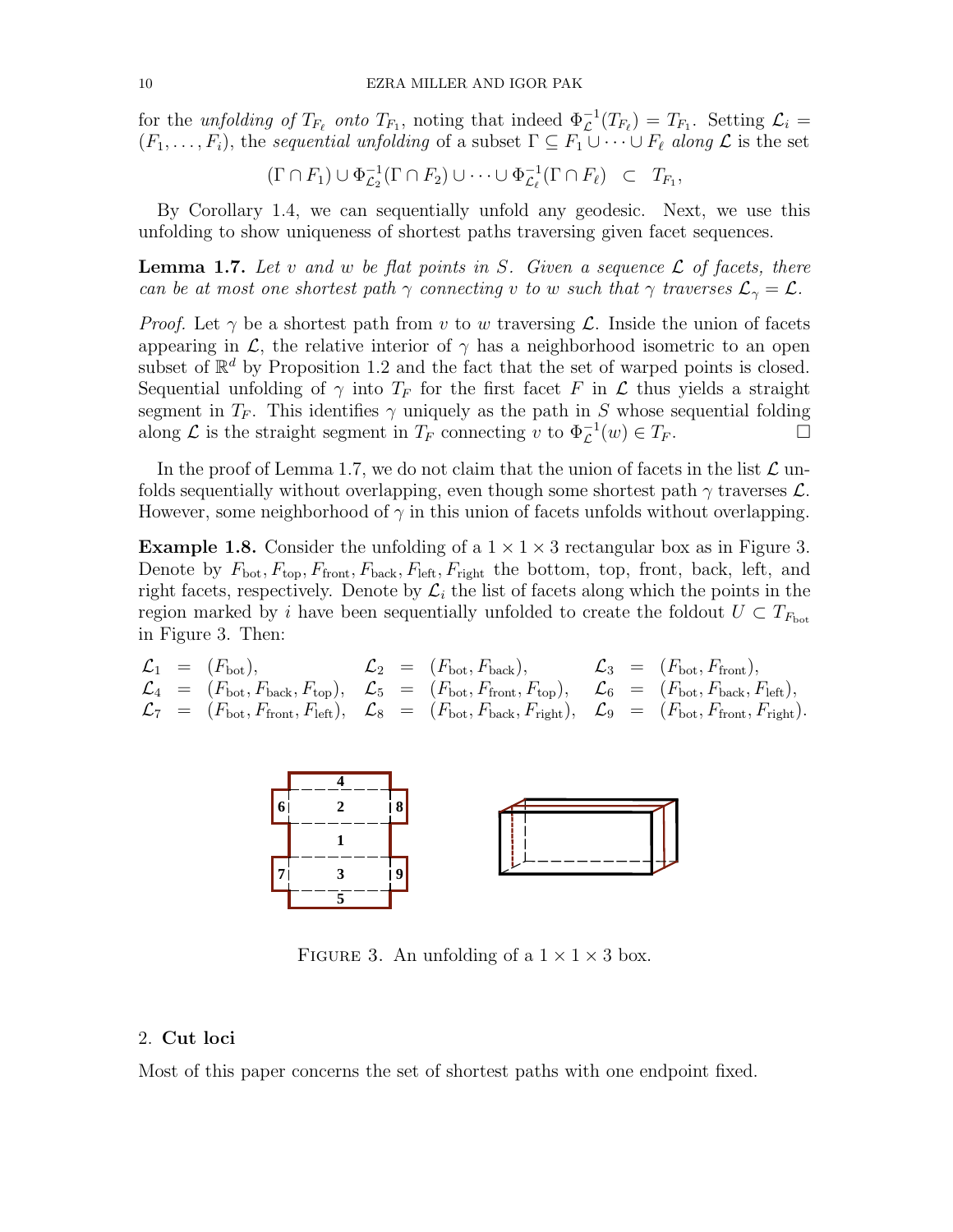for the *unfolding of* $T_{F_\ell}$ *onto* $T_{F_1}$, noting that indeed $\Phi_{\mathcal{L}}^{-1}(T_{F_\ell}) = T_{F_1}$. Setting $\mathcal{L}_i = (F_1, \ldots, F_i)$, the *sequential unfolding* of a subset $\Gamma \subseteq F_1 \cup \cdots \cup F_\ell$ *along* $\mathcal{L}$ is the set

$$(\Gamma \cap F_1) \cup \Phi_{\mathcal{L}_2}^{-1}(\Gamma \cap F_2) \cup \cdots \cup \Phi_{\mathcal{L}_\ell}^{-1}(\Gamma \cap F_\ell) \quad \subset \quad T_{F_1},$$

By Corollary 1.4, we can sequentially unfold any geodesic. Next, we use this unfolding to show uniqueness of shortest paths traversing given facet sequences.

**Lemma 1.7.** *Let $v$ and $w$ be flat points in $S$. Given a sequence $\mathcal{L}$ of facets, there can be at most one shortest path $\gamma$ connecting $v$ to $w$ such that $\gamma$ traverses $\mathcal{L}_\gamma = \mathcal{L}$.*

*Proof.* Let $\gamma$ be a shortest path from $v$ to $w$ traversing $\mathcal{L}$. Inside the union of facets appearing in $\mathcal{L}$, the relative interior of $\gamma$ has a neighborhood isometric to an open subset of $\mathbb{R}^d$ by Proposition 1.2 and the fact that the set of warped points is closed. Sequential unfolding of $\gamma$ into $T_F$ for the first facet $F$ in $\mathcal{L}$ thus yields a straight segment in $T_F$. This identifies $\gamma$ uniquely as the path in $S$ whose sequential folding along $\mathcal{L}$ is the straight segment in $T_F$ connecting $v$ to $\Phi_{\mathcal{L}}^{-1}(w) \in T_F$. □

In the proof of Lemma 1.7, we do not claim that the union of facets in the list $\mathcal{L}$ unfolds sequentially without overlapping, even though some shortest path $\gamma$ traverses $\mathcal{L}$. However, some neighborhood of $\gamma$ in this union of facets unfolds without overlapping.

**Example 1.8.** Consider the unfolding of a $1 \times 1 \times 3$ rectangular box as in Figure 3. Denote by $F_{\text{bot}}, F_{\text{top}}, F_{\text{front}}, F_{\text{back}}, F_{\text{left}}, F_{\text{right}}$ the bottom, top, front, back, left, and right facets, respectively. Denote by $\mathcal{L}_i$ the list of facets along which the points in the region marked by $i$ have been sequentially unfolded to create the foldout $U \subset T_{F_{\text{bot}}}$ in Figure 3. Then:

$$\begin{array}{lllllll}
\mathcal{L}_1 = (F_{\text{bot}}), & & \mathcal{L}_2 = (F_{\text{bot}}, F_{\text{back}}), & & \mathcal{L}_3 = (F_{\text{bot}}, F_{\text{front}}), \\
\mathcal{L}_4 = (F_{\text{bot}}, F_{\text{back}}, F_{\text{top}}), & & \mathcal{L}_5 = (F_{\text{bot}}, F_{\text{front}}, F_{\text{top}}), & & \mathcal{L}_6 = (F_{\text{bot}}, F_{\text{back}}, F_{\text{left}}), \\
\mathcal{L}_7 = (F_{\text{bot}}, F_{\text{front}}, F_{\text{left}}), & & \mathcal{L}_8 = (F_{\text{bot}}, F_{\text{back}}, F_{\text{right}}), & & \mathcal{L}_9 = (F_{\text{bot}}, F_{\text{front}}, F_{\text{right}}).
\end{array}$$

FIGURE 3. An unfolding of a $1 \times 1 \times 3$ box.

## 2. Cut loci

Most of this paper concerns the set of shortest paths with one endpoint fixed.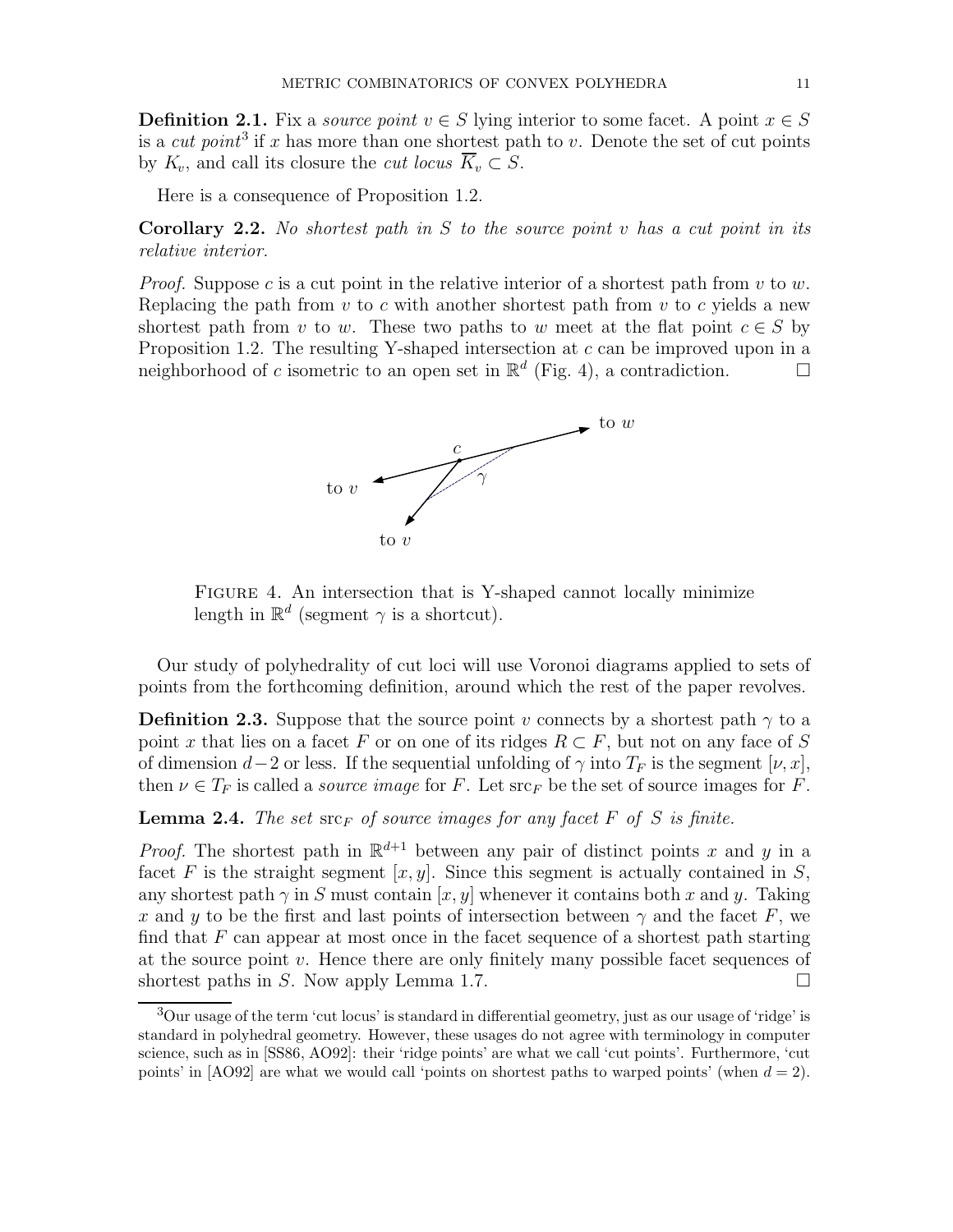**Definition 2.1.** Fix a *source point* $v \in S$ lying interior to some facet. A point $x \in S$ is a *cut point*[3] if $x$ has more than one shortest path to $v$. Denote the set of cut points by $K_v$, and call its closure the *cut locus* $\overline{K}_v \subset S$.

Here is a consequence of Proposition 1.2.

**Corollary 2.2.** *No shortest path in $S$ to the source point $v$ has a cut point in its relative interior.*

*Proof.* Suppose $c$ is a cut point in the relative interior of a shortest path from $v$ to $w$. Replacing the path from $v$ to $c$ with another shortest path from $v$ to $c$ yields a new shortest path from $v$ to $w$. These two paths to $w$ meet at the flat point $c \in S$ by Proposition 1.2. The resulting Y-shaped intersection at $c$ can be improved upon in a neighborhood of $c$ isometric to an open set in $\mathbb{R}^d$ (Fig. 4), a contradiction. $\square$

FIGURE 4. An intersection that is Y-shaped cannot locally minimize length in $\mathbb{R}^d$ (segment $\gamma$ is a shortcut).

Our study of polyhedrality of cut loci will use Voronoi diagrams applied to sets of points from the forthcoming definition, around which the rest of the paper revolves.

**Definition 2.3.** Suppose that the source point $v$ connects by a shortest path $\gamma$ to a point $x$ that lies on a facet $F$ or on one of its ridges $R \subset F$, but not on any face of $S$ of dimension $d-2$ or less. If the sequential unfolding of $\gamma$ into $T_F$ is the segment $[\nu, x]$, then $\nu \in T_F$ is called a *source image* for $F$. Let $\text{src}_F$ be the set of source images for $F$.

**Lemma 2.4.** *The set $\text{src}_F$ of source images for any facet $F$ of $S$ is finite.*

*Proof.* The shortest path in $\mathbb{R}^{d+1}$ between any pair of distinct points $x$ and $y$ in a facet $F$ is the straight segment $[x, y]$. Since this segment is actually contained in $S$, any shortest path $\gamma$ in $S$ must contain $[x, y]$ whenever it contains both $x$ and $y$. Taking $x$ and $y$ to be the first and last points of intersection between $\gamma$ and the facet $F$, we find that $F$ can appear at most once in the facet sequence of a shortest path starting at the source point $v$. Hence there are only finitely many possible facet sequences of shortest paths in $S$. Now apply Lemma 1.7. $\square$

[3] Our usage of the term 'cut locus' is standard in differential geometry, just as our usage of 'ridge' is standard in polyhedral geometry. However, these usages do not agree with terminology in computer science, such as in [SS86, AO92]: their 'ridge points' are what we call 'cut points'. Furthermore, 'cut points' in [AO92] are what we would call 'points on shortest paths to warped points' (when $d = 2$).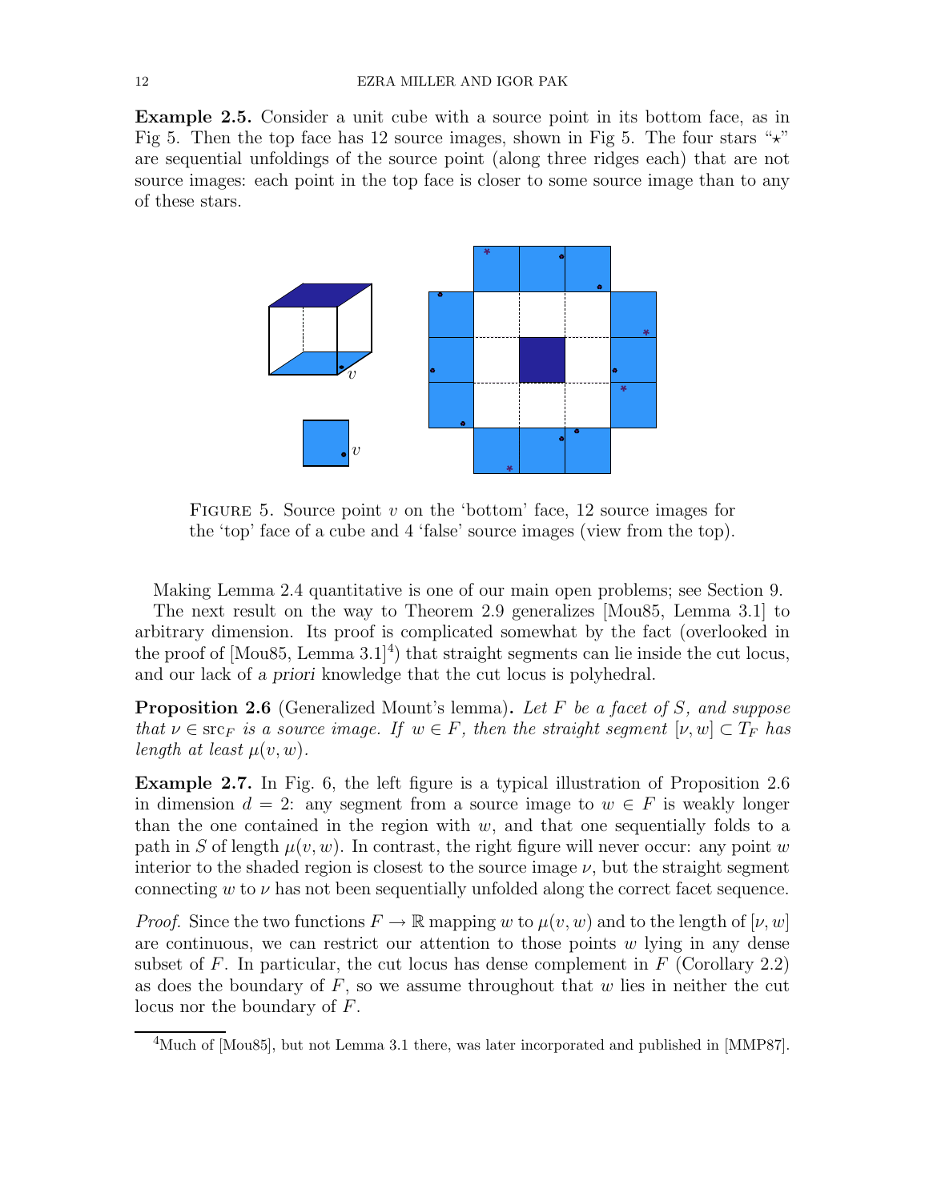**Example 2.5.** Consider a unit cube with a source point in its bottom face, as in Fig 5. Then the top face has 12 source images, shown in Fig 5. The four stars "$\star$" are sequential unfoldings of the source point (along three ridges each) that are not source images: each point in the top face is closer to some source image than to any of these stars.

FIGURE 5. Source point $v$ on the 'bottom' face, 12 source images for the 'top' face of a cube and 4 'false' source images (view from the top).

Making Lemma 2.4 quantitative is one of our main open problems; see Section 9.

The next result on the way to Theorem 2.9 generalizes [Mou85, Lemma 3.1] to arbitrary dimension. Its proof is complicated somewhat by the fact (overlooked in the proof of [Mou85, Lemma 3.1][4]) that straight segments can lie inside the cut locus, and our lack of *a priori* knowledge that the cut locus is polyhedral.

**Proposition 2.6** (Generalized Mount's lemma)**.** *Let $F$ be a facet of $S$, and suppose that $\nu \in \mathrm{src}_F$ is a source image. If $w \in F$, then the straight segment $[\nu, w] \subset T_F$ has length at least $\mu(v, w)$.*

**Example 2.7.** In Fig. 6, the left figure is a typical illustration of Proposition 2.6 in dimension $d = 2$: any segment from a source image to $w \in F$ is weakly longer than the one contained in the region with $w$, and that one sequentially folds to a path in $S$ of length $\mu(v, w)$. In contrast, the right figure will never occur: any point $w$ interior to the shaded region is closest to the source image $\nu$, but the straight segment connecting $w$ to $\nu$ has not been sequentially unfolded along the correct facet sequence.

*Proof.* Since the two functions $F \to \mathbb{R}$ mapping $w$ to $\mu(v, w)$ and to the length of $[\nu, w]$ are continuous, we can restrict our attention to those points $w$ lying in any dense subset of $F$. In particular, the cut locus has dense complement in $F$ (Corollary 2.2) as does the boundary of $F$, so we assume throughout that $w$ lies in neither the cut locus nor the boundary of $F$.

[4]Much of [Mou85], but not Lemma 3.1 there, was later incorporated and published in [MMP87].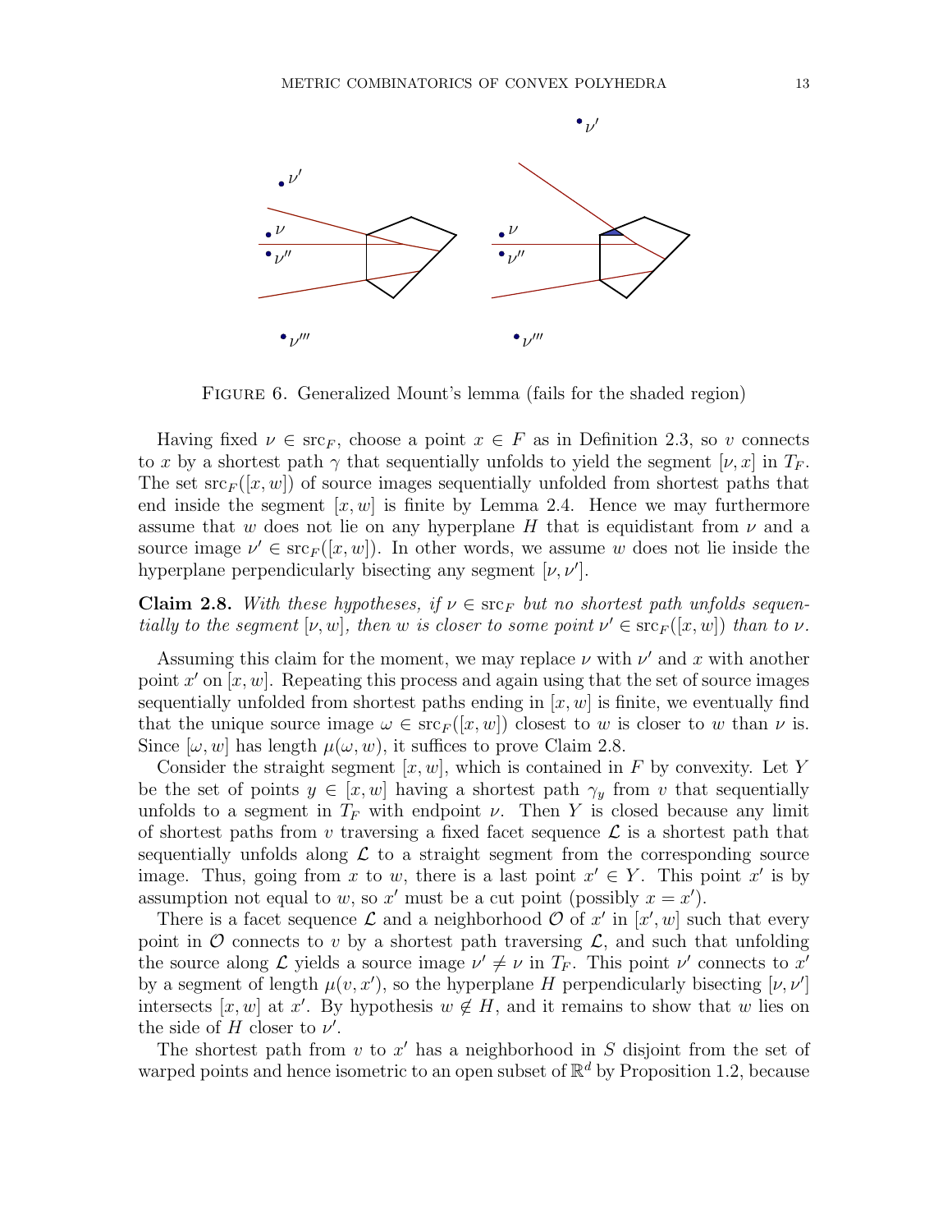Figure 6. Generalized Mount's lemma (fails for the shaded region)

Having fixed $\nu \in \mathrm{src}_F$, choose a point $x \in F$ as in Definition 2.3, so $v$ connects to $x$ by a shortest path $\gamma$ that sequentially unfolds to yield the segment $[\nu, x]$ in $T_F$. The set $\mathrm{src}_F([x,w])$ of source images sequentially unfolded from shortest paths that end inside the segment $[x,w]$ is finite by Lemma 2.4. Hence we may furthermore assume that $w$ does not lie on any hyperplane $H$ that is equidistant from $\nu$ and a source image $\nu' \in \mathrm{src}_F([x,w])$. In other words, we assume $w$ does not lie inside the hyperplane perpendicularly bisecting any segment $[\nu, \nu']$.

**Claim 2.8.** *With these hypotheses, if $\nu \in \mathrm{src}_F$ but no shortest path unfolds sequentially to the segment $[\nu, w]$, then $w$ is closer to some point $\nu' \in \mathrm{src}_F([x,w])$ than to $\nu$.*

Assuming this claim for the moment, we may replace $\nu$ with $\nu'$ and $x$ with another point $x'$ on $[x,w]$. Repeating this process and again using that the set of source images sequentially unfolded from shortest paths ending in $[x,w]$ is finite, we eventually find that the unique source image $\omega \in \mathrm{src}_F([x,w])$ closest to $w$ is closer to $w$ than $\nu$ is. Since $[\omega, w]$ has length $\mu(\omega, w)$, it suffices to prove Claim 2.8.

Consider the straight segment $[x,w]$, which is contained in $F$ by convexity. Let $Y$ be the set of points $y \in [x,w]$ having a shortest path $\gamma_y$ from $v$ that sequentially unfolds to a segment in $T_F$ with endpoint $\nu$. Then $Y$ is closed because any limit of shortest paths from $v$ traversing a fixed facet sequence $\mathcal{L}$ is a shortest path that sequentially unfolds along $\mathcal{L}$ to a straight segment from the corresponding source image. Thus, going from $x$ to $w$, there is a last point $x' \in Y$. This point $x'$ is by assumption not equal to $w$, so $x'$ must be a cut point (possibly $x = x'$).

There is a facet sequence $\mathcal{L}$ and a neighborhood $\mathcal{O}$ of $x'$ in $[x', w]$ such that every point in $\mathcal{O}$ connects to $v$ by a shortest path traversing $\mathcal{L}$, and such that unfolding the source along $\mathcal{L}$ yields a source image $\nu' \neq \nu$ in $T_F$. This point $\nu'$ connects to $x'$ by a segment of length $\mu(v, x')$, so the hyperplane $H$ perpendicularly bisecting $[\nu, \nu']$ intersects $[x,w]$ at $x'$. By hypothesis $w \notin H$, and it remains to show that $w$ lies on the side of $H$ closer to $\nu'$.

The shortest path from $v$ to $x'$ has a neighborhood in $S$ disjoint from the set of warped points and hence isometric to an open subset of $\mathbb{R}^d$ by Proposition 1.2, because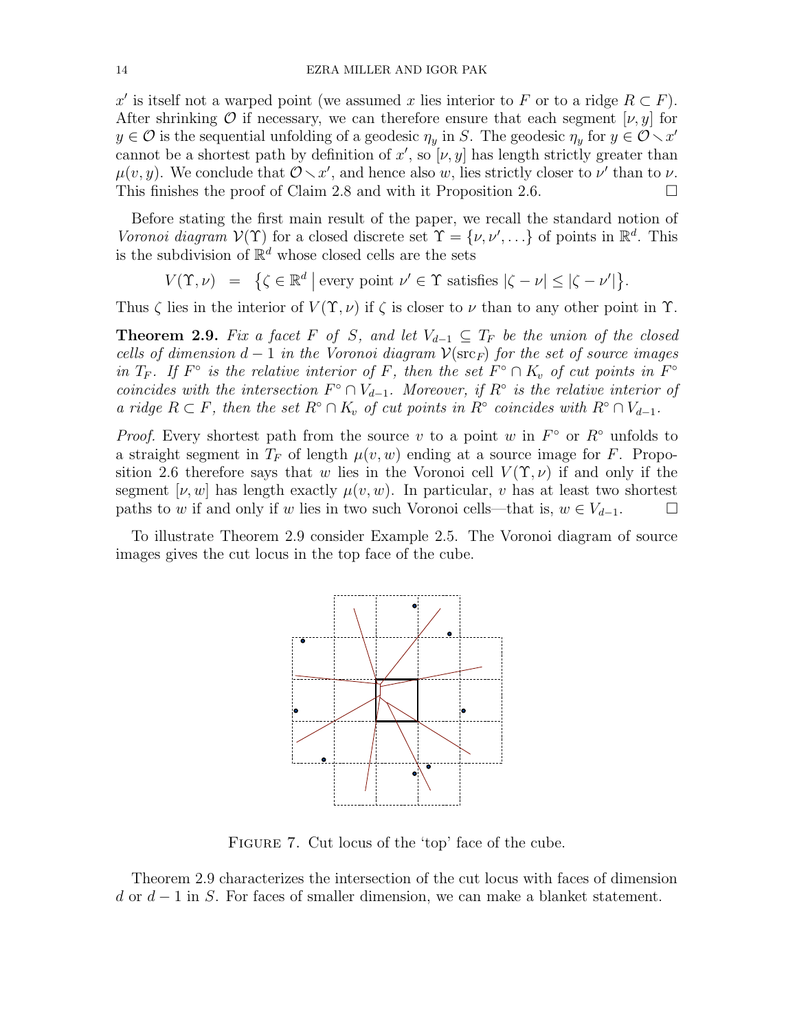$x'$ is itself not a warped point (we assumed $x$ lies interior to $F$ or to a ridge $R \subset F$). After shrinking $\mathcal{O}$ if necessary, we can therefore ensure that each segment $[\nu, y]$ for $y \in \mathcal{O}$ is the sequential unfolding of a geodesic $\eta_y$ in $S$. The geodesic $\eta_y$ for $y \in \mathcal{O} \smallsetminus x'$ cannot be a shortest path by definition of $x'$, so $[\nu, y]$ has length strictly greater than $\mu(v, y)$. We conclude that $\mathcal{O} \smallsetminus x'$, and hence also $w$, lies strictly closer to $\nu'$ than to $\nu$. This finishes the proof of Claim 2.8 and with it Proposition 2.6. $\square$

Before stating the first main result of the paper, we recall the standard notion of *Voronoi diagram* $\mathcal{V}(\Upsilon)$ for a closed discrete set $\Upsilon = \{\nu, \nu', \ldots\}$ of points in $\mathbb{R}^d$. This is the subdivision of $\mathbb{R}^d$ whose closed cells are the sets

$$V(\Upsilon, \nu) \;\;=\;\; \big\{\zeta \in \mathbb{R}^d \;\big|\; \text{every point } \nu' \in \Upsilon \text{ satisfies } |\zeta - \nu| \leq |\zeta - \nu'|\big\}.$$

Thus $\zeta$ lies in the interior of $V(\Upsilon, \nu)$ if $\zeta$ is closer to $\nu$ than to any other point in $\Upsilon$.

**Theorem 2.9.** *Fix a facet $F$ of $S$, and let $V_{d-1} \subseteq T_F$ be the union of the closed cells of dimension $d-1$ in the Voronoi diagram $\mathcal{V}(\mathrm{src}_F)$ for the set of source images in $T_F$. If $F^\circ$ is the relative interior of $F$, then the set $F^\circ \cap K_v$ of cut points in $F^\circ$ coincides with the intersection $F^\circ \cap V_{d-1}$. Moreover, if $R^\circ$ is the relative interior of a ridge $R \subset F$, then the set $R^\circ \cap K_v$ of cut points in $R^\circ$ coincides with $R^\circ \cap V_{d-1}$.*

*Proof.* Every shortest path from the source $v$ to a point $w$ in $F^\circ$ or $R^\circ$ unfolds to a straight segment in $T_F$ of length $\mu(v, w)$ ending at a source image for $F$. Proposition 2.6 therefore says that $w$ lies in the Voronoi cell $V(\Upsilon, \nu)$ if and only if the segment $[\nu, w]$ has length exactly $\mu(v, w)$. In particular, $v$ has at least two shortest paths to $w$ if and only if $w$ lies in two such Voronoi cells—that is, $w \in V_{d-1}$. $\square$

To illustrate Theorem 2.9 consider Example 2.5. The Voronoi diagram of source images gives the cut locus in the top face of the cube.

FIGURE 7. Cut locus of the 'top' face of the cube.

Theorem 2.9 characterizes the intersection of the cut locus with faces of dimension $d$ or $d-1$ in $S$. For faces of smaller dimension, we can make a blanket statement.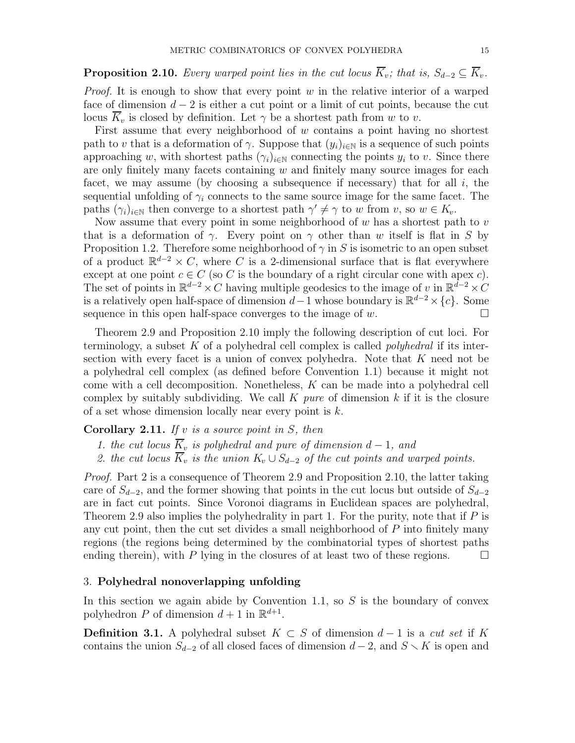**Proposition 2.10.** *Every warped point lies in the cut locus $\overline{K}_v$; that is, $S_{d-2} \subseteq \overline{K}_v$.*

*Proof.* It is enough to show that every point $w$ in the relative interior of a warped face of dimension $d-2$ is either a cut point or a limit of cut points, because the cut locus $\overline{K}_v$ is closed by definition. Let $\gamma$ be a shortest path from $w$ to $v$.

First assume that every neighborhood of $w$ contains a point having no shortest path to $v$ that is a deformation of $\gamma$. Suppose that $(y_i)_{i \in \mathbb{N}}$ is a sequence of such points approaching $w$, with shortest paths $(\gamma_i)_{i \in \mathbb{N}}$ connecting the points $y_i$ to $v$. Since there are only finitely many facets containing $w$ and finitely many source images for each facet, we may assume (by choosing a subsequence if necessary) that for all $i$, the sequential unfolding of $\gamma_i$ connects to the same source image for the same facet. The paths $(\gamma_i)_{i \in \mathbb{N}}$ then converge to a shortest path $\gamma' \neq \gamma$ to $w$ from $v$, so $w \in K_v$.

Now assume that every point in some neighborhood of $w$ has a shortest path to $v$ that is a deformation of $\gamma$. Every point on $\gamma$ other than $w$ itself is flat in $S$ by Proposition 1.2. Therefore some neighborhood of $\gamma$ in $S$ is isometric to an open subset of a product $\mathbb{R}^{d-2} \times C$, where $C$ is a 2-dimensional surface that is flat everywhere except at one point $c \in C$ (so $C$ is the boundary of a right circular cone with apex $c$). The set of points in $\mathbb{R}^{d-2} \times C$ having multiple geodesics to the image of $v$ in $\mathbb{R}^{d-2} \times C$ is a relatively open half-space of dimension $d-1$ whose boundary is $\mathbb{R}^{d-2} \times \{c\}$. Some sequence in this open half-space converges to the image of $w$. $\square$

Theorem 2.9 and Proposition 2.10 imply the following description of cut loci. For terminology, a subset $K$ of a polyhedral cell complex is called *polyhedral* if its intersection with every facet is a union of convex polyhedra. Note that $K$ need not be a polyhedral cell complex (as defined before Convention 1.1) because it might not come with a cell decomposition. Nonetheless, $K$ can be made into a polyhedral cell complex by suitably subdividing. We call $K$ *pure* of dimension $k$ if it is the closure of a set whose dimension locally near every point is $k$.

**Corollary 2.11.** *If $v$ is a source point in $S$, then*

1. *the cut locus $\overline{K}_v$ is polyhedral and pure of dimension $d-1$, and*
2. *the cut locus $\overline{K}_v$ is the union $K_v \cup S_{d-2}$ of the cut points and warped points.*

*Proof.* Part 2 is a consequence of Theorem 2.9 and Proposition 2.10, the latter taking care of $S_{d-2}$, and the former showing that points in the cut locus but outside of $S_{d-2}$ are in fact cut points. Since Voronoi diagrams in Euclidean spaces are polyhedral, Theorem 2.9 also implies the polyhedrality in part 1. For the purity, note that if $P$ is any cut point, then the cut set divides a small neighborhood of $P$ into finitely many regions (the regions being determined by the combinatorial types of shortest paths ending therein), with $P$ lying in the closures of at least two of these regions. $\square$

## 3. **Polyhedral nonoverlapping unfolding**

In this section we again abide by Convention 1.1, so $S$ is the boundary of convex polyhedron $P$ of dimension $d+1$ in $\mathbb{R}^{d+1}$.

**Definition 3.1.** A polyhedral subset $K \subset S$ of dimension $d-1$ is a *cut set* if $K$ contains the union $S_{d-2}$ of all closed faces of dimension $d-2$, and $S \smallsetminus K$ is open and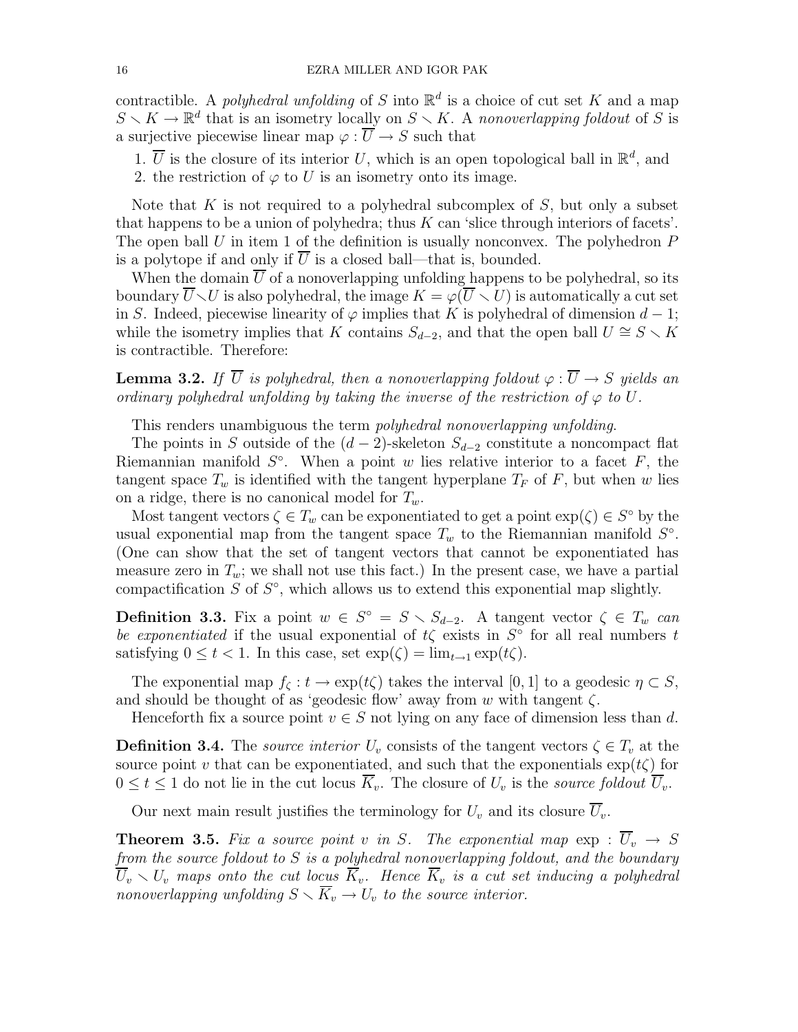contractible. A *polyhedral unfolding* of $S$ into $\mathbb{R}^d$ is a choice of cut set $K$ and a map $S \smallsetminus K \to \mathbb{R}^d$ that is an isometry locally on $S \smallsetminus K$. A *nonoverlapping foldout* of $S$ is a surjective piecewise linear map $\varphi : \overline{U} \to S$ such that

1. $\overline{U}$ is the closure of its interior $U$, which is an open topological ball in $\mathbb{R}^d$, and
2. the restriction of $\varphi$ to $U$ is an isometry onto its image.

Note that $K$ is not required to a polyhedral subcomplex of $S$, but only a subset that happens to be a union of polyhedra; thus $K$ can 'slice through interiors of facets'. The open ball $U$ in item 1 of the definition is usually nonconvex. The polyhedron $P$ is a polytope if and only if $\overline{U}$ is a closed ball—that is, bounded.

When the domain $\overline{U}$ of a nonoverlapping unfolding happens to be polyhedral, so its boundary $\overline{U} \smallsetminus U$ is also polyhedral, the image $K = \varphi(\overline{U} \smallsetminus U)$ is automatically a cut set in $S$. Indeed, piecewise linearity of $\varphi$ implies that $K$ is polyhedral of dimension $d-1$; while the isometry implies that $K$ contains $S_{d-2}$, and that the open ball $U \cong S \smallsetminus K$ is contractible. Therefore:

**Lemma 3.2.** *If $\overline{U}$ is polyhedral, then a nonoverlapping foldout $\varphi : \overline{U} \to S$ yields an ordinary polyhedral unfolding by taking the inverse of the restriction of $\varphi$ to $U$.*

This renders unambiguous the term *polyhedral nonoverlapping unfolding*.

The points in $S$ outside of the $(d-2)$-skeleton $S_{d-2}$ constitute a noncompact flat Riemannian manifold $S^\circ$. When a point $w$ lies relative interior to a facet $F$, the tangent space $T_w$ is identified with the tangent hyperplane $T_F$ of $F$, but when $w$ lies on a ridge, there is no canonical model for $T_w$.

Most tangent vectors $\zeta \in T_w$ can be exponentiated to get a point $\exp(\zeta) \in S^\circ$ by the usual exponential map from the tangent space $T_w$ to the Riemannian manifold $S^\circ$. (One can show that the set of tangent vectors that cannot be exponentiated has measure zero in $T_w$; we shall not use this fact.) In the present case, we have a partial compactification $S$ of $S^\circ$, which allows us to extend this exponential map slightly.

**Definition 3.3.** Fix a point $w \in S^\circ = S \smallsetminus S_{d-2}$. A tangent vector $\zeta \in T_w$ *can be exponentiated* if the usual exponential of $t\zeta$ exists in $S^\circ$ for all real numbers $t$ satisfying $0 \leq t < 1$. In this case, set $\exp(\zeta) = \lim_{t \to 1} \exp(t\zeta)$.

The exponential map $f_\zeta : t \to \exp(t\zeta)$ takes the interval $[0,1]$ to a geodesic $\eta \subset S$, and should be thought of as 'geodesic flow' away from $w$ with tangent $\zeta$.

Henceforth fix a source point $v \in S$ not lying on any face of dimension less than $d$.

**Definition 3.4.** The *source interior* $U_v$ consists of the tangent vectors $\zeta \in T_v$ at the source point $v$ that can be exponentiated, and such that the exponentials $\exp(t\zeta)$ for $0 \leq t \leq 1$ do not lie in the cut locus $\overline{K}_v$. The closure of $U_v$ is the *source foldout* $\overline{U}_v$.

Our next main result justifies the terminology for $U_v$ and its closure $\overline{U}_v$.

**Theorem 3.5.** *Fix a source point $v$ in $S$. The exponential map $\exp : \overline{U}_v \to S$ from the source foldout to $S$ is a polyhedral nonoverlapping foldout, and the boundary $\overline{U}_v \smallsetminus U_v$ maps onto the cut locus $\overline{K}_v$. Hence $\overline{K}_v$ is a cut set inducing a polyhedral nonoverlapping unfolding $S \smallsetminus \overline{K}_v \to U_v$ to the source interior.*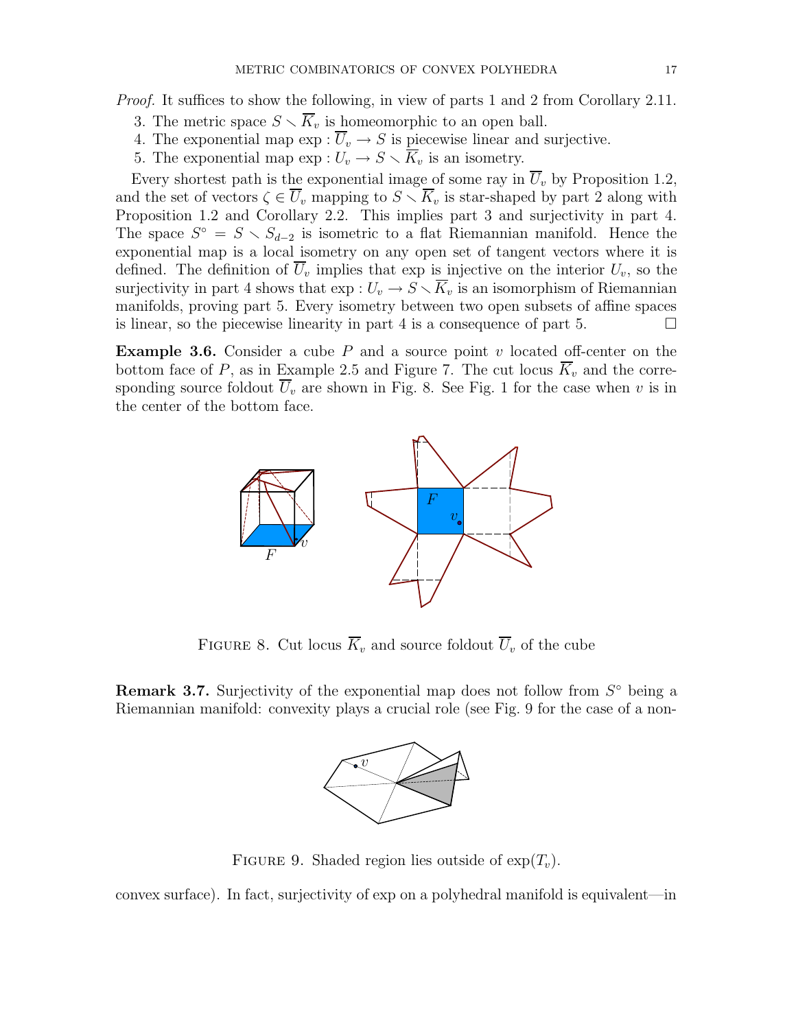*Proof.* It suffices to show the following, in view of parts 1 and 2 from Corollary 2.11.

3. The metric space $S \smallsetminus \overline{K}_v$ is homeomorphic to an open ball.
4. The exponential map $\exp : \overline{U}_v \to S$ is piecewise linear and surjective.
5. The exponential map $\exp : U_v \to S \smallsetminus \overline{K}_v$ is an isometry.

Every shortest path is the exponential image of some ray in $\overline{U}_v$ by Proposition 1.2, and the set of vectors $\zeta \in \overline{U}_v$ mapping to $S \smallsetminus \overline{K}_v$ is star-shaped by part 2 along with Proposition 1.2 and Corollary 2.2. This implies part 3 and surjectivity in part 4. The space $S^\circ = S \smallsetminus S_{d-2}$ is isometric to a flat Riemannian manifold. Hence the exponential map is a local isometry on any open set of tangent vectors where it is defined. The definition of $\overline{U}_v$ implies that exp is injective on the interior $U_v$, so the surjectivity in part 4 shows that $\exp : U_v \to S \smallsetminus \overline{K}_v$ is an isomorphism of Riemannian manifolds, proving part 5. Every isometry between two open subsets of affine spaces is linear, so the piecewise linearity in part 4 is a consequence of part 5. □

**Example 3.6.** Consider a cube $P$ and a source point $v$ located off-center on the bottom face of $P$, as in Example 2.5 and Figure 7. The cut locus $\overline{K}_v$ and the corresponding source foldout $\overline{U}_v$ are shown in Fig. 8. See Fig. 1 for the case when $v$ is in the center of the bottom face.

FIGURE 8. Cut locus $\overline{K}_v$ and source foldout $\overline{U}_v$ of the cube

**Remark 3.7.** Surjectivity of the exponential map does not follow from $S^\circ$ being a Riemannian manifold: convexity plays a crucial role (see Fig. 9 for the case of a non-convex surface). In fact, surjectivity of exp on a polyhedral manifold is equivalent—in

FIGURE 9. Shaded region lies outside of $\exp(T_v)$.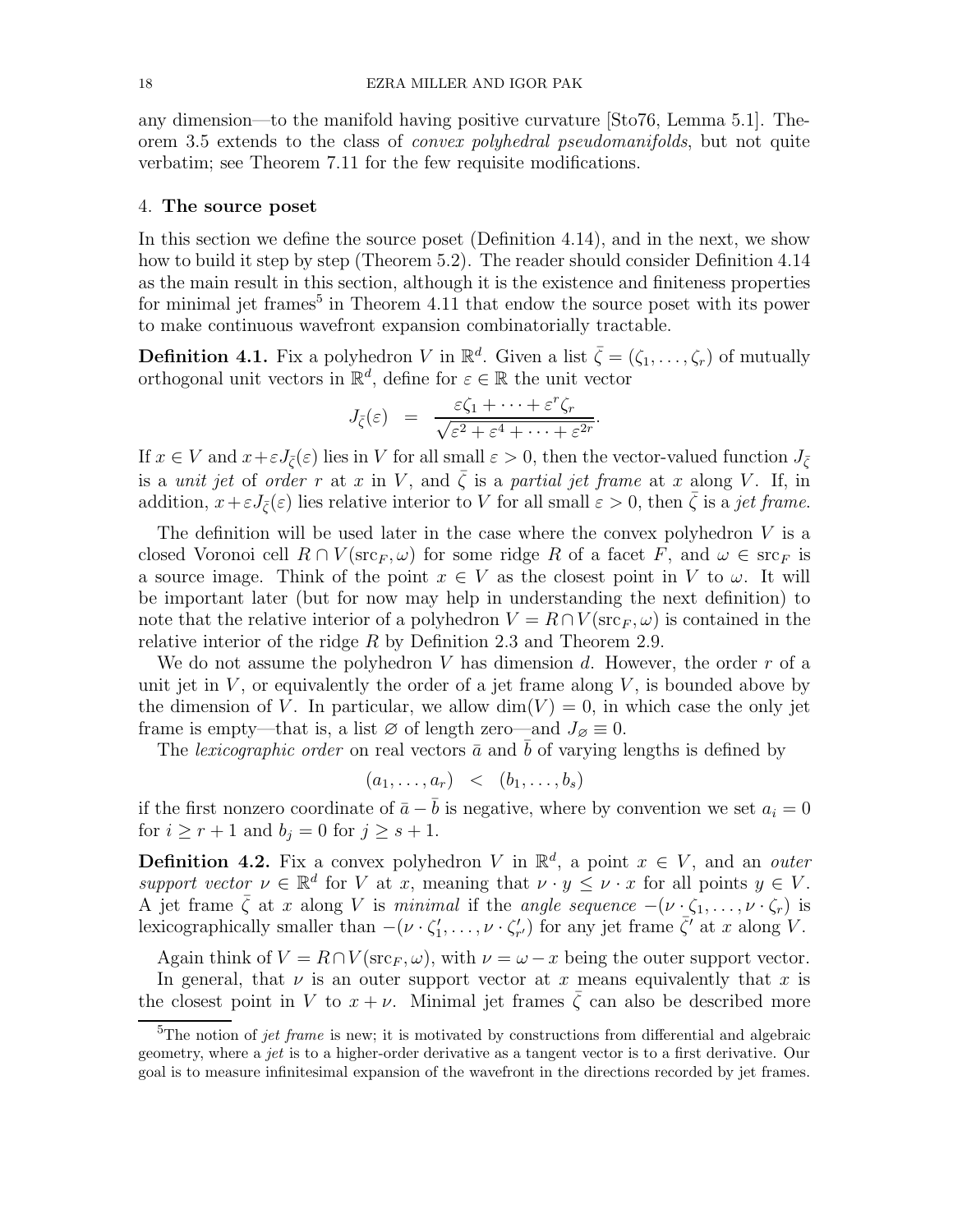any dimension—to the manifold having positive curvature [Sto76, Lemma 5.1]. Theorem 3.5 extends to the class of *convex polyhedral pseudomanifolds*, but not quite verbatim; see Theorem 7.11 for the few requisite modifications.

## 4. The source poset

In this section we define the source poset (Definition 4.14), and in the next, we show how to build it step by step (Theorem 5.2). The reader should consider Definition 4.14 as the main result in this section, although it is the existence and finiteness properties for minimal jet frames[5] in Theorem 4.11 that endow the source poset with its power to make continuous wavefront expansion combinatorially tractable.

**Definition 4.1.** Fix a polyhedron $V$ in $\mathbb{R}^d$. Given a list $\bar\zeta = (\zeta_1, \ldots, \zeta_r)$ of mutually orthogonal unit vectors in $\mathbb{R}^d$, define for $\varepsilon \in \mathbb{R}$ the unit vector

$$J_{\bar\zeta}(\varepsilon) \quad = \quad \frac{\varepsilon\zeta_1 + \cdots + \varepsilon^r\zeta_r}{\sqrt{\varepsilon^2 + \varepsilon^4 + \cdots + \varepsilon^{2r}}}.$$

If $x \in V$ and $x + \varepsilon J_{\bar\zeta}(\varepsilon)$ lies in $V$ for all small $\varepsilon > 0$, then the vector-valued function $J_{\bar\zeta}$ is a *unit jet* of *order* $r$ at $x$ in $V$, and $\bar\zeta$ is a *partial jet frame* at $x$ along $V$. If, in addition, $x + \varepsilon J_{\bar\zeta}(\varepsilon)$ lies relative interior to $V$ for all small $\varepsilon > 0$, then $\bar\zeta$ is a *jet frame*.

The definition will be used later in the case where the convex polyhedron $V$ is a closed Voronoi cell $R \cap V(\mathrm{src}_F, \omega)$ for some ridge $R$ of a facet $F$, and $\omega \in \mathrm{src}_F$ is a source image. Think of the point $x \in V$ as the closest point in $V$ to $\omega$. It will be important later (but for now may help in understanding the next definition) to note that the relative interior of a polyhedron $V = R \cap V(\mathrm{src}_F, \omega)$ is contained in the relative interior of the ridge $R$ by Definition 2.3 and Theorem 2.9.

We do not assume the polyhedron $V$ has dimension $d$. However, the order $r$ of a unit jet in $V$, or equivalently the order of a jet frame along $V$, is bounded above by the dimension of $V$. In particular, we allow $\dim(V) = 0$, in which case the only jet frame is empty—that is, a list $\varnothing$ of length zero—and $J_\varnothing \equiv 0$.

The *lexicographic order* on real vectors $\bar a$ and $\bar b$ of varying lengths is defined by

$$(a_1, \ldots, a_r) \quad < \quad (b_1, \ldots, b_s)$$

if the first nonzero coordinate of $\bar a - \bar b$ is negative, where by convention we set $a_i = 0$ for $i \geq r+1$ and $b_j = 0$ for $j \geq s+1$.

**Definition 4.2.** Fix a convex polyhedron $V$ in $\mathbb{R}^d$, a point $x \in V$, and an *outer support vector* $\nu \in \mathbb{R}^d$ for $V$ at $x$, meaning that $\nu \cdot y \leq \nu \cdot x$ for all points $y \in V$. A jet frame $\bar\zeta$ at $x$ along $V$ is *minimal* if the *angle sequence* $-(\nu \cdot \zeta_1, \ldots, \nu \cdot \zeta_r)$ is lexicographically smaller than $-(\nu \cdot \zeta'_1, \ldots, \nu \cdot \zeta'_{r'})$ for any jet frame $\bar\zeta'$ at $x$ along $V$.

Again think of $V = R \cap V(\mathrm{src}_F, \omega)$, with $\nu = \omega - x$ being the outer support vector.

In general, that $\nu$ is an outer support vector at $x$ means equivalently that $x$ is the closest point in $V$ to $x + \nu$. Minimal jet frames $\bar\zeta$ can also be described more

[5] The notion of *jet frame* is new; it is motivated by constructions from differential and algebraic geometry, where a *jet* is to a higher-order derivative as a tangent vector is to a first derivative. Our goal is to measure infinitesimal expansion of the wavefront in the directions recorded by jet frames.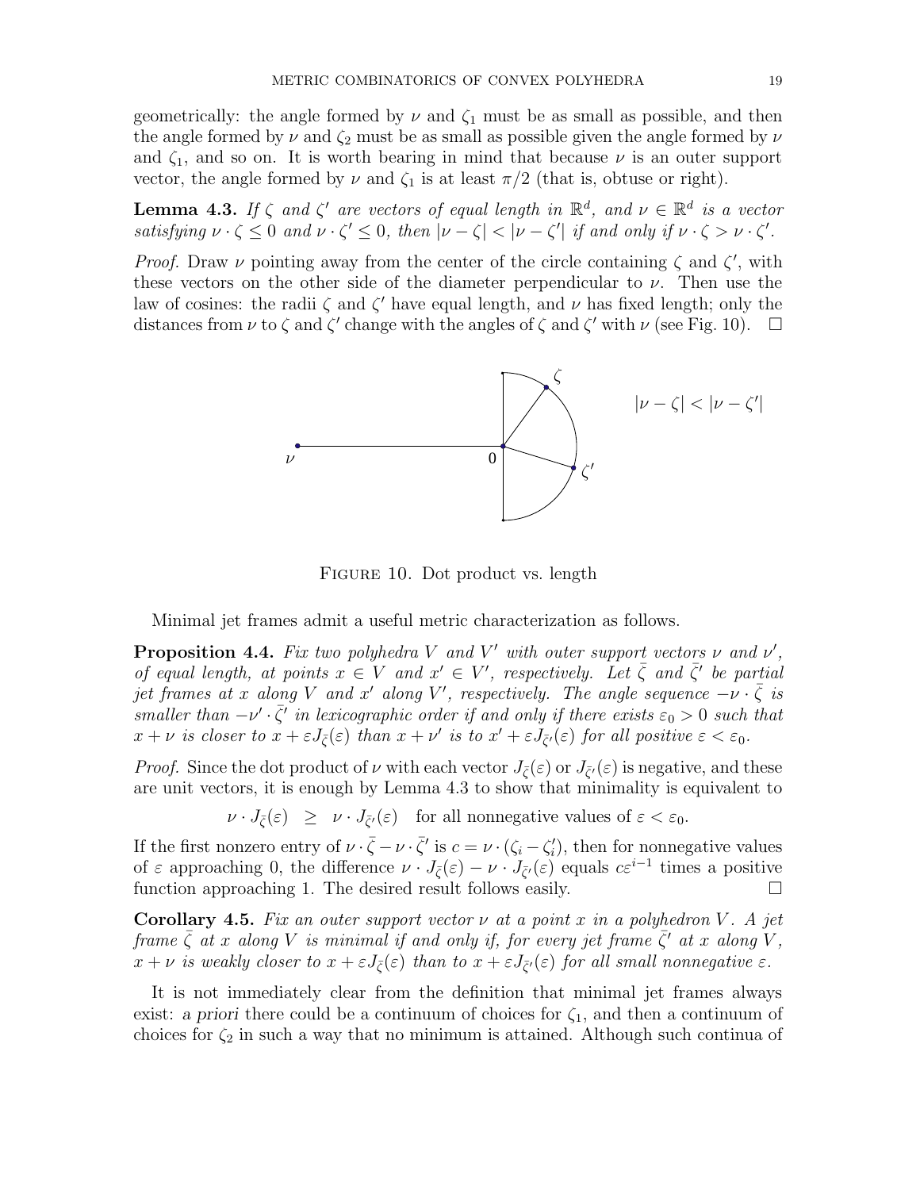geometrically: the angle formed by $\nu$ and $\zeta_1$ must be as small as possible, and then the angle formed by $\nu$ and $\zeta_2$ must be as small as possible given the angle formed by $\nu$ and $\zeta_1$, and so on. It is worth bearing in mind that because $\nu$ is an outer support vector, the angle formed by $\nu$ and $\zeta_1$ is at least $\pi/2$ (that is, obtuse or right).

**Lemma 4.3.** *If $\zeta$ and $\zeta'$ are vectors of equal length in $\mathbb{R}^d$, and $\nu \in \mathbb{R}^d$ is a vector satisfying $\nu \cdot \zeta \leq 0$ and $\nu \cdot \zeta' \leq 0$, then $|\nu - \zeta| < |\nu - \zeta'|$ if and only if $\nu \cdot \zeta > \nu \cdot \zeta'$.*

*Proof.* Draw $\nu$ pointing away from the center of the circle containing $\zeta$ and $\zeta'$, with these vectors on the other side of the diameter perpendicular to $\nu$. Then use the law of cosines: the radii $\zeta$ and $\zeta'$ have equal length, and $\nu$ has fixed length; only the distances from $\nu$ to $\zeta$ and $\zeta'$ change with the angles of $\zeta$ and $\zeta'$ with $\nu$ (see Fig. 10). □

$|\nu - \zeta| < |\nu - \zeta'|$

Figure 10. Dot product vs. length

Minimal jet frames admit a useful metric characterization as follows.

**Proposition 4.4.** *Fix two polyhedra $V$ and $V'$ with outer support vectors $\nu$ and $\nu'$, of equal length, at points $x \in V$ and $x' \in V'$, respectively. Let $\bar{\zeta}$ and $\bar{\zeta}'$ be partial jet frames at $x$ along $V$ and $x'$ along $V'$, respectively. The angle sequence $-\nu \cdot \bar{\zeta}$ is smaller than $-\nu' \cdot \bar{\zeta}'$ in lexicographic order if and only if there exists $\varepsilon_0 > 0$ such that $x + \nu$ is closer to $x + \varepsilon J_{\bar{\zeta}}(\varepsilon)$ than $x + \nu'$ is to $x' + \varepsilon J_{\bar{\zeta}'}(\varepsilon)$ for all positive $\varepsilon < \varepsilon_0$.*

*Proof.* Since the dot product of $\nu$ with each vector $J_{\bar{\zeta}}(\varepsilon)$ or $J_{\bar{\zeta}'}(\varepsilon)$ is negative, and these are unit vectors, it is enough by Lemma 4.3 to show that minimality is equivalent to

$$\nu \cdot J_{\bar{\zeta}}(\varepsilon) \quad \geq \quad \nu \cdot J_{\bar{\zeta}'}(\varepsilon) \quad \text{for all nonnegative values of } \varepsilon < \varepsilon_0.$$

If the first nonzero entry of $\nu \cdot \bar{\zeta} - \nu \cdot \bar{\zeta}'$ is $c = \nu \cdot (\zeta_i - \zeta_i')$, then for nonnegative values of $\varepsilon$ approaching 0, the difference $\nu \cdot J_{\bar{\zeta}}(\varepsilon) - \nu \cdot J_{\bar{\zeta}'}(\varepsilon)$ equals $c\varepsilon^{i-1}$ times a positive function approaching 1. The desired result follows easily. □

**Corollary 4.5.** *Fix an outer support vector $\nu$ at a point $x$ in a polyhedron $V$. A jet frame $\bar{\zeta}$ at $x$ along $V$ is minimal if and only if, for every jet frame $\bar{\zeta}'$ at $x$ along $V$, $x + \nu$ is weakly closer to $x + \varepsilon J_{\bar{\zeta}}(\varepsilon)$ than to $x + \varepsilon J_{\bar{\zeta}'}(\varepsilon)$ for all small nonnegative $\varepsilon$.*

It is not immediately clear from the definition that minimal jet frames always exist: *a priori* there could be a continuum of choices for $\zeta_1$, and then a continuum of choices for $\zeta_2$ in such a way that no minimum is attained. Although such continua of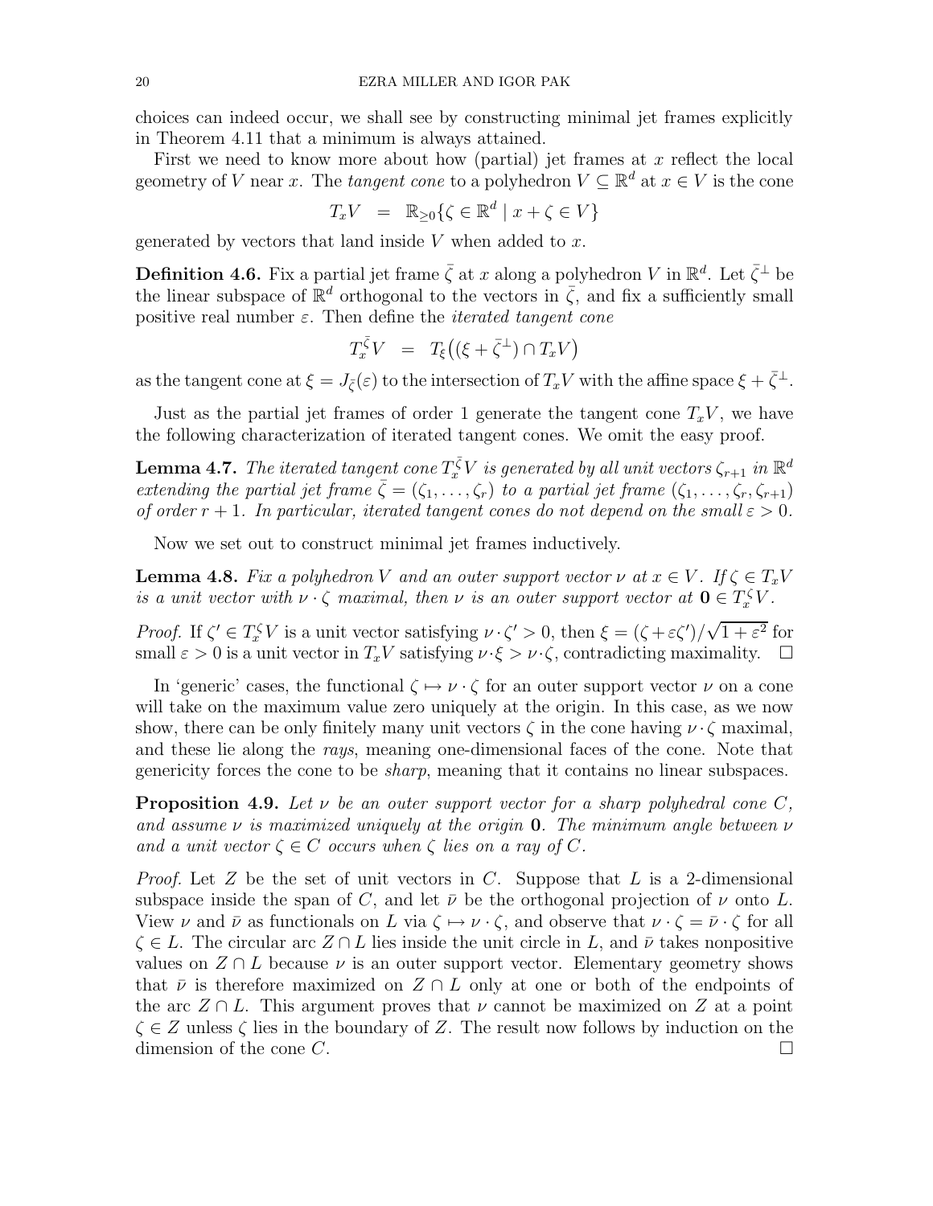choices can indeed occur, we shall see by constructing minimal jet frames explicitly in Theorem 4.11 that a minimum is always attained.

First we need to know more about how (partial) jet frames at $x$ reflect the local geometry of $V$ near $x$. The *tangent cone* to a polyhedron $V \subseteq \mathbb{R}^d$ at $x \in V$ is the cone

$$T_x V \quad = \quad \mathbb{R}_{\geq 0}\{\zeta \in \mathbb{R}^d \mid x + \zeta \in V\}$$

generated by vectors that land inside $V$ when added to $x$.

**Definition 4.6.** Fix a partial jet frame $\bar{\zeta}$ at $x$ along a polyhedron $V$ in $\mathbb{R}^d$. Let $\bar{\zeta}^{\perp}$ be the linear subspace of $\mathbb{R}^d$ orthogonal to the vectors in $\bar{\zeta}$, and fix a sufficiently small positive real number $\varepsilon$. Then define the *iterated tangent cone*

$$T_x^{\bar{\zeta}} V \quad = \quad T_\xi\big((\xi + \bar{\zeta}^{\perp}) \cap T_x V\big)$$

as the tangent cone at $\xi = J_{\bar{\zeta}}(\varepsilon)$ to the intersection of $T_x V$ with the affine space $\xi + \bar{\zeta}^{\perp}$.

Just as the partial jet frames of order 1 generate the tangent cone $T_x V$, we have the following characterization of iterated tangent cones. We omit the easy proof.

**Lemma 4.7.** *The iterated tangent cone $T_x^{\bar{\zeta}} V$ is generated by all unit vectors $\zeta_{r+1}$ in $\mathbb{R}^d$ extending the partial jet frame $\bar{\zeta} = (\zeta_1, \ldots, \zeta_r)$ to a partial jet frame $(\zeta_1, \ldots, \zeta_r, \zeta_{r+1})$ of order $r + 1$. In particular, iterated tangent cones do not depend on the small $\varepsilon > 0$.*

Now we set out to construct minimal jet frames inductively.

**Lemma 4.8.** *Fix a polyhedron $V$ and an outer support vector $\nu$ at $x \in V$. If $\zeta \in T_x V$ is a unit vector with $\nu \cdot \zeta$ maximal, then $\nu$ is an outer support vector at $\mathbf{0} \in T_x^{\zeta} V$.*

*Proof.* If $\zeta' \in T_x^{\zeta} V$ is a unit vector satisfying $\nu \cdot \zeta' > 0$, then $\xi = (\zeta + \varepsilon\zeta')/\sqrt{1+\varepsilon^2}$ for small $\varepsilon > 0$ is a unit vector in $T_x V$ satisfying $\nu \cdot \xi > \nu \cdot \zeta$, contradicting maximality. $\square$

In 'generic' cases, the functional $\zeta \mapsto \nu \cdot \zeta$ for an outer support vector $\nu$ on a cone will take on the maximum value zero uniquely at the origin. In this case, as we now show, there can be only finitely many unit vectors $\zeta$ in the cone having $\nu \cdot \zeta$ maximal, and these lie along the *rays*, meaning one-dimensional faces of the cone. Note that genericity forces the cone to be *sharp*, meaning that it contains no linear subspaces.

**Proposition 4.9.** *Let $\nu$ be an outer support vector for a sharp polyhedral cone $C$, and assume $\nu$ is maximized uniquely at the origin $\mathbf{0}$. The minimum angle between $\nu$ and a unit vector $\zeta \in C$ occurs when $\zeta$ lies on a ray of $C$.*

*Proof.* Let $Z$ be the set of unit vectors in $C$. Suppose that $L$ is a 2-dimensional subspace inside the span of $C$, and let $\bar{\nu}$ be the orthogonal projection of $\nu$ onto $L$. View $\nu$ and $\bar{\nu}$ as functionals on $L$ via $\zeta \mapsto \nu \cdot \zeta$, and observe that $\nu \cdot \zeta = \bar{\nu} \cdot \zeta$ for all $\zeta \in L$. The circular arc $Z \cap L$ lies inside the unit circle in $L$, and $\bar{\nu}$ takes nonpositive values on $Z \cap L$ because $\nu$ is an outer support vector. Elementary geometry shows that $\bar{\nu}$ is therefore maximized on $Z \cap L$ only at one or both of the endpoints of the arc $Z \cap L$. This argument proves that $\nu$ cannot be maximized on $Z$ at a point $\zeta \in Z$ unless $\zeta$ lies in the boundary of $Z$. The result now follows by induction on the dimension of the cone $C$. $\square$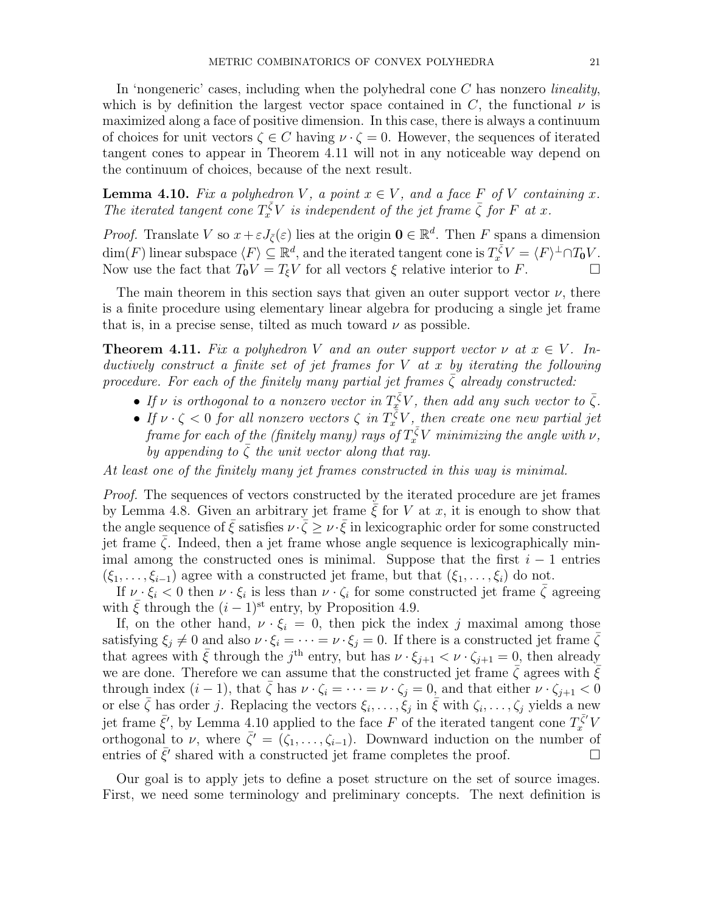In 'nongeneric' cases, including when the polyhedral cone $C$ has nonzero *lineality*, which is by definition the largest vector space contained in $C$, the functional $\nu$ is maximized along a face of positive dimension. In this case, there is always a continuum of choices for unit vectors $\zeta \in C$ having $\nu \cdot \zeta = 0$. However, the sequences of iterated tangent cones to appear in Theorem 4.11 will not in any noticeable way depend on the continuum of choices, because of the next result.

**Lemma 4.10.** *Fix a polyhedron $V$, a point $x \in V$, and a face $F$ of $V$ containing $x$. The iterated tangent cone $T_x^{\bar\zeta} V$ is independent of the jet frame $\bar\zeta$ for $F$ at $x$.*

*Proof.* Translate $V$ so $x + \varepsilon J_{\bar\zeta}(\varepsilon)$ lies at the origin $\mathbf{0} \in \mathbb{R}^d$. Then $F$ spans a dimension $\dim(F)$ linear subspace $\langle F\rangle \subseteq \mathbb{R}^d$, and the iterated tangent cone is $T_x^{\bar\zeta} V = \langle F\rangle^\perp \cap T_{\mathbf{0}} V$. Now use the fact that $T_{\mathbf{0}} V = T_\xi V$ for all vectors $\xi$ relative interior to $F$. □

The main theorem in this section says that given an outer support vector $\nu$, there is a finite procedure using elementary linear algebra for producing a single jet frame that is, in a precise sense, tilted as much toward $\nu$ as possible.

**Theorem 4.11.** *Fix a polyhedron $V$ and an outer support vector $\nu$ at $x \in V$. Inductively construct a finite set of jet frames for $V$ at $x$ by iterating the following procedure. For each of the finitely many partial jet frames $\bar\zeta$ already constructed:*

- *If $\nu$ is orthogonal to a nonzero vector in $T_x^{\bar\zeta} V$, then add any such vector to $\bar\zeta$.*
- *If $\nu \cdot \zeta < 0$ for all nonzero vectors $\zeta$ in $T_x^{\bar\zeta} V$, then create one new partial jet frame for each of the (finitely many) rays of $T_x^{\bar\zeta} V$ minimizing the angle with $\nu$, by appending to $\bar\zeta$ the unit vector along that ray.*

*At least one of the finitely many jet frames constructed in this way is minimal.*

*Proof.* The sequences of vectors constructed by the iterated procedure are jet frames by Lemma 4.8. Given an arbitrary jet frame $\bar\xi$ for $V$ at $x$, it is enough to show that the angle sequence of $\bar\xi$ satisfies $\nu \cdot \bar\zeta \geq \nu \cdot \bar\xi$ in lexicographic order for some constructed jet frame $\bar\zeta$. Indeed, then a jet frame whose angle sequence is lexicographically minimal among the constructed ones is minimal. Suppose that the first $i-1$ entries $(\xi_1, \ldots, \xi_{i-1})$ agree with a constructed jet frame, but that $(\xi_1, \ldots, \xi_i)$ do not.

If $\nu \cdot \xi_i < 0$ then $\nu \cdot \xi_i$ is less than $\nu \cdot \zeta_i$ for some constructed jet frame $\bar\zeta$ agreeing with $\bar\xi$ through the $(i-1)^{\text{st}}$ entry, by Proposition 4.9.

If, on the other hand, $\nu \cdot \xi_i = 0$, then pick the index $j$ maximal among those satisfying $\xi_j \neq 0$ and also $\nu \cdot \xi_i = \cdots = \nu \cdot \xi_j = 0$. If there is a constructed jet frame $\bar\zeta$ that agrees with $\bar\xi$ through the $j^{\text{th}}$ entry, but has $\nu \cdot \xi_{j+1} < \nu \cdot \zeta_{j+1} = 0$, then already we are done. Therefore we can assume that the constructed jet frame $\bar\zeta$ agrees with $\bar\xi$ through index $(i-1)$, that $\bar\zeta$ has $\nu \cdot \zeta_i = \cdots = \nu \cdot \zeta_j = 0$, and that either $\nu \cdot \zeta_{j+1} < 0$ or else $\bar\zeta$ has order $j$. Replacing the vectors $\xi_i, \ldots, \xi_j$ in $\bar\xi$ with $\zeta_i, \ldots, \zeta_j$ yields a new jet frame $\bar\xi'$, by Lemma 4.10 applied to the face $F$ of the iterated tangent cone $T_x^{\bar\zeta'} V$ orthogonal to $\nu$, where $\bar\zeta' = (\zeta_1, \ldots, \zeta_{i-1})$. Downward induction on the number of entries of $\bar\xi'$ shared with a constructed jet frame completes the proof. □

Our goal is to apply jets to define a poset structure on the set of source images. First, we need some terminology and preliminary concepts. The next definition is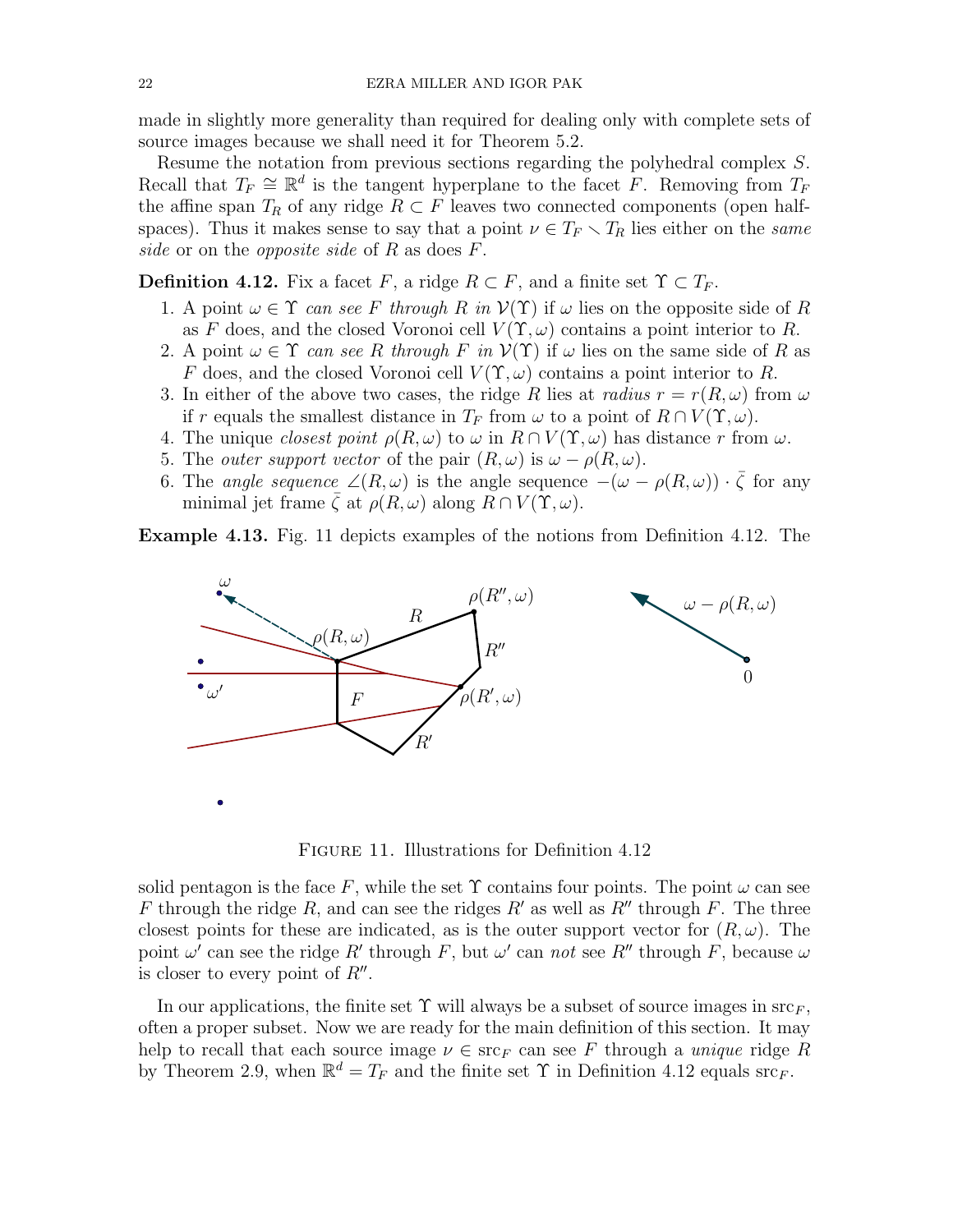made in slightly more generality than required for dealing only with complete sets of source images because we shall need it for Theorem 5.2.

Resume the notation from previous sections regarding the polyhedral complex $S$. Recall that $T_F \cong \mathbb{R}^d$ is the tangent hyperplane to the facet $F$. Removing from $T_F$ the affine span $T_R$ of any ridge $R \subset F$ leaves two connected components (open half-spaces). Thus it makes sense to say that a point $\nu \in T_F \smallsetminus T_R$ lies either on the *same side* or on the *opposite side* of $R$ as does $F$.

**Definition 4.12.** Fix a facet $F$, a ridge $R \subset F$, and a finite set $\Upsilon \subset T_F$.

1. A point $\omega \in \Upsilon$ *can see* $F$ *through* $R$ *in* $\mathcal{V}(\Upsilon)$ if $\omega$ lies on the opposite side of $R$ as $F$ does, and the closed Voronoi cell $V(\Upsilon, \omega)$ contains a point interior to $R$.
2. A point $\omega \in \Upsilon$ *can see* $R$ *through* $F$ *in* $\mathcal{V}(\Upsilon)$ if $\omega$ lies on the same side of $R$ as $F$ does, and the closed Voronoi cell $V(\Upsilon, \omega)$ contains a point interior to $R$.
3. In either of the above two cases, the ridge $R$ lies at *radius* $r = r(R, \omega)$ from $\omega$ if $r$ equals the smallest distance in $T_F$ from $\omega$ to a point of $R \cap V(\Upsilon, \omega)$.
4. The unique *closest point* $\rho(R, \omega)$ to $\omega$ in $R \cap V(\Upsilon, \omega)$ has distance $r$ from $\omega$.
5. The *outer support vector* of the pair $(R, \omega)$ is $\omega - \rho(R, \omega)$.
6. The *angle sequence* $\angle(R, \omega)$ is the angle sequence $-(\omega - \rho(R, \omega)) \cdot \bar{\zeta}$ for any minimal jet frame $\bar{\zeta}$ at $\rho(R, \omega)$ along $R \cap V(\Upsilon, \omega)$.

**Example 4.13.** Fig. 11 depicts examples of the notions from Definition 4.12. The solid pentagon is the face $F$, while the set $\Upsilon$ contains four points. The point $\omega$ can see $F$ through the ridge $R$, and can see the ridges $R'$ as well as $R''$ through $F$. The three closest points for these are indicated, as is the outer support vector for $(R, \omega)$. The point $\omega'$ can see the ridge $R'$ through $F$, but $\omega'$ can *not* see $R''$ through $F$, because $\omega$ is closer to every point of $R''$.

FIGURE 11. Illustrations for Definition 4.12

In our applications, the finite set $\Upsilon$ will always be a subset of source images in $\mathrm{src}_F$, often a proper subset. Now we are ready for the main definition of this section. It may help to recall that each source image $\nu \in \mathrm{src}_F$ can see $F$ through a *unique* ridge $R$ by Theorem 2.9, when $\mathbb{R}^d = T_F$ and the finite set $\Upsilon$ in Definition 4.12 equals $\mathrm{src}_F$.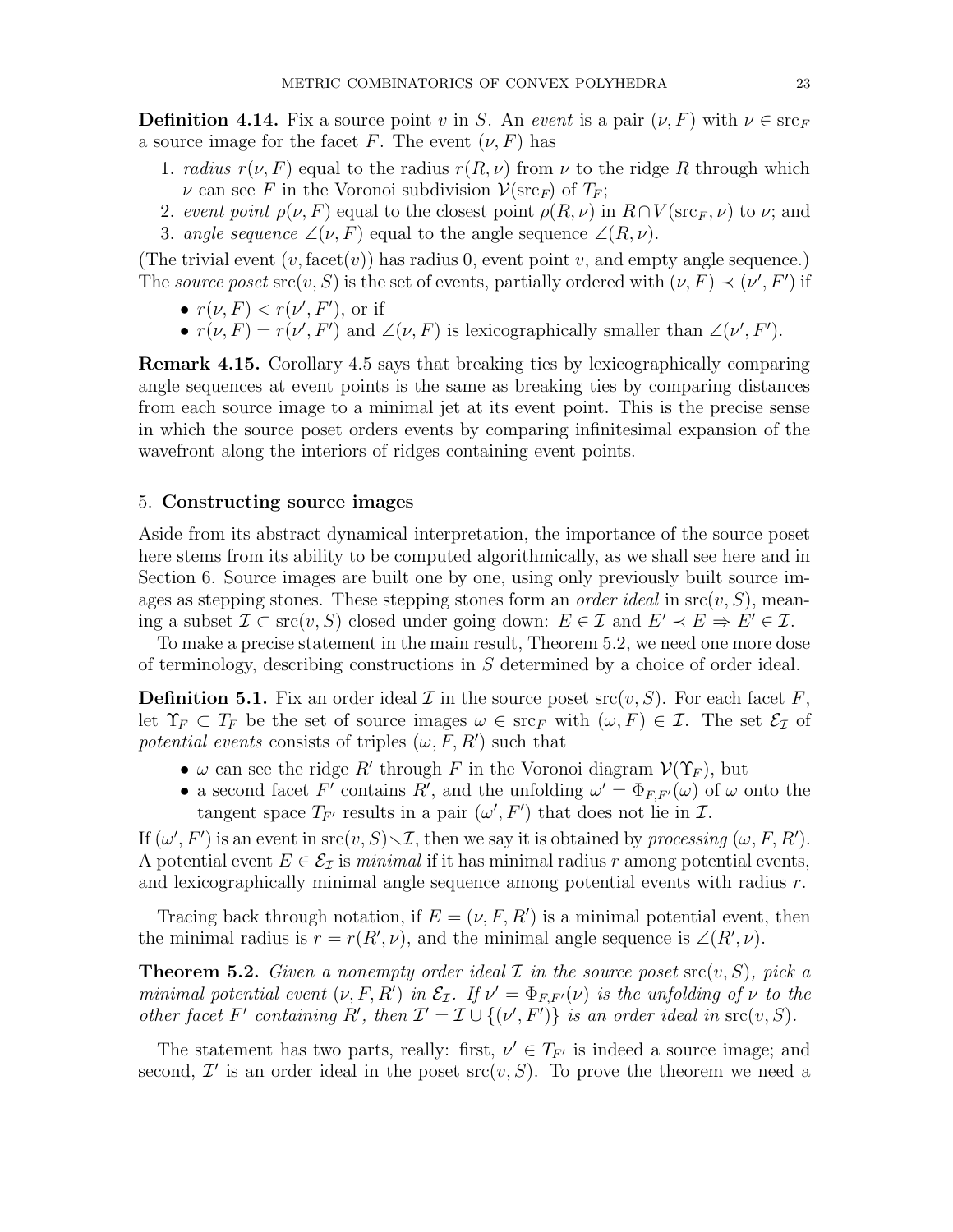**Definition 4.14.** Fix a source point $v$ in $S$. An *event* is a pair $(\nu, F)$ with $\nu \in \mathrm{src}_F$ a source image for the facet $F$. The event $(\nu, F)$ has

1. *radius* $r(\nu, F)$ equal to the radius $r(R, \nu)$ from $\nu$ to the ridge $R$ through which $\nu$ can see $F$ in the Voronoi subdivision $\mathcal{V}(\mathrm{src}_F)$ of $T_F$;
2. *event point* $\rho(\nu, F)$ equal to the closest point $\rho(R, \nu)$ in $R \cap V(\mathrm{src}_F, \nu)$ to $\nu$; and
3. *angle sequence* $\angle(\nu, F)$ equal to the angle sequence $\angle(R, \nu)$.

(The trivial event $(v, \mathrm{facet}(v))$ has radius 0, event point $v$, and empty angle sequence.) The *source poset* $\mathrm{src}(v, S)$ is the set of events, partially ordered with $(\nu, F) \prec (\nu', F')$ if

- $r(\nu, F) < r(\nu', F')$, or if
- $r(\nu, F) = r(\nu', F')$ and $\angle(\nu, F)$ is lexicographically smaller than $\angle(\nu', F')$.

**Remark 4.15.** Corollary 4.5 says that breaking ties by lexicographically comparing angle sequences at event points is the same as breaking ties by comparing distances from each source image to a minimal jet at its event point. This is the precise sense in which the source poset orders events by comparing infinitesimal expansion of the wavefront along the interiors of ridges containing event points.

## 5. Constructing source images

Aside from its abstract dynamical interpretation, the importance of the source poset here stems from its ability to be computed algorithmically, as we shall see here and in Section 6. Source images are built one by one, using only previously built source images as stepping stones. These stepping stones form an *order ideal* in $\mathrm{src}(v, S)$, meaning a subset $\mathcal{I} \subset \mathrm{src}(v, S)$ closed under going down: $E \in \mathcal{I}$ and $E' \prec E \Rightarrow E' \in \mathcal{I}$.

To make a precise statement in the main result, Theorem 5.2, we need one more dose of terminology, describing constructions in $S$ determined by a choice of order ideal.

**Definition 5.1.** Fix an order ideal $\mathcal{I}$ in the source poset $\mathrm{src}(v, S)$. For each facet $F$, let $\Upsilon_F \subset T_F$ be the set of source images $\omega \in \mathrm{src}_F$ with $(\omega, F) \in \mathcal{I}$. The set $\mathcal{E}_{\mathcal{I}}$ of *potential events* consists of triples $(\omega, F, R')$ such that

- $\omega$ can see the ridge $R'$ through $F$ in the Voronoi diagram $\mathcal{V}(\Upsilon_F)$, but
- a second facet $F'$ contains $R'$, and the unfolding $\omega' = \Phi_{F,F'}(\omega)$ of $\omega$ onto the tangent space $T_{F'}$ results in a pair $(\omega', F')$ that does not lie in $\mathcal{I}$.

If $(\omega', F')$ is an event in $\mathrm{src}(v, S) \smallsetminus \mathcal{I}$, then we say it is obtained by *processing* $(\omega, F, R')$. A potential event $E \in \mathcal{E}_{\mathcal{I}}$ is *minimal* if it has minimal radius $r$ among potential events, and lexicographically minimal angle sequence among potential events with radius $r$.

Tracing back through notation, if $E = (\nu, F, R')$ is a minimal potential event, then the minimal radius is $r = r(R', \nu)$, and the minimal angle sequence is $\angle(R', \nu)$.

**Theorem 5.2.** *Given a nonempty order ideal $\mathcal{I}$ in the source poset $\mathrm{src}(v, S)$, pick a minimal potential event $(\nu, F, R')$ in $\mathcal{E}_{\mathcal{I}}$. If $\nu' = \Phi_{F,F'}(\nu)$ is the unfolding of $\nu$ to the other facet $F'$ containing $R'$, then $\mathcal{I}' = \mathcal{I} \cup \{(\nu', F')\}$ is an order ideal in $\mathrm{src}(v, S)$.*

The statement has two parts, really: first, $\nu' \in T_{F'}$ is indeed a source image; and second, $\mathcal{I}'$ is an order ideal in the poset $\mathrm{src}(v, S)$. To prove the theorem we need a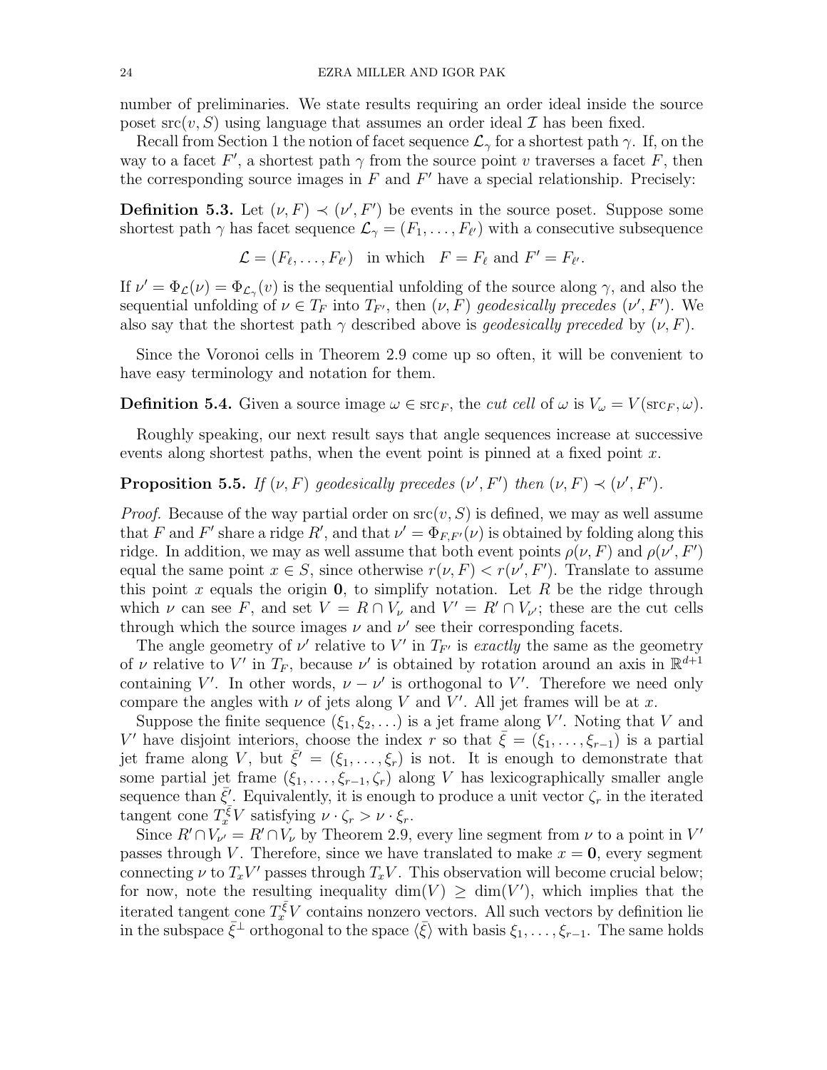number of preliminaries. We state results requiring an order ideal inside the source poset $\mathrm{src}(v, S)$ using language that assumes an order ideal $\mathcal{I}$ has been fixed.

Recall from Section 1 the notion of facet sequence $\mathcal{L}_\gamma$ for a shortest path $\gamma$. If, on the way to a facet $F'$, a shortest path $\gamma$ from the source point $v$ traverses a facet $F$, then the corresponding source images in $F$ and $F'$ have a special relationship. Precisely:

**Definition 5.3.** Let $(\nu, F) \prec (\nu', F')$ be events in the source poset. Suppose some shortest path $\gamma$ has facet sequence $\mathcal{L}_\gamma = (F_1, \ldots, F_{\ell'})$ with a consecutive subsequence

$$\mathcal{L} = (F_\ell, \ldots, F_{\ell'}) \quad \text{in which} \quad F = F_\ell \text{ and } F' = F_{\ell'}.$$

If $\nu' = \Phi_{\mathcal{L}}(\nu) = \Phi_{\mathcal{L}_\gamma}(v)$ is the sequential unfolding of the source along $\gamma$, and also the sequential unfolding of $\nu \in T_F$ into $T_{F'}$, then $(\nu, F)$ *geodesically precedes* $(\nu', F')$. We also say that the shortest path $\gamma$ described above is *geodesically preceded* by $(\nu, F)$.

Since the Voronoi cells in Theorem 2.9 come up so often, it will be convenient to have easy terminology and notation for them.

**Definition 5.4.** Given a source image $\omega \in \mathrm{src}_F$, the *cut cell* of $\omega$ is $V_\omega = V(\mathrm{src}_F, \omega)$.

Roughly speaking, our next result says that angle sequences increase at successive events along shortest paths, when the event point is pinned at a fixed point $x$.

**Proposition 5.5.** *If $(\nu, F)$ geodesically precedes $(\nu', F')$ then $(\nu, F) \prec (\nu', F')$.*

*Proof.* Because of the way partial order on $\mathrm{src}(v, S)$ is defined, we may as well assume that $F$ and $F'$ share a ridge $R'$, and that $\nu' = \Phi_{F,F'}(\nu)$ is obtained by folding along this ridge. In addition, we may as well assume that both event points $\rho(\nu, F)$ and $\rho(\nu', F')$ equal the same point $x \in S$, since otherwise $r(\nu, F) < r(\nu', F')$. Translate to assume this point $x$ equals the origin $\mathbf{0}$, to simplify notation. Let $R$ be the ridge through which $\nu$ can see $F$, and set $V = R \cap V_\nu$ and $V' = R' \cap V_{\nu'}$; these are the cut cells through which the source images $\nu$ and $\nu'$ see their corresponding facets.

The angle geometry of $\nu'$ relative to $V'$ in $T_{F'}$ is *exactly* the same as the geometry of $\nu$ relative to $V'$ in $T_F$, because $\nu'$ is obtained by rotation around an axis in $\mathbb{R}^{d+1}$ containing $V'$. In other words, $\nu - \nu'$ is orthogonal to $V'$. Therefore we need only compare the angles with $\nu$ of jets along $V$ and $V'$. All jet frames will be at $x$.

Suppose the finite sequence $(\xi_1, \xi_2, \ldots)$ is a jet frame along $V'$. Noting that $V$ and $V'$ have disjoint interiors, choose the index $r$ so that $\bar{\xi} = (\xi_1, \ldots, \xi_{r-1})$ is a partial jet frame along $V$, but $\bar{\xi}' = (\xi_1, \ldots, \xi_r)$ is not. It is enough to demonstrate that some partial jet frame $(\xi_1, \ldots, \xi_{r-1}, \zeta_r)$ along $V$ has lexicographically smaller angle sequence than $\bar{\xi}'$. Equivalently, it is enough to produce a unit vector $\zeta_r$ in the iterated tangent cone $T_x^{\bar{\xi}} V$ satisfying $\nu \cdot \zeta_r > \nu \cdot \xi_r$.

Since $R' \cap V_{\nu'} = R' \cap V_\nu$ by Theorem 2.9, every line segment from $\nu$ to a point in $V'$ passes through $V$. Therefore, since we have translated to make $x = \mathbf{0}$, every segment connecting $\nu$ to $T_x V'$ passes through $T_x V$. This observation will become crucial below; for now, note the resulting inequality $\dim(V) \geq \dim(V')$, which implies that the iterated tangent cone $T_x^{\bar{\xi}} V$ contains nonzero vectors. All such vectors by definition lie in the subspace $\bar{\xi}^\perp$ orthogonal to the space $\langle \bar{\xi} \rangle$ with basis $\xi_1, \ldots, \xi_{r-1}$. The same holds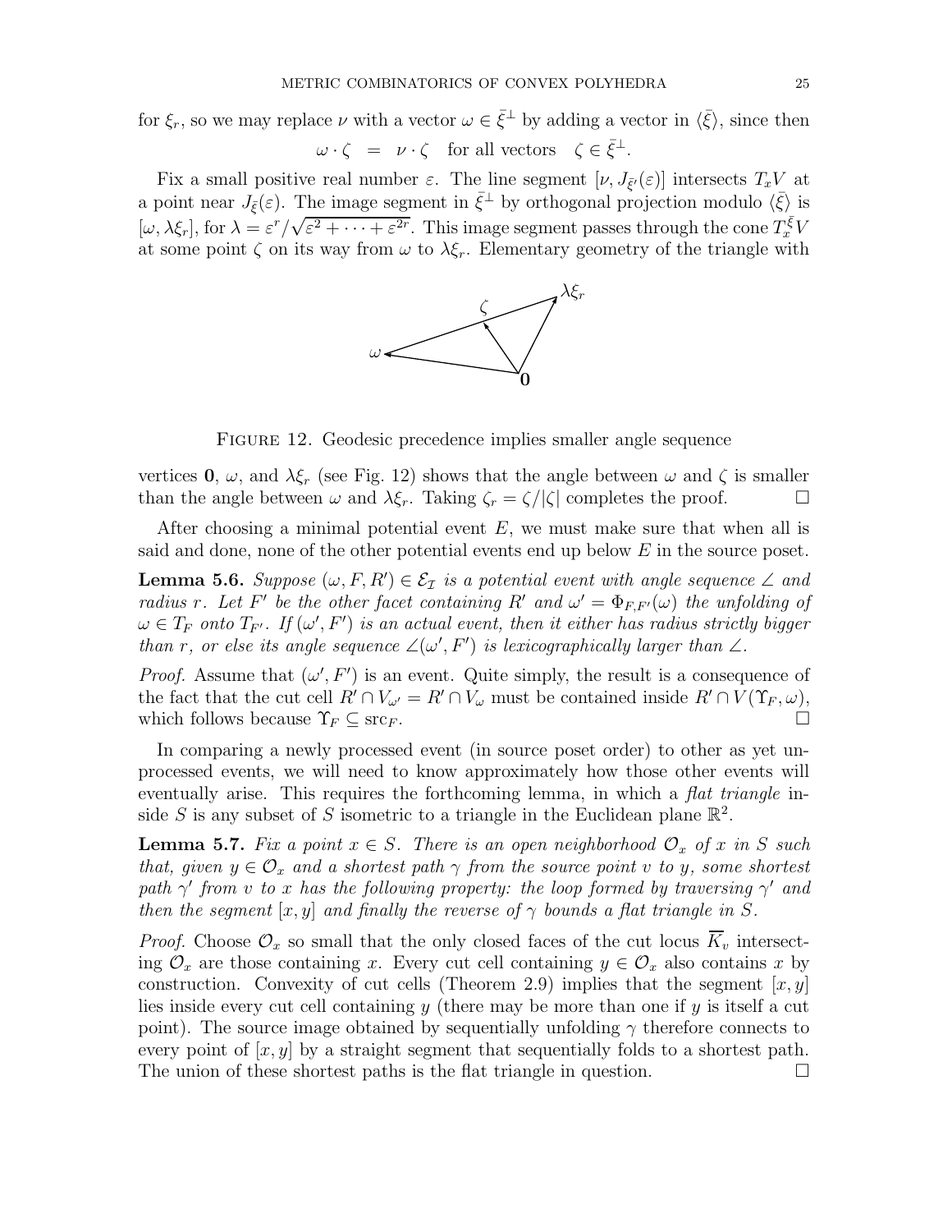for $\xi_r$, so we may replace $\nu$ with a vector $\omega \in \bar{\xi}^\perp$ by adding a vector in $\langle \bar{\xi} \rangle$, since then

$$\omega \cdot \zeta \;=\; \nu \cdot \zeta \quad \text{for all vectors} \quad \zeta \in \bar{\xi}^\perp.$$

Fix a small positive real number $\varepsilon$. The line segment $[\nu, J_{\bar{\xi}'}(\varepsilon)]$ intersects $T_x V$ at a point near $J_{\bar{\xi}}(\varepsilon)$. The image segment in $\bar{\xi}^\perp$ by orthogonal projection modulo $\langle \bar{\xi} \rangle$ is $[\omega, \lambda \xi_r]$, for $\lambda = \varepsilon^r / \sqrt{\varepsilon^2 + \cdots + \varepsilon^{2r}}$. This image segment passes through the cone $T_x^{\bar{\xi}} V$ at some point $\zeta$ on its way from $\omega$ to $\lambda \xi_r$. Elementary geometry of the triangle with

Figure 12. Geodesic precedence implies smaller angle sequence

vertices $\mathbf{0}$, $\omega$, and $\lambda \xi_r$ (see Fig. 12) shows that the angle between $\omega$ and $\zeta$ is smaller than the angle between $\omega$ and $\lambda \xi_r$. Taking $\zeta_r = \zeta / |\zeta|$ completes the proof. □

After choosing a minimal potential event $E$, we must make sure that when all is said and done, none of the other potential events end up below $E$ in the source poset.

**Lemma 5.6.** *Suppose $(\omega, F, R') \in \mathcal{E}_{\mathcal{I}}$ is a potential event with angle sequence $\angle$ and radius $r$. Let $F'$ be the other facet containing $R'$ and $\omega' = \Phi_{F,F'}(\omega)$ the unfolding of $\omega \in T_F$ onto $T_{F'}$. If $(\omega', F')$ is an actual event, then it either has radius strictly bigger than $r$, or else its angle sequence $\angle(\omega', F')$ is lexicographically larger than $\angle$.*

*Proof.* Assume that $(\omega', F')$ is an event. Quite simply, the result is a consequence of the fact that the cut cell $R' \cap V_{\omega'} = R' \cap V_\omega$ must be contained inside $R' \cap V(\Upsilon_F, \omega)$, which follows because $\Upsilon_F \subseteq \mathrm{src}_F$. □

In comparing a newly processed event (in source poset order) to other as yet unprocessed events, we will need to know approximately how those other events will eventually arise. This requires the forthcoming lemma, in which a *flat triangle* inside $S$ is any subset of $S$ isometric to a triangle in the Euclidean plane $\mathbb{R}^2$.

**Lemma 5.7.** *Fix a point $x \in S$. There is an open neighborhood $\mathcal{O}_x$ of $x$ in $S$ such that, given $y \in \mathcal{O}_x$ and a shortest path $\gamma$ from the source point $v$ to $y$, some shortest path $\gamma'$ from $v$ to $x$ has the following property: the loop formed by traversing $\gamma'$ and then the segment $[x, y]$ and finally the reverse of $\gamma$ bounds a flat triangle in $S$.*

*Proof.* Choose $\mathcal{O}_x$ so small that the only closed faces of the cut locus $\overline{K}_v$ intersecting $\mathcal{O}_x$ are those containing $x$. Every cut cell containing $y \in \mathcal{O}_x$ also contains $x$ by construction. Convexity of cut cells (Theorem 2.9) implies that the segment $[x, y]$ lies inside every cut cell containing $y$ (there may be more than one if $y$ is itself a cut point). The source image obtained by sequentially unfolding $\gamma$ therefore connects to every point of $[x, y]$ by a straight segment that sequentially folds to a shortest path. The union of these shortest paths is the flat triangle in question. □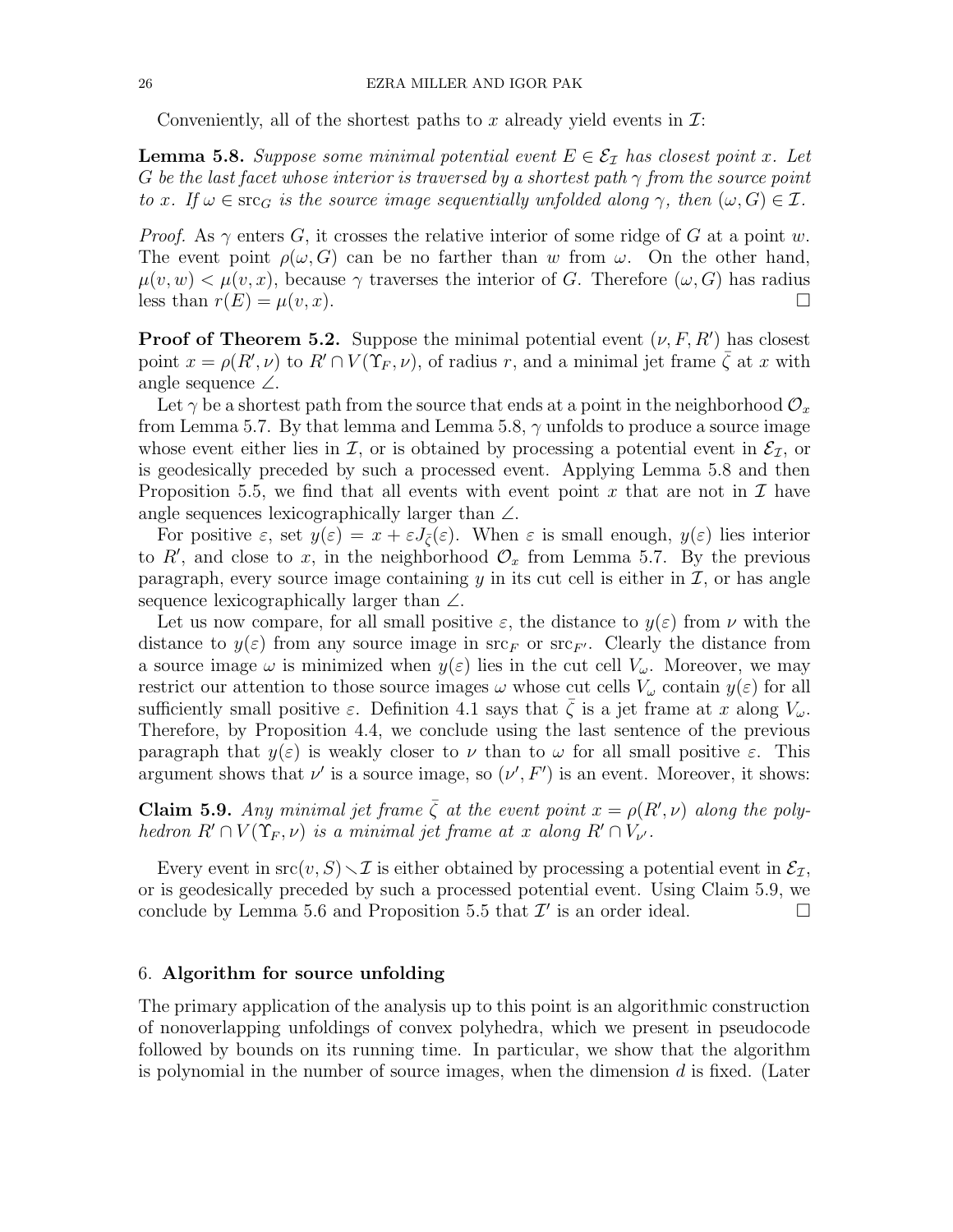Conveniently, all of the shortest paths to $x$ already yield events in $\mathcal{I}$:

**Lemma 5.8.** *Suppose some minimal potential event $E \in \mathcal{E}_\mathcal{I}$ has closest point $x$. Let $G$ be the last facet whose interior is traversed by a shortest path $\gamma$ from the source point to $x$. If $\omega \in \mathrm{src}_G$ is the source image sequentially unfolded along $\gamma$, then $(\omega, G) \in \mathcal{I}$.*

*Proof.* As $\gamma$ enters $G$, it crosses the relative interior of some ridge of $G$ at a point $w$. The event point $\rho(\omega, G)$ can be no farther than $w$ from $\omega$. On the other hand, $\mu(v, w) < \mu(v, x)$, because $\gamma$ traverses the interior of $G$. Therefore $(\omega, G)$ has radius less than $r(E) = \mu(v, x)$. $\square$

**Proof of Theorem 5.2.** Suppose the minimal potential event $(\nu, F, R')$ has closest point $x = \rho(R', \nu)$ to $R' \cap V(\Upsilon_F, \nu)$, of radius $r$, and a minimal jet frame $\bar{\zeta}$ at $x$ with angle sequence $\angle$.

Let $\gamma$ be a shortest path from the source that ends at a point in the neighborhood $\mathcal{O}_x$ from Lemma 5.7. By that lemma and Lemma 5.8, $\gamma$ unfolds to produce a source image whose event either lies in $\mathcal{I}$, or is obtained by processing a potential event in $\mathcal{E}_\mathcal{I}$, or is geodesically preceded by such a processed event. Applying Lemma 5.8 and then Proposition 5.5, we find that all events with event point $x$ that are not in $\mathcal{I}$ have angle sequences lexicographically larger than $\angle$.

For positive $\varepsilon$, set $y(\varepsilon) = x + \varepsilon J_{\bar{\zeta}}(\varepsilon)$. When $\varepsilon$ is small enough, $y(\varepsilon)$ lies interior to $R'$, and close to $x$, in the neighborhood $\mathcal{O}_x$ from Lemma 5.7. By the previous paragraph, every source image containing $y$ in its cut cell is either in $\mathcal{I}$, or has angle sequence lexicographically larger than $\angle$.

Let us now compare, for all small positive $\varepsilon$, the distance to $y(\varepsilon)$ from $\nu$ with the distance to $y(\varepsilon)$ from any source image in $\mathrm{src}_F$ or $\mathrm{src}_{F'}$. Clearly the distance from a source image $\omega$ is minimized when $y(\varepsilon)$ lies in the cut cell $V_\omega$. Moreover, we may restrict our attention to those source images $\omega$ whose cut cells $V_\omega$ contain $y(\varepsilon)$ for all sufficiently small positive $\varepsilon$. Definition 4.1 says that $\bar{\zeta}$ is a jet frame at $x$ along $V_\omega$. Therefore, by Proposition 4.4, we conclude using the last sentence of the previous paragraph that $y(\varepsilon)$ is weakly closer to $\nu$ than to $\omega$ for all small positive $\varepsilon$. This argument shows that $\nu'$ is a source image, so $(\nu', F')$ is an event. Moreover, it shows:

**Claim 5.9.** *Any minimal jet frame $\bar{\zeta}$ at the event point $x = \rho(R', \nu)$ along the polyhedron $R' \cap V(\Upsilon_F, \nu)$ is a minimal jet frame at $x$ along $R' \cap V_{\nu'}$.*

Every event in $\mathrm{src}(v, S) \smallsetminus \mathcal{I}$ is either obtained by processing a potential event in $\mathcal{E}_\mathcal{I}$, or is geodesically preceded by such a processed potential event. Using Claim 5.9, we conclude by Lemma 5.6 and Proposition 5.5 that $\mathcal{I}'$ is an order ideal. $\square$

## 6. Algorithm for source unfolding

The primary application of the analysis up to this point is an algorithmic construction of nonoverlapping unfoldings of convex polyhedra, which we present in pseudocode followed by bounds on its running time. In particular, we show that the algorithm is polynomial in the number of source images, when the dimension $d$ is fixed. (Later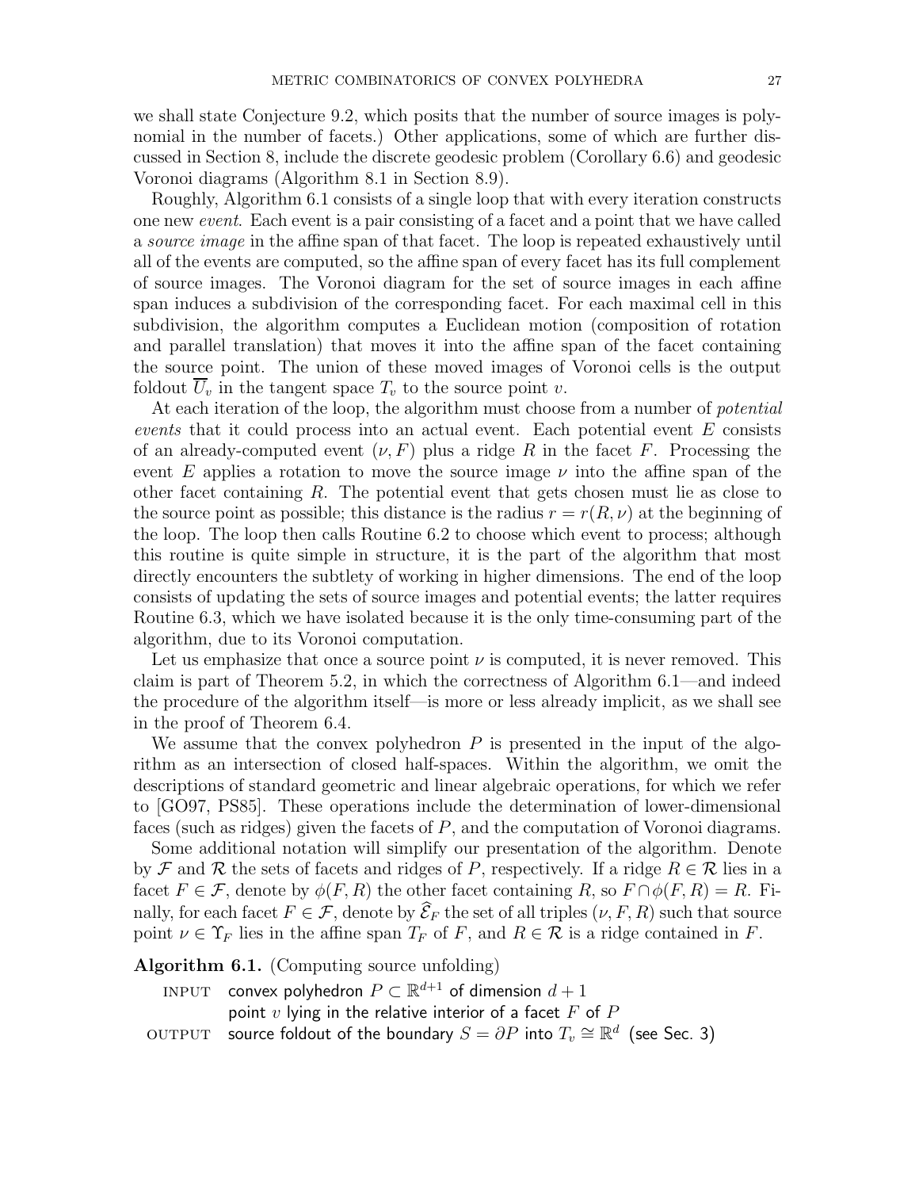we shall state Conjecture 9.2, which posits that the number of source images is polynomial in the number of facets.) Other applications, some of which are further discussed in Section 8, include the discrete geodesic problem (Corollary 6.6) and geodesic Voronoi diagrams (Algorithm 8.1 in Section 8.9).

Roughly, Algorithm 6.1 consists of a single loop that with every iteration constructs one new *event*. Each event is a pair consisting of a facet and a point that we have called a *source image* in the affine span of that facet. The loop is repeated exhaustively until all of the events are computed, so the affine span of every facet has its full complement of source images. The Voronoi diagram for the set of source images in each affine span induces a subdivision of the corresponding facet. For each maximal cell in this subdivision, the algorithm computes a Euclidean motion (composition of rotation and parallel translation) that moves it into the affine span of the facet containing the source point. The union of these moved images of Voronoi cells is the output foldout $\overline{U}_v$ in the tangent space $T_v$ to the source point $v$.

At each iteration of the loop, the algorithm must choose from a number of *potential events* that it could process into an actual event. Each potential event $E$ consists of an already-computed event $(\nu, F)$ plus a ridge $R$ in the facet $F$. Processing the event $E$ applies a rotation to move the source image $\nu$ into the affine span of the other facet containing $R$. The potential event that gets chosen must lie as close to the source point as possible; this distance is the radius $r = r(R, \nu)$ at the beginning of the loop. The loop then calls Routine 6.2 to choose which event to process; although this routine is quite simple in structure, it is the part of the algorithm that most directly encounters the subtlety of working in higher dimensions. The end of the loop consists of updating the sets of source images and potential events; the latter requires Routine 6.3, which we have isolated because it is the only time-consuming part of the algorithm, due to its Voronoi computation.

Let us emphasize that once a source point $\nu$ is computed, it is never removed. This claim is part of Theorem 5.2, in which the correctness of Algorithm 6.1—and indeed the procedure of the algorithm itself—is more or less already implicit, as we shall see in the proof of Theorem 6.4.

We assume that the convex polyhedron $P$ is presented in the input of the algorithm as an intersection of closed half-spaces. Within the algorithm, we omit the descriptions of standard geometric and linear algebraic operations, for which we refer to [GO97, PS85]. These operations include the determination of lower-dimensional faces (such as ridges) given the facets of $P$, and the computation of Voronoi diagrams.

Some additional notation will simplify our presentation of the algorithm. Denote by $\mathcal{F}$ and $\mathcal{R}$ the sets of facets and ridges of $P$, respectively. If a ridge $R \in \mathcal{R}$ lies in a facet $F \in \mathcal{F}$, denote by $\phi(F, R)$ the other facet containing $R$, so $F \cap \phi(F, R) = R$. Finally, for each facet $F \in \mathcal{F}$, denote by $\widehat{\mathcal{E}}_F$ the set of all triples $(\nu, F, R)$ such that source point $\nu \in \Upsilon_F$ lies in the affine span $T_F$ of $F$, and $R \in \mathcal{R}$ is a ridge contained in $F$.

**Algorithm 6.1.** (Computing source unfolding)

INPUT convex polyhedron $P \subset \mathbb{R}^{d+1}$ of dimension $d + 1$
point $v$ lying in the relative interior of a facet $F$ of $P$

OUTPUT source foldout of the boundary $S = \partial P$ into $T_v \cong \mathbb{R}^d$ (see Sec. 3)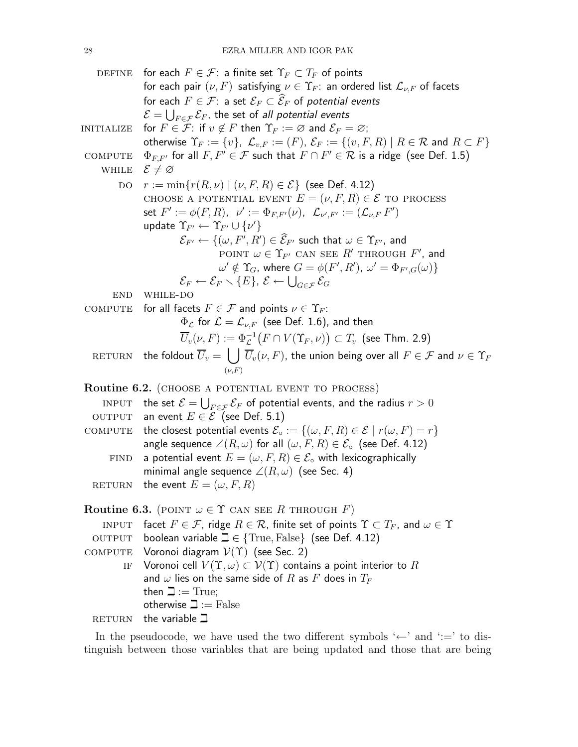DEFINE for each $F \in \mathcal{F}$: a finite set $\Upsilon_F \subset T_F$ of points
for each pair $(\nu, F)$ satisfying $\nu \in \Upsilon_F$: an ordered list $\mathcal{L}_{\nu,F}$ of facets
for each $F \in \mathcal{F}$: a set $\mathcal{E}_F \subset \widehat{\mathcal{E}}_F$ of *potential events*
$\mathcal{E} = \bigcup_{F\in\mathcal{F}} \mathcal{E}_F$, the set of *all potential events*

INITIALIZE for $F \in \mathcal{F}$: if $v \notin F$ then $\Upsilon_F := \varnothing$ and $\mathcal{E}_F = \varnothing$;
otherwise $\Upsilon_F := \{v\}$, $\mathcal{L}_{v,F} := (F)$, $\mathcal{E}_F := \{(v, F, R) \mid R \in \mathcal{R} \text{ and } R \subset F\}$

COMPUTE $\Phi_{F,F'}$ for all $F, F' \in \mathcal{F}$ such that $F \cap F' \in \mathcal{R}$ is a ridge (see Def. 1.5)

WHILE $\mathcal{E} \neq \varnothing$

DO $r := \min\{r(R, \nu) \mid (\nu, F, R) \in \mathcal{E}\}$ (see Def. 4.12)
CHOOSE A POTENTIAL EVENT $E = (\nu, F, R) \in \mathcal{E}$ TO PROCESS
set $F' := \phi(F, R)$, $\nu' := \Phi_{F,F'}(\nu)$, $\mathcal{L}_{\nu',F'} := (\mathcal{L}_{\nu,F}\, F')$
update $\Upsilon_{F'} \leftarrow \Upsilon_{F'} \cup \{\nu'\}$
$\mathcal{E}_{F'} \leftarrow \{(\omega, F', R') \in \widehat{\mathcal{E}}_{F'}$ such that $\omega \in \Upsilon_{F'}$, and
POINT $\omega \in \Upsilon_{F'}$ CAN SEE $R'$ THROUGH $F'$, and
$\omega' \notin \Upsilon_G$, where $G = \phi(F', R')$, $\omega' = \Phi_{F',G}(\omega)\}$
$\mathcal{E}_F \leftarrow \mathcal{E}_F \smallsetminus \{E\}$, $\mathcal{E} \leftarrow \bigcup_{G\in\mathcal{F}} \mathcal{E}_G$

END WHILE-DO

COMPUTE for all facets $F \in \mathcal{F}$ and points $\nu \in \Upsilon_F$:
$\Phi_{\mathcal{L}}$ for $\mathcal{L} = \mathcal{L}_{\nu,F}$ (see Def. 1.6), and then
$\overline{U}_v(\nu, F) := \Phi_{\mathcal{L}}^{-1}\big(F \cap V(\Upsilon_F, \nu)\big) \subset T_v$ (see Thm. 2.9)

RETURN the foldout $\overline{U}_v = \displaystyle\bigcup_{(\nu,F)} \overline{U}_v(\nu, F)$, the union being over all $F \in \mathcal{F}$ and $\nu \in \Upsilon_F$

**Routine 6.2.** (CHOOSE A POTENTIAL EVENT TO PROCESS)

INPUT the set $\mathcal{E} = \bigcup_{F\in\mathcal{F}} \mathcal{E}_F$ of potential events, and the radius $r > 0$
OUTPUT an event $E \in \mathcal{E}$ (see Def. 5.1)
COMPUTE the closest potential events $\mathcal{E}_\circ := \{(\omega, F, R) \in \mathcal{E} \mid r(\omega, F) = r\}$
angle sequence $\angle(R, \omega)$ for all $(\omega, F, R) \in \mathcal{E}_\circ$ (see Def. 4.12)
FIND a potential event $E = (\omega, F, R) \in \mathcal{E}_\circ$ with lexicographically
minimal angle sequence $\angle(R, \omega)$ (see Sec. 4)
RETURN the event $E = (\omega, F, R)$

**Routine 6.3.** (POINT $\omega \in \Upsilon$ CAN SEE $R$ THROUGH $F$)

INPUT facet $F \in \mathcal{F}$, ridge $R \in \mathcal{R}$, finite set of points $\Upsilon \subset T_F$, and $\omega \in \Upsilon$
OUTPUT boolean variable $\sqsupset \in \{\text{True}, \text{False}\}$ (see Def. 4.12)
COMPUTE Voronoi diagram $\mathcal{V}(\Upsilon)$ (see Sec. 2)
IF Voronoi cell $V(\Upsilon, \omega) \subset \mathcal{V}(\Upsilon)$ contains a point interior to $R$
and $\omega$ lies on the same side of $R$ as $F$ does in $T_F$
then $\sqsupset := \text{True}$;
otherwise $\sqsupset := \text{False}$
RETURN the variable $\sqsupset$

In the pseudocode, we have used the two different symbols '$\leftarrow$' and '$:=$' to distinguish between those variables that are being updated and those that are being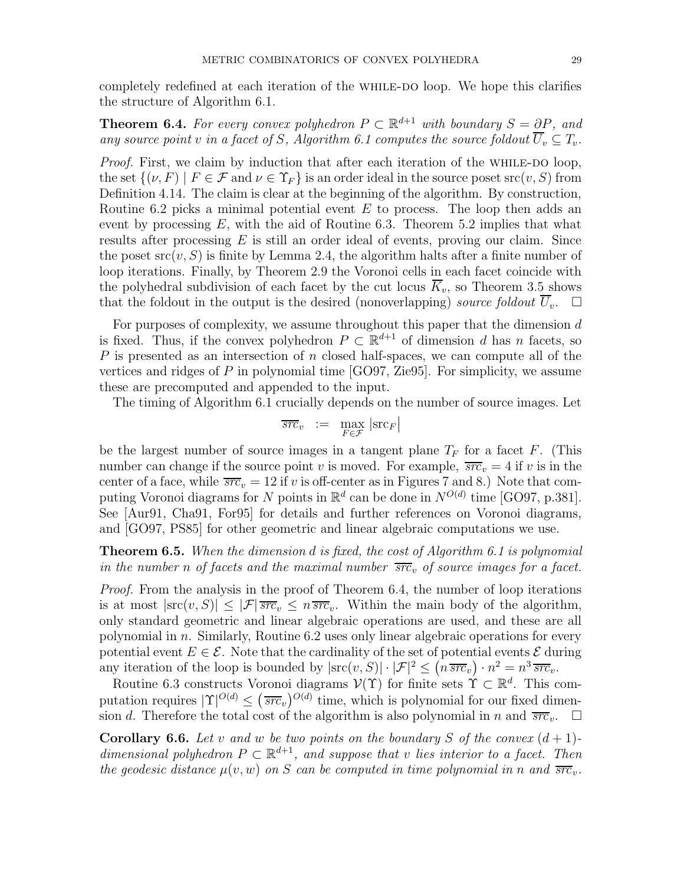completely redefined at each iteration of the WHILE-DO loop. We hope this clarifies the structure of Algorithm 6.1.

**Theorem 6.4.** *For every convex polyhedron $P \subset \mathbb{R}^{d+1}$ with boundary $S = \partial P$, and any source point $v$ in a facet of $S$, Algorithm 6.1 computes the source foldout $\overline{U}_v \subseteq T_v$.*

*Proof.* First, we claim by induction that after each iteration of the WHILE-DO loop, the set $\{(\nu, F) \mid F \in \mathcal{F} \text{ and } \nu \in \Upsilon_F\}$ is an order ideal in the source poset $\mathrm{src}(v, S)$ from Definition 4.14. The claim is clear at the beginning of the algorithm. By construction, Routine 6.2 picks a minimal potential event $E$ to process. The loop then adds an event by processing $E$, with the aid of Routine 6.3. Theorem 5.2 implies that what results after processing $E$ is still an order ideal of events, proving our claim. Since the poset $\mathrm{src}(v, S)$ is finite by Lemma 2.4, the algorithm halts after a finite number of loop iterations. Finally, by Theorem 2.9 the Voronoi cells in each facet coincide with the polyhedral subdivision of each facet by the cut locus $\overline{K}_v$, so Theorem 3.5 shows that the foldout in the output is the desired (nonoverlapping) *source foldout* $\overline{U}_v$. $\square$

For purposes of complexity, we assume throughout this paper that the dimension $d$ is fixed. Thus, if the convex polyhedron $P \subset \mathbb{R}^{d+1}$ of dimension $d$ has $n$ facets, so $P$ is presented as an intersection of $n$ closed half-spaces, we can compute all of the vertices and ridges of $P$ in polynomial time [GO97, Zie95]. For simplicity, we assume these are precomputed and appended to the input.

The timing of Algorithm 6.1 crucially depends on the number of source images. Let

$$\overline{src}_v \ := \ \max_{F \in \mathcal{F}} |\mathrm{src}_F|$$

be the largest number of source images in a tangent plane $T_F$ for a facet $F$. (This number can change if the source point $v$ is moved. For example, $\overline{src}_v = 4$ if $v$ is in the center of a face, while $\overline{src}_v = 12$ if $v$ is off-center as in Figures 7 and 8.) Note that computing Voronoi diagrams for $N$ points in $\mathbb{R}^d$ can be done in $N^{O(d)}$ time [GO97, p.381]. See [Aur91, Cha91, For95] for details and further references on Voronoi diagrams, and [GO97, PS85] for other geometric and linear algebraic computations we use.

**Theorem 6.5.** *When the dimension $d$ is fixed, the cost of Algorithm 6.1 is polynomial in the number $n$ of facets and the maximal number $\overline{src}_v$ of source images for a facet.*

*Proof.* From the analysis in the proof of Theorem 6.4, the number of loop iterations is at most $|\mathrm{src}(v, S)| \le |\mathcal{F}|\, \overline{src}_v \le n\, \overline{src}_v$. Within the main body of the algorithm, only standard geometric and linear algebraic operations are used, and these are all polynomial in $n$. Similarly, Routine 6.2 uses only linear algebraic operations for every potential event $E \in \mathcal{E}$. Note that the cardinality of the set of potential events $\mathcal{E}$ during any iteration of the loop is bounded by $|\mathrm{src}(v, S)| \cdot |\mathcal{F}|^2 \le \left(n\, \overline{src}_v\right) \cdot n^2 = n^3\, \overline{src}_v$.

Routine 6.3 constructs Voronoi diagrams $\mathcal{V}(\Upsilon)$ for finite sets $\Upsilon \subset \mathbb{R}^d$. This computation requires $|\Upsilon|^{O(d)} \le \left(\overline{src}_v\right)^{O(d)}$ time, which is polynomial for our fixed dimension $d$. Therefore the total cost of the algorithm is also polynomial in $n$ and $\overline{src}_v$. $\square$

**Corollary 6.6.** *Let $v$ and $w$ be two points on the boundary $S$ of the convex $(d+1)$-dimensional polyhedron $P \subset \mathbb{R}^{d+1}$, and suppose that $v$ lies interior to a facet. Then the geodesic distance $\mu(v, w)$ on $S$ can be computed in time polynomial in $n$ and $\overline{src}_v$.*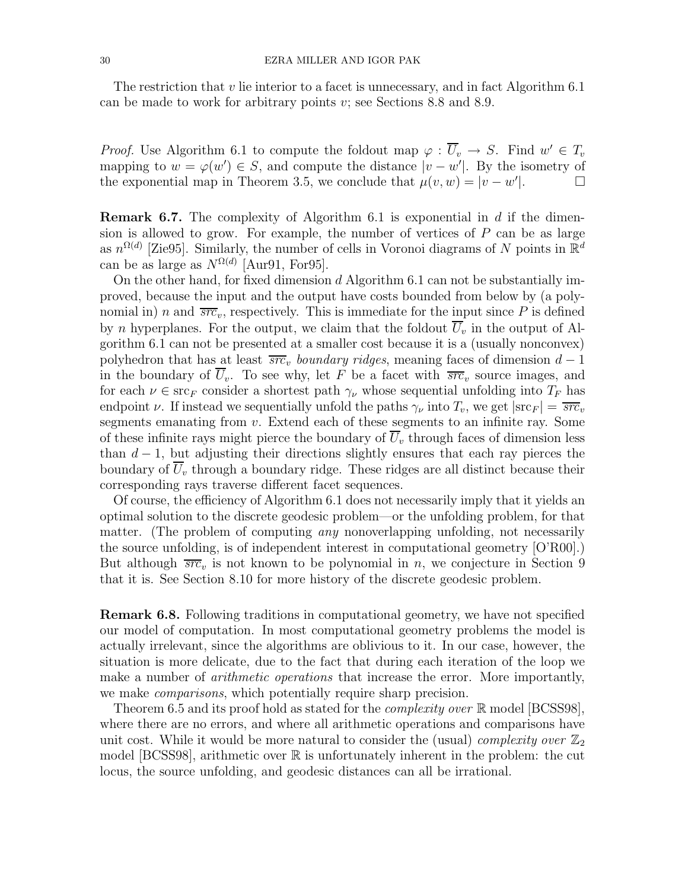The restriction that $v$ lie interior to a facet is unnecessary, and in fact Algorithm 6.1 can be made to work for arbitrary points $v$; see Sections 8.8 and 8.9.

*Proof.* Use Algorithm 6.1 to compute the foldout map $\varphi : \overline{U}_v \to S$. Find $w' \in T_v$ mapping to $w = \varphi(w') \in S$, and compute the distance $|v - w'|$. By the isometry of the exponential map in Theorem 3.5, we conclude that $\mu(v, w) = |v - w'|$. $\square$

**Remark 6.7.** The complexity of Algorithm 6.1 is exponential in $d$ if the dimension is allowed to grow. For example, the number of vertices of $P$ can be as large as $n^{\Omega(d)}$ [Zie95]. Similarly, the number of cells in Voronoi diagrams of $N$ points in $\mathbb{R}^d$ can be as large as $N^{\Omega(d)}$ [Aur91, For95].

On the other hand, for fixed dimension $d$ Algorithm 6.1 can not be substantially improved, because the input and the output have costs bounded from below by (a polynomial in) $n$ and $\overline{src}_v$, respectively. This is immediate for the input since $P$ is defined by $n$ hyperplanes. For the output, we claim that the foldout $\overline{U}_v$ in the output of Algorithm 6.1 can not be presented at a smaller cost because it is a (usually nonconvex) polyhedron that has at least $\overline{src}_v$ *boundary ridges*, meaning faces of dimension $d-1$ in the boundary of $\overline{U}_v$. To see why, let $F$ be a facet with $\overline{src}_v$ source images, and for each $\nu \in \mathrm{src}_F$ consider a shortest path $\gamma_\nu$ whose sequential unfolding into $T_F$ has endpoint $\nu$. If instead we sequentially unfold the paths $\gamma_\nu$ into $T_v$, we get $|\mathrm{src}_F| = \overline{src}_v$ segments emanating from $v$. Extend each of these segments to an infinite ray. Some of these infinite rays might pierce the boundary of $\overline{U}_v$ through faces of dimension less than $d-1$, but adjusting their directions slightly ensures that each ray pierces the boundary of $\overline{U}_v$ through a boundary ridge. These ridges are all distinct because their corresponding rays traverse different facet sequences.

Of course, the efficiency of Algorithm 6.1 does not necessarily imply that it yields an optimal solution to the discrete geodesic problem—or the unfolding problem, for that matter. (The problem of computing *any* nonoverlapping unfolding, not necessarily the source unfolding, is of independent interest in computational geometry [O'R00].) But although $\overline{src}_v$ is not known to be polynomial in $n$, we conjecture in Section 9 that it is. See Section 8.10 for more history of the discrete geodesic problem.

**Remark 6.8.** Following traditions in computational geometry, we have not specified our model of computation. In most computational geometry problems the model is actually irrelevant, since the algorithms are oblivious to it. In our case, however, the situation is more delicate, due to the fact that during each iteration of the loop we make a number of *arithmetic operations* that increase the error. More importantly, we make *comparisons*, which potentially require sharp precision.

Theorem 6.5 and its proof hold as stated for the *complexity over* $\mathbb{R}$ model [BCSS98], where there are no errors, and where all arithmetic operations and comparisons have unit cost. While it would be more natural to consider the (usual) *complexity over* $\mathbb{Z}_2$ model [BCSS98], arithmetic over $\mathbb{R}$ is unfortunately inherent in the problem: the cut locus, the source unfolding, and geodesic distances can all be irrational.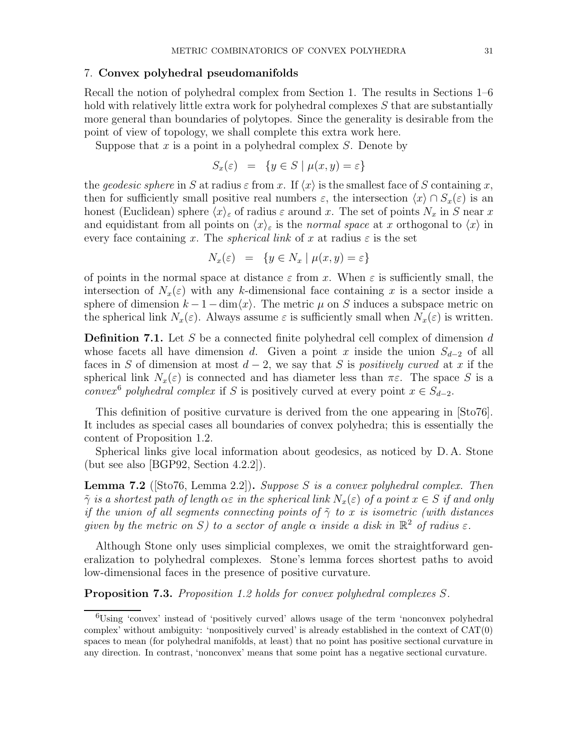## 7. **Convex polyhedral pseudomanifolds**

Recall the notion of polyhedral complex from Section 1. The results in Sections 1–6 hold with relatively little extra work for polyhedral complexes $S$ that are substantially more general than boundaries of polytopes. Since the generality is desirable from the point of view of topology, we shall complete this extra work here.

Suppose that $x$ is a point in a polyhedral complex $S$. Denote by

$$S_x(\varepsilon) \;=\; \{y \in S \mid \mu(x,y) = \varepsilon\}$$

the *geodesic sphere* in $S$ at radius $\varepsilon$ from $x$. If $\langle x\rangle$ is the smallest face of $S$ containing $x$, then for sufficiently small positive real numbers $\varepsilon$, the intersection $\langle x\rangle \cap S_x(\varepsilon)$ is an honest (Euclidean) sphere $\langle x\rangle_\varepsilon$ of radius $\varepsilon$ around $x$. The set of points $N_x$ in $S$ near $x$ and equidistant from all points on $\langle x\rangle_\varepsilon$ is the *normal space* at $x$ orthogonal to $\langle x\rangle$ in every face containing $x$. The *spherical link* of $x$ at radius $\varepsilon$ is the set

$$N_x(\varepsilon) \;=\; \{y \in N_x \mid \mu(x,y) = \varepsilon\}$$

of points in the normal space at distance $\varepsilon$ from $x$. When $\varepsilon$ is sufficiently small, the intersection of $N_x(\varepsilon)$ with any $k$-dimensional face containing $x$ is a sector inside a sphere of dimension $k - 1 - \dim\langle x\rangle$. The metric $\mu$ on $S$ induces a subspace metric on the spherical link $N_x(\varepsilon)$. Always assume $\varepsilon$ is sufficiently small when $N_x(\varepsilon)$ is written.

**Definition 7.1.** Let $S$ be a connected finite polyhedral cell complex of dimension $d$ whose facets all have dimension $d$. Given a point $x$ inside the union $S_{d-2}$ of all faces in $S$ of dimension at most $d-2$, we say that $S$ is *positively curved* at $x$ if the spherical link $N_x(\varepsilon)$ is connected and has diameter less than $\pi\varepsilon$. The space $S$ is a *convex*[6] *polyhedral complex* if $S$ is positively curved at every point $x \in S_{d-2}$.

This definition of positive curvature is derived from the one appearing in [Sto76]. It includes as special cases all boundaries of convex polyhedra; this is essentially the content of Proposition 1.2.

Spherical links give local information about geodesics, as noticed by D. A. Stone (but see also [BGP92, Section 4.2.2]).

**Lemma 7.2** ([Sto76, Lemma 2.2])**.** *Suppose $S$ is a convex polyhedral complex. Then $\tilde\gamma$ is a shortest path of length $\alpha\varepsilon$ in the spherical link $N_x(\varepsilon)$ of a point $x \in S$ if and only if the union of all segments connecting points of $\tilde\gamma$ to $x$ is isometric (with distances given by the metric on $S$) to a sector of angle $\alpha$ inside a disk in $\mathbb{R}^2$ of radius $\varepsilon$.*

Although Stone only uses simplicial complexes, we omit the straightforward generalization to polyhedral complexes. Stone's lemma forces shortest paths to avoid low-dimensional faces in the presence of positive curvature.

**Proposition 7.3.** *Proposition 1.2 holds for convex polyhedral complexes $S$.*

[6] Using 'convex' instead of 'positively curved' allows usage of the term 'nonconvex polyhedral complex' without ambiguity: 'nonpositively curved' is already established in the context of CAT(0) spaces to mean (for polyhedral manifolds, at least) that no point has positive sectional curvature in any direction. In contrast, 'nonconvex' means that some point has a negative sectional curvature.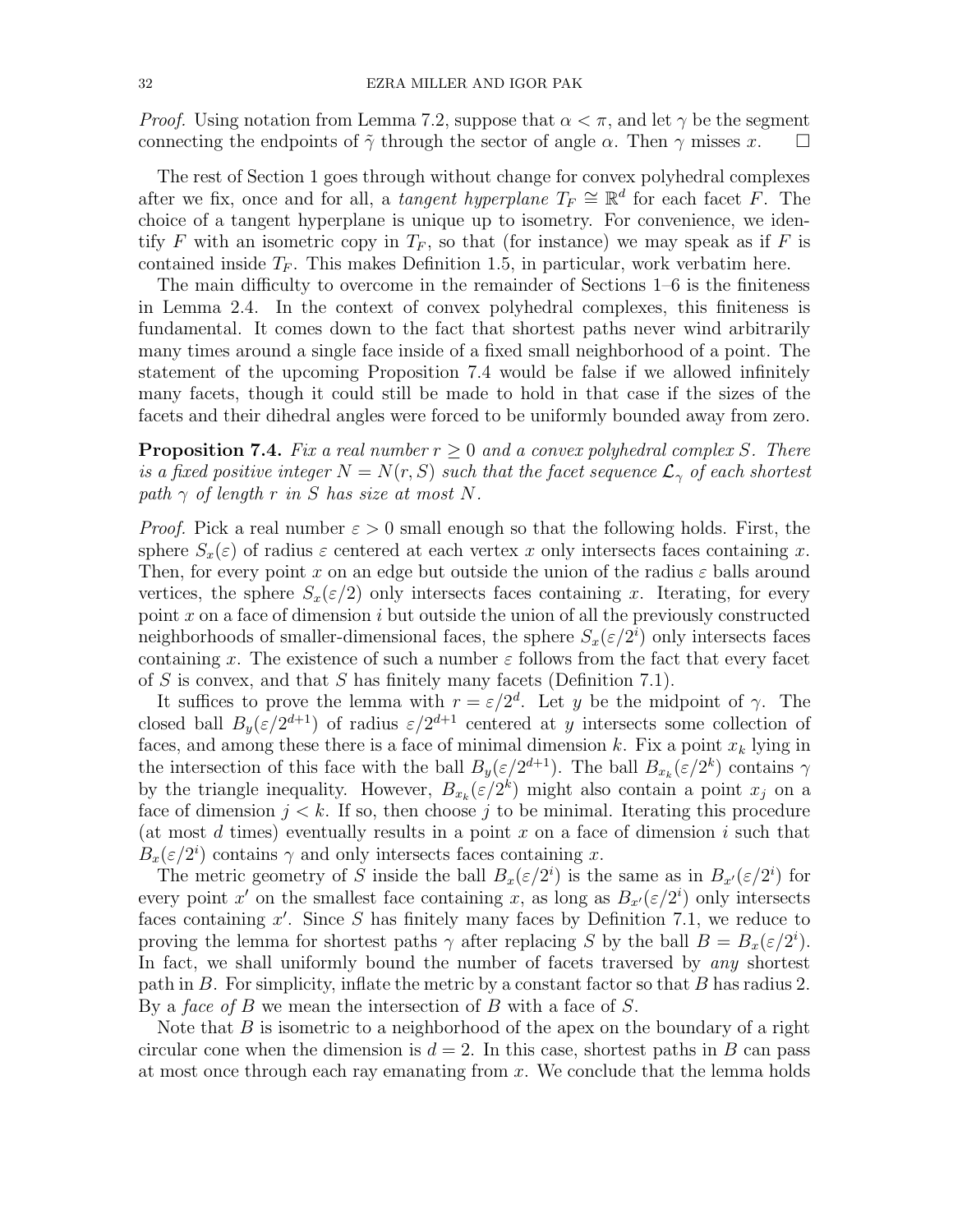*Proof.* Using notation from Lemma 7.2, suppose that $\alpha < \pi$, and let $\gamma$ be the segment connecting the endpoints of $\tilde{\gamma}$ through the sector of angle $\alpha$. Then $\gamma$ misses $x$. $\square$

The rest of Section 1 goes through without change for convex polyhedral complexes after we fix, once and for all, a *tangent hyperplane* $T_F \cong \mathbb{R}^d$ for each facet $F$. The choice of a tangent hyperplane is unique up to isometry. For convenience, we identify $F$ with an isometric copy in $T_F$, so that (for instance) we may speak as if $F$ is contained inside $T_F$. This makes Definition 1.5, in particular, work verbatim here.

The main difficulty to overcome in the remainder of Sections 1–6 is the finiteness in Lemma 2.4. In the context of convex polyhedral complexes, this finiteness is fundamental. It comes down to the fact that shortest paths never wind arbitrarily many times around a single face inside of a fixed small neighborhood of a point. The statement of the upcoming Proposition 7.4 would be false if we allowed infinitely many facets, though it could still be made to hold in that case if the sizes of the facets and their dihedral angles were forced to be uniformly bounded away from zero.

**Proposition 7.4.** *Fix a real number $r \geq 0$ and a convex polyhedral complex $S$. There is a fixed positive integer $N = N(r, S)$ such that the facet sequence $\mathcal{L}_\gamma$ of each shortest path $\gamma$ of length $r$ in $S$ has size at most $N$.*

*Proof.* Pick a real number $\varepsilon > 0$ small enough so that the following holds. First, the sphere $S_x(\varepsilon)$ of radius $\varepsilon$ centered at each vertex $x$ only intersects faces containing $x$. Then, for every point $x$ on an edge but outside the union of the radius $\varepsilon$ balls around vertices, the sphere $S_x(\varepsilon/2)$ only intersects faces containing $x$. Iterating, for every point $x$ on a face of dimension $i$ but outside the union of all the previously constructed neighborhoods of smaller-dimensional faces, the sphere $S_x(\varepsilon/2^i)$ only intersects faces containing $x$. The existence of such a number $\varepsilon$ follows from the fact that every facet of $S$ is convex, and that $S$ has finitely many facets (Definition 7.1).

It suffices to prove the lemma with $r = \varepsilon/2^d$. Let $y$ be the midpoint of $\gamma$. The closed ball $B_y(\varepsilon/2^{d+1})$ of radius $\varepsilon/2^{d+1}$ centered at $y$ intersects some collection of faces, and among these there is a face of minimal dimension $k$. Fix a point $x_k$ lying in the intersection of this face with the ball $B_y(\varepsilon/2^{d+1})$. The ball $B_{x_k}(\varepsilon/2^k)$ contains $\gamma$ by the triangle inequality. However, $B_{x_k}(\varepsilon/2^k)$ might also contain a point $x_j$ on a face of dimension $j < k$. If so, then choose $j$ to be minimal. Iterating this procedure (at most $d$ times) eventually results in a point $x$ on a face of dimension $i$ such that $B_x(\varepsilon/2^i)$ contains $\gamma$ and only intersects faces containing $x$.

The metric geometry of $S$ inside the ball $B_x(\varepsilon/2^i)$ is the same as in $B_{x'}(\varepsilon/2^i)$ for every point $x'$ on the smallest face containing $x$, as long as $B_{x'}(\varepsilon/2^i)$ only intersects faces containing $x'$. Since $S$ has finitely many faces by Definition 7.1, we reduce to proving the lemma for shortest paths $\gamma$ after replacing $S$ by the ball $B = B_x(\varepsilon/2^i)$. In fact, we shall uniformly bound the number of facets traversed by *any* shortest path in $B$. For simplicity, inflate the metric by a constant factor so that $B$ has radius 2. By a *face of $B$* we mean the intersection of $B$ with a face of $S$.

Note that $B$ is isometric to a neighborhood of the apex on the boundary of a right circular cone when the dimension is $d = 2$. In this case, shortest paths in $B$ can pass at most once through each ray emanating from $x$. We conclude that the lemma holds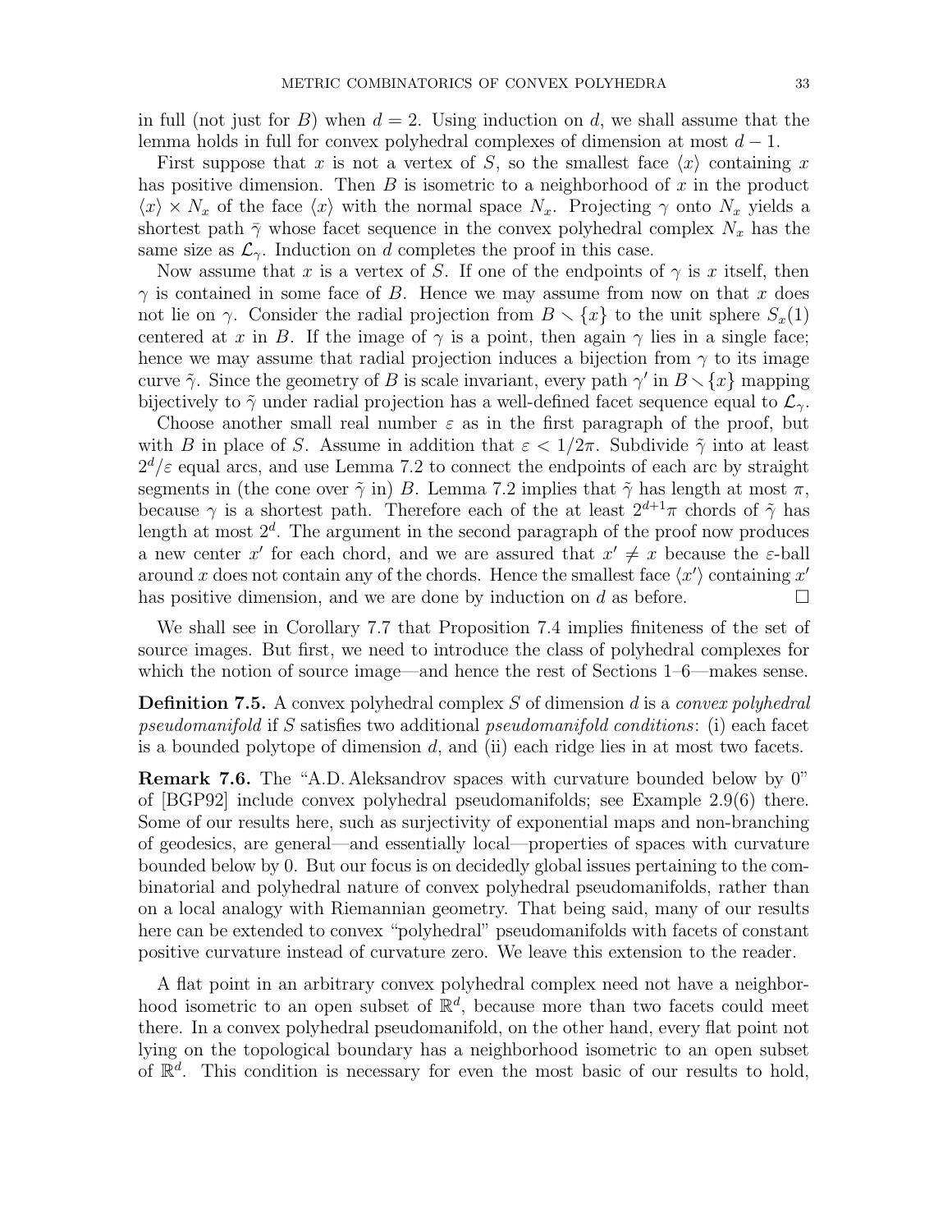in full (not just for $B$) when $d = 2$. Using induction on $d$, we shall assume that the lemma holds in full for convex polyhedral complexes of dimension at most $d-1$.

First suppose that $x$ is not a vertex of $S$, so the smallest face $\langle x \rangle$ containing $x$ has positive dimension. Then $B$ is isometric to a neighborhood of $x$ in the product $\langle x \rangle \times N_x$ of the face $\langle x \rangle$ with the normal space $N_x$. Projecting $\gamma$ onto $N_x$ yields a shortest path $\bar{\gamma}$ whose facet sequence in the convex polyhedral complex $N_x$ has the same size as $\mathcal{L}_\gamma$. Induction on $d$ completes the proof in this case.

Now assume that $x$ is a vertex of $S$. If one of the endpoints of $\gamma$ is $x$ itself, then $\gamma$ is contained in some face of $B$. Hence we may assume from now on that $x$ does not lie on $\gamma$. Consider the radial projection from $B \smallsetminus \{x\}$ to the unit sphere $S_x(1)$ centered at $x$ in $B$. If the image of $\gamma$ is a point, then again $\gamma$ lies in a single face; hence we may assume that radial projection induces a bijection from $\gamma$ to its image curve $\tilde{\gamma}$. Since the geometry of $B$ is scale invariant, every path $\gamma'$ in $B \smallsetminus \{x\}$ mapping bijectively to $\tilde{\gamma}$ under radial projection has a well-defined facet sequence equal to $\mathcal{L}_\gamma$.

Choose another small real number $\varepsilon$ as in the first paragraph of the proof, but with $B$ in place of $S$. Assume in addition that $\varepsilon < 1/2\pi$. Subdivide $\tilde{\gamma}$ into at least $2^d/\varepsilon$ equal arcs, and use Lemma 7.2 to connect the endpoints of each arc by straight segments in (the cone over $\tilde{\gamma}$ in) $B$. Lemma 7.2 implies that $\tilde{\gamma}$ has length at most $\pi$, because $\gamma$ is a shortest path. Therefore each of the at least $2^{d+1}\pi$ chords of $\tilde{\gamma}$ has length at most $2^d$. The argument in the second paragraph of the proof now produces a new center $x'$ for each chord, and we are assured that $x' \neq x$ because the $\varepsilon$-ball around $x$ does not contain any of the chords. Hence the smallest face $\langle x' \rangle$ containing $x'$ has positive dimension, and we are done by induction on $d$ as before. $\square$

We shall see in Corollary 7.7 that Proposition 7.4 implies finiteness of the set of source images. But first, we need to introduce the class of polyhedral complexes for which the notion of source image—and hence the rest of Sections 1–6—makes sense.

**Definition 7.5.** A convex polyhedral complex $S$ of dimension $d$ is a *convex polyhedral pseudomanifold* if $S$ satisfies two additional *pseudomanifold conditions*: (i) each facet is a bounded polytope of dimension $d$, and (ii) each ridge lies in at most two facets.

**Remark 7.6.** The "A.D. Aleksandrov spaces with curvature bounded below by 0" of [BGP92] include convex polyhedral pseudomanifolds; see Example 2.9(6) there. Some of our results here, such as surjectivity of exponential maps and non-branching of geodesics, are general—and essentially local—properties of spaces with curvature bounded below by 0. But our focus is on decidedly global issues pertaining to the combinatorial and polyhedral nature of convex polyhedral pseudomanifolds, rather than on a local analogy with Riemannian geometry. That being said, many of our results here can be extended to convex "polyhedral" pseudomanifolds with facets of constant positive curvature instead of curvature zero. We leave this extension to the reader.

A flat point in an arbitrary convex polyhedral complex need not have a neighborhood isometric to an open subset of $\mathbb{R}^d$, because more than two facets could meet there. In a convex polyhedral pseudomanifold, on the other hand, every flat point not lying on the topological boundary has a neighborhood isometric to an open subset of $\mathbb{R}^d$. This condition is necessary for even the most basic of our results to hold,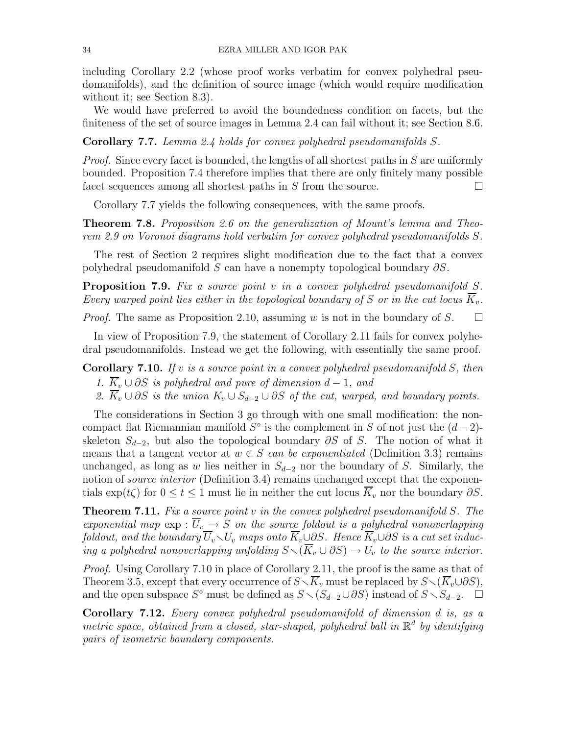including Corollary 2.2 (whose proof works verbatim for convex polyhedral pseudomanifolds), and the definition of source image (which would require modification without it; see Section 8.3).

We would have preferred to avoid the boundedness condition on facets, but the finiteness of the set of source images in Lemma 2.4 can fail without it; see Section 8.6.

**Corollary 7.7.** *Lemma 2.4 holds for convex polyhedral pseudomanifolds $S$.*

*Proof.* Since every facet is bounded, the lengths of all shortest paths in $S$ are uniformly bounded. Proposition 7.4 therefore implies that there are only finitely many possible facet sequences among all shortest paths in $S$ from the source. $\square$

Corollary 7.7 yields the following consequences, with the same proofs.

**Theorem 7.8.** *Proposition 2.6 on the generalization of Mount's lemma and Theorem 2.9 on Voronoi diagrams hold verbatim for convex polyhedral pseudomanifolds $S$.*

The rest of Section 2 requires slight modification due to the fact that a convex polyhedral pseudomanifold $S$ can have a nonempty topological boundary $\partial S$.

**Proposition 7.9.** *Fix a source point $v$ in a convex polyhedral pseudomanifold $S$. Every warped point lies either in the topological boundary of $S$ or in the cut locus $\overline{K}_v$.*

*Proof.* The same as Proposition 2.10, assuming $w$ is not in the boundary of $S$. $\square$

In view of Proposition 7.9, the statement of Corollary 2.11 fails for convex polyhedral pseudomanifolds. Instead we get the following, with essentially the same proof.

**Corollary 7.10.** *If $v$ is a source point in a convex polyhedral pseudomanifold $S$, then*

1. *$\overline{K}_v \cup \partial S$ is polyhedral and pure of dimension $d-1$, and*
2. *$\overline{K}_v \cup \partial S$ is the union $K_v \cup S_{d-2} \cup \partial S$ of the cut, warped, and boundary points.*

The considerations in Section 3 go through with one small modification: the noncompact flat Riemannian manifold $S^\circ$ is the complement in $S$ of not just the $(d-2)$-skeleton $S_{d-2}$, but also the topological boundary $\partial S$ of $S$. The notion of what it means that a tangent vector at $w \in S$ *can be exponentiated* (Definition 3.3) remains unchanged, as long as $w$ lies neither in $S_{d-2}$ nor the boundary of $S$. Similarly, the notion of *source interior* (Definition 3.4) remains unchanged except that the exponentials $\exp(t\zeta)$ for $0 \leq t \leq 1$ must lie in neither the cut locus $\overline{K}_v$ nor the boundary $\partial S$.

**Theorem 7.11.** *Fix a source point $v$ in the convex polyhedral pseudomanifold $S$. The exponential map $\exp : \overline{U}_v \to S$ on the source foldout is a polyhedral nonoverlapping foldout, and the boundary $\overline{U}_v \smallsetminus U_v$ maps onto $\overline{K}_v \cup \partial S$. Hence $\overline{K}_v \cup \partial S$ is a cut set inducing a polyhedral nonoverlapping unfolding $S \smallsetminus (\overline{K}_v \cup \partial S) \to U_v$ to the source interior.*

*Proof.* Using Corollary 7.10 in place of Corollary 2.11, the proof is the same as that of Theorem 3.5, except that every occurrence of $S \smallsetminus \overline{K}_v$ must be replaced by $S \smallsetminus (\overline{K}_v \cup \partial S)$, and the open subspace $S^\circ$ must be defined as $S \smallsetminus (S_{d-2} \cup \partial S)$ instead of $S \smallsetminus S_{d-2}$. $\square$

**Corollary 7.12.** *Every convex polyhedral pseudomanifold of dimension $d$ is, as a metric space, obtained from a closed, star-shaped, polyhedral ball in $\mathbb{R}^d$ by identifying pairs of isometric boundary components.*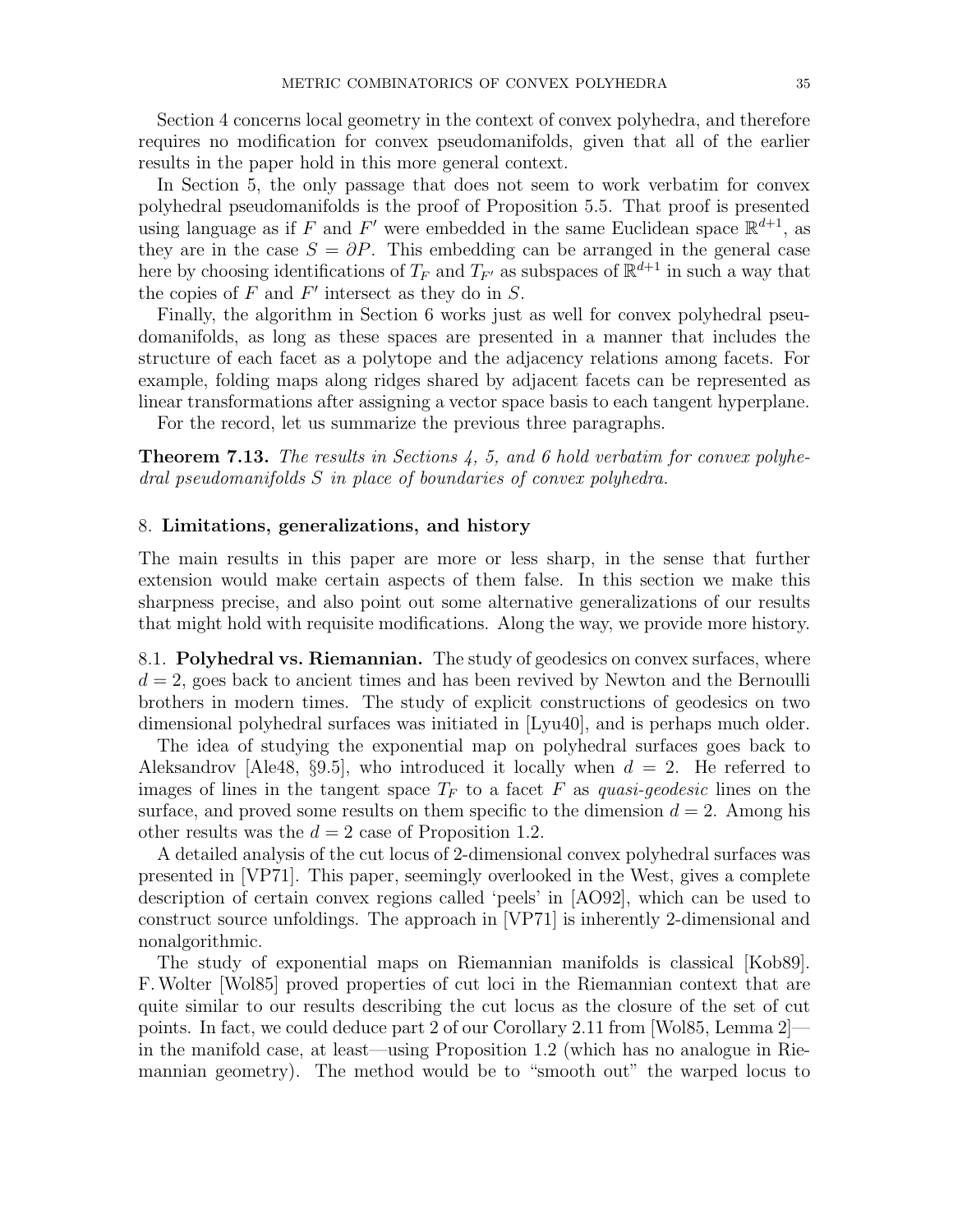Section 4 concerns local geometry in the context of convex polyhedra, and therefore requires no modification for convex pseudomanifolds, given that all of the earlier results in the paper hold in this more general context.

In Section 5, the only passage that does not seem to work verbatim for convex polyhedral pseudomanifolds is the proof of Proposition 5.5. That proof is presented using language as if $F$ and $F'$ were embedded in the same Euclidean space $\mathbb{R}^{d+1}$, as they are in the case $S = \partial P$. This embedding can be arranged in the general case here by choosing identifications of $T_F$ and $T_{F'}$ as subspaces of $\mathbb{R}^{d+1}$ in such a way that the copies of $F$ and $F'$ intersect as they do in $S$.

Finally, the algorithm in Section 6 works just as well for convex polyhedral pseudomanifolds, as long as these spaces are presented in a manner that includes the structure of each facet as a polytope and the adjacency relations among facets. For example, folding maps along ridges shared by adjacent facets can be represented as linear transformations after assigning a vector space basis to each tangent hyperplane.

For the record, let us summarize the previous three paragraphs.

**Theorem 7.13.** *The results in Sections 4, 5, and 6 hold verbatim for convex polyhedral pseudomanifolds $S$ in place of boundaries of convex polyhedra.*

## 8. Limitations, generalizations, and history

The main results in this paper are more or less sharp, in the sense that further extension would make certain aspects of them false. In this section we make this sharpness precise, and also point out some alternative generalizations of our results that might hold with requisite modifications. Along the way, we provide more history.

### 8.1. Polyhedral vs. Riemannian.

The study of geodesics on convex surfaces, where $d = 2$, goes back to ancient times and has been revived by Newton and the Bernoulli brothers in modern times. The study of explicit constructions of geodesics on two dimensional polyhedral surfaces was initiated in [Lyu40], and is perhaps much older.

The idea of studying the exponential map on polyhedral surfaces goes back to Aleksandrov [Ale48, §9.5], who introduced it locally when $d = 2$. He referred to images of lines in the tangent space $T_F$ to a facet $F$ as *quasi-geodesic* lines on the surface, and proved some results on them specific to the dimension $d = 2$. Among his other results was the $d = 2$ case of Proposition 1.2.

A detailed analysis of the cut locus of 2-dimensional convex polyhedral surfaces was presented in [VP71]. This paper, seemingly overlooked in the West, gives a complete description of certain convex regions called 'peels' in [AO92], which can be used to construct source unfoldings. The approach in [VP71] is inherently 2-dimensional and nonalgorithmic.

The study of exponential maps on Riemannian manifolds is classical [Kob89]. F. Wolter [Wol85] proved properties of cut loci in the Riemannian context that are quite similar to our results describing the cut locus as the closure of the set of cut points. In fact, we could deduce part 2 of our Corollary 2.11 from [Wol85, Lemma 2]—in the manifold case, at least—using Proposition 1.2 (which has no analogue in Riemannian geometry). The method would be to "smooth out" the warped locus to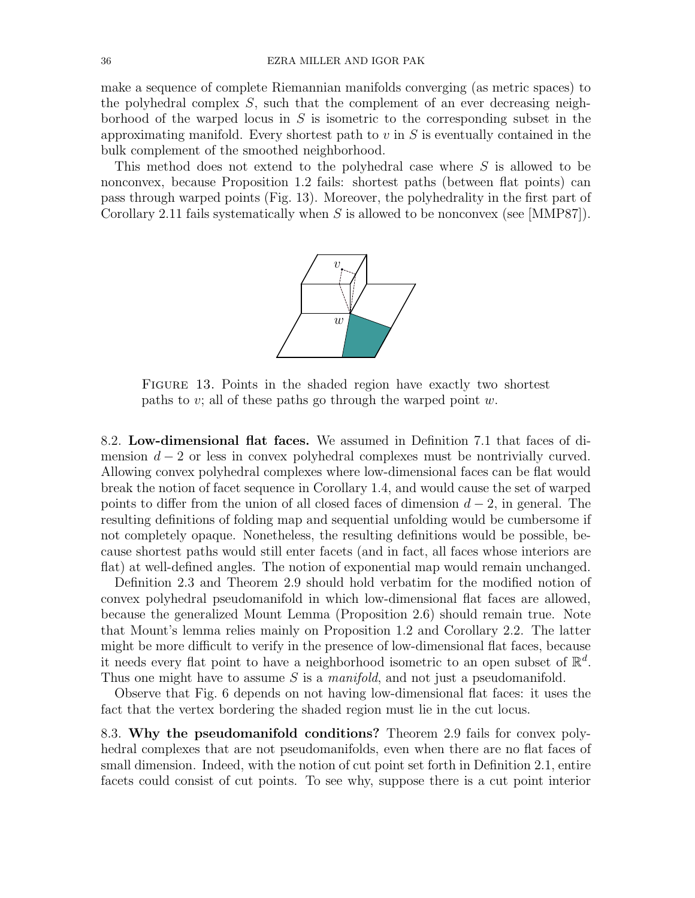make a sequence of complete Riemannian manifolds converging (as metric spaces) to the polyhedral complex $S$, such that the complement of an ever decreasing neighborhood of the warped locus in $S$ is isometric to the corresponding subset in the approximating manifold. Every shortest path to $v$ in $S$ is eventually contained in the bulk complement of the smoothed neighborhood.

This method does not extend to the polyhedral case where $S$ is allowed to be nonconvex, because Proposition 1.2 fails: shortest paths (between flat points) can pass through warped points (Fig. 13). Moreover, the polyhedrality in the first part of Corollary 2.11 fails systematically when $S$ is allowed to be nonconvex (see [MMP87]).

Figure 13. Points in the shaded region have exactly two shortest paths to $v$; all of these paths go through the warped point $w$.

8.2. **Low-dimensional flat faces.** We assumed in Definition 7.1 that faces of dimension $d-2$ or less in convex polyhedral complexes must be nontrivially curved. Allowing convex polyhedral complexes where low-dimensional faces can be flat would break the notion of facet sequence in Corollary 1.4, and would cause the set of warped points to differ from the union of all closed faces of dimension $d-2$, in general. The resulting definitions of folding map and sequential unfolding would be cumbersome if not completely opaque. Nonetheless, the resulting definitions would be possible, because shortest paths would still enter facets (and in fact, all faces whose interiors are flat) at well-defined angles. The notion of exponential map would remain unchanged.

Definition 2.3 and Theorem 2.9 should hold verbatim for the modified notion of convex polyhedral pseudomanifold in which low-dimensional flat faces are allowed, because the generalized Mount Lemma (Proposition 2.6) should remain true. Note that Mount's lemma relies mainly on Proposition 1.2 and Corollary 2.2. The latter might be more difficult to verify in the presence of low-dimensional flat faces, because it needs every flat point to have a neighborhood isometric to an open subset of $\mathbb{R}^d$. Thus one might have to assume $S$ is a *manifold*, and not just a pseudomanifold.

Observe that Fig. 6 depends on not having low-dimensional flat faces: it uses the fact that the vertex bordering the shaded region must lie in the cut locus.

8.3. **Why the pseudomanifold conditions?** Theorem 2.9 fails for convex polyhedral complexes that are not pseudomanifolds, even when there are no flat faces of small dimension. Indeed, with the notion of cut point set forth in Definition 2.1, entire facets could consist of cut points. To see why, suppose there is a cut point interior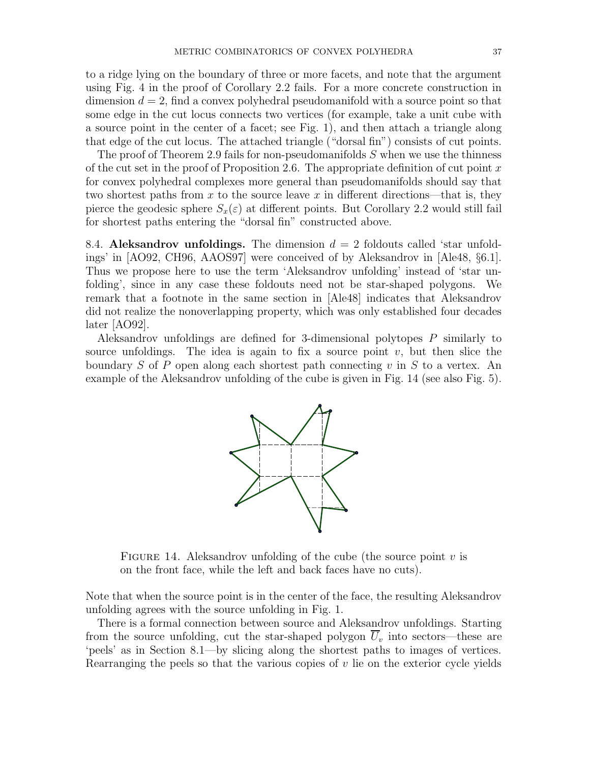to a ridge lying on the boundary of three or more facets, and note that the argument using Fig. 4 in the proof of Corollary 2.2 fails. For a more concrete construction in dimension $d = 2$, find a convex polyhedral pseudomanifold with a source point so that some edge in the cut locus connects two vertices (for example, take a unit cube with a source point in the center of a facet; see Fig. 1), and then attach a triangle along that edge of the cut locus. The attached triangle ("dorsal fin") consists of cut points.

The proof of Theorem 2.9 fails for non-pseudomanifolds $S$ when we use the thinness of the cut set in the proof of Proposition 2.6. The appropriate definition of cut point $x$ for convex polyhedral complexes more general than pseudomanifolds should say that two shortest paths from $x$ to the source leave $x$ in different directions—that is, they pierce the geodesic sphere $S_x(\varepsilon)$ at different points. But Corollary 2.2 would still fail for shortest paths entering the "dorsal fin" constructed above.

8.4. **Aleksandrov unfoldings.** The dimension $d = 2$ foldouts called 'star unfoldings' in [AO92, CH96, AAOS97] were conceived of by Aleksandrov in [Ale48, §6.1]. Thus we propose here to use the term 'Aleksandrov unfolding' instead of 'star unfolding', since in any case these foldouts need not be star-shaped polygons. We remark that a footnote in the same section in [Ale48] indicates that Aleksandrov did not realize the nonoverlapping property, which was only established four decades later [AO92].

Aleksandrov unfoldings are defined for 3-dimensional polytopes $P$ similarly to source unfoldings. The idea is again to fix a source point $v$, but then slice the boundary $S$ of $P$ open along each shortest path connecting $v$ in $S$ to a vertex. An example of the Aleksandrov unfolding of the cube is given in Fig. 14 (see also Fig. 5).

FIGURE 14. Aleksandrov unfolding of the cube (the source point $v$ is on the front face, while the left and back faces have no cuts).

Note that when the source point is in the center of the face, the resulting Aleksandrov unfolding agrees with the source unfolding in Fig. 1.

There is a formal connection between source and Aleksandrov unfoldings. Starting from the source unfolding, cut the star-shaped polygon $\overline{U}_v$ into sectors—these are 'peels' as in Section 8.1—by slicing along the shortest paths to images of vertices. Rearranging the peels so that the various copies of $v$ lie on the exterior cycle yields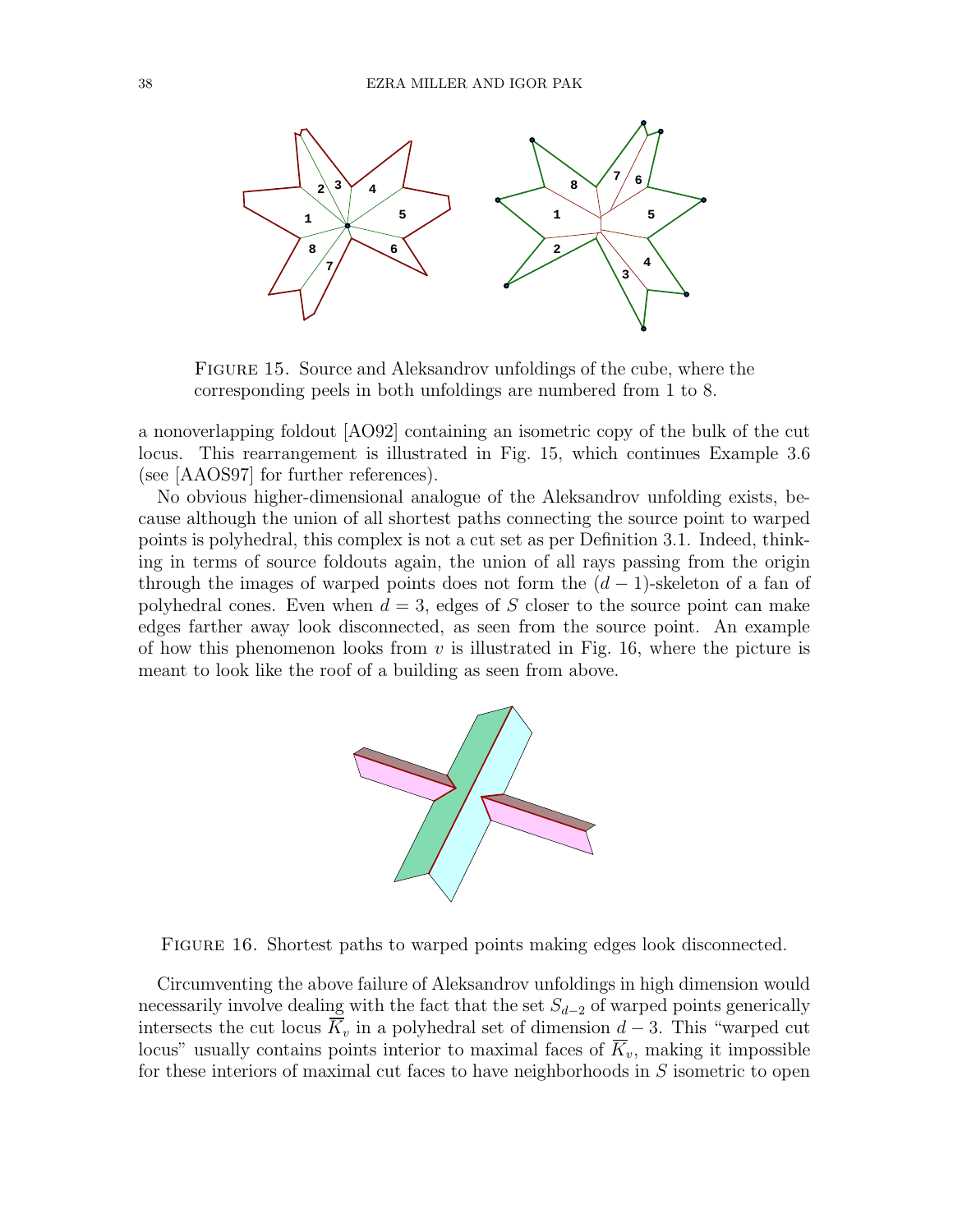FIGURE 15. Source and Aleksandrov unfoldings of the cube, where the corresponding peels in both unfoldings are numbered from 1 to 8.

a nonoverlapping foldout [AO92] containing an isometric copy of the bulk of the cut locus. This rearrangement is illustrated in Fig. 15, which continues Example 3.6 (see [AAOS97] for further references).

No obvious higher-dimensional analogue of the Aleksandrov unfolding exists, because although the union of all shortest paths connecting the source point to warped points is polyhedral, this complex is not a cut set as per Definition 3.1. Indeed, thinking in terms of source foldouts again, the union of all rays passing from the origin through the images of warped points does not form the $(d-1)$-skeleton of a fan of polyhedral cones. Even when $d = 3$, edges of $S$ closer to the source point can make edges farther away look disconnected, as seen from the source point. An example of how this phenomenon looks from $v$ is illustrated in Fig. 16, where the picture is meant to look like the roof of a building as seen from above.

FIGURE 16. Shortest paths to warped points making edges look disconnected.

Circumventing the above failure of Aleksandrov unfoldings in high dimension would necessarily involve dealing with the fact that the set $S_{d-2}$ of warped points generically intersects the cut locus $\overline{K}_v$ in a polyhedral set of dimension $d-3$. This "warped cut locus" usually contains points interior to maximal faces of $\overline{K}_v$, making it impossible for these interiors of maximal cut faces to have neighborhoods in $S$ isometric to open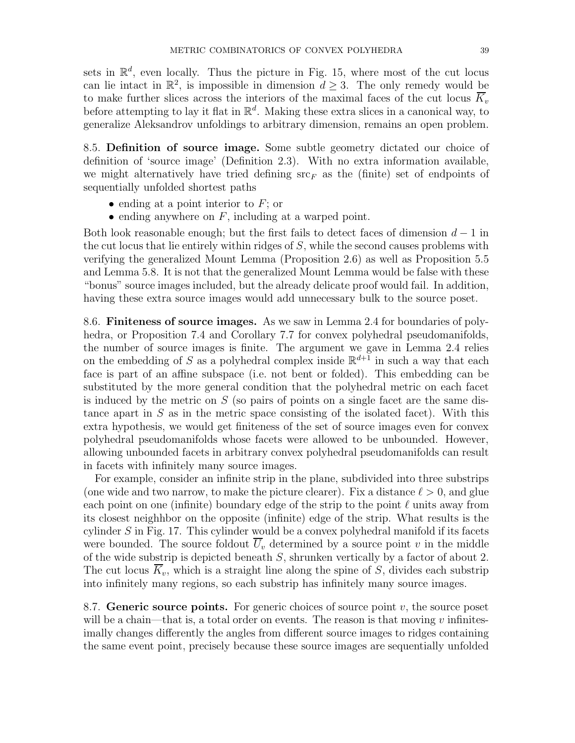sets in $\mathbb{R}^d$, even locally. Thus the picture in Fig. 15, where most of the cut locus can lie intact in $\mathbb{R}^2$, is impossible in dimension $d \geq 3$. The only remedy would be to make further slices across the interiors of the maximal faces of the cut locus $\overline{K}_v$ before attempting to lay it flat in $\mathbb{R}^d$. Making these extra slices in a canonical way, to generalize Aleksandrov unfoldings to arbitrary dimension, remains an open problem.

8.5. **Definition of source image.** Some subtle geometry dictated our choice of definition of 'source image' (Definition 2.3). With no extra information available, we might alternatively have tried defining $\mathrm{src}_F$ as the (finite) set of endpoints of sequentially unfolded shortest paths

- ending at a point interior to $F$; or
- ending anywhere on $F$, including at a warped point.

Both look reasonable enough; but the first fails to detect faces of dimension $d-1$ in the cut locus that lie entirely within ridges of $S$, while the second causes problems with verifying the generalized Mount Lemma (Proposition 2.6) as well as Proposition 5.5 and Lemma 5.8. It is not that the generalized Mount Lemma would be false with these "bonus" source images included, but the already delicate proof would fail. In addition, having these extra source images would add unnecessary bulk to the source poset.

8.6. **Finiteness of source images.** As we saw in Lemma 2.4 for boundaries of polyhedra, or Proposition 7.4 and Corollary 7.7 for convex polyhedral pseudomanifolds, the number of source images is finite. The argument we gave in Lemma 2.4 relies on the embedding of $S$ as a polyhedral complex inside $\mathbb{R}^{d+1}$ in such a way that each face is part of an affine subspace (i.e. not bent or folded). This embedding can be substituted by the more general condition that the polyhedral metric on each facet is induced by the metric on $S$ (so pairs of points on a single facet are the same distance apart in $S$ as in the metric space consisting of the isolated facet). With this extra hypothesis, we would get finiteness of the set of source images even for convex polyhedral pseudomanifolds whose facets were allowed to be unbounded. However, allowing unbounded facets in arbitrary convex polyhedral pseudomanifolds can result in facets with infinitely many source images.

For example, consider an infinite strip in the plane, subdivided into three substrips (one wide and two narrow, to make the picture clearer). Fix a distance $\ell > 0$, and glue each point on one (infinite) boundary edge of the strip to the point $\ell$ units away from its closest neighhbor on the opposite (infinite) edge of the strip. What results is the cylinder $S$ in Fig. 17. This cylinder would be a convex polyhedral manifold if its facets were bounded. The source foldout $\overline{U}_v$ determined by a source point $v$ in the middle of the wide substrip is depicted beneath $S$, shrunken vertically by a factor of about 2. The cut locus $\overline{K}_v$, which is a straight line along the spine of $S$, divides each substrip into infinitely many regions, so each substrip has infinitely many source images.

8.7. **Generic source points.** For generic choices of source point $v$, the source poset will be a chain—that is, a total order on events. The reason is that moving $v$ infinitesimally changes differently the angles from different source images to ridges containing the same event point, precisely because these source images are sequentially unfolded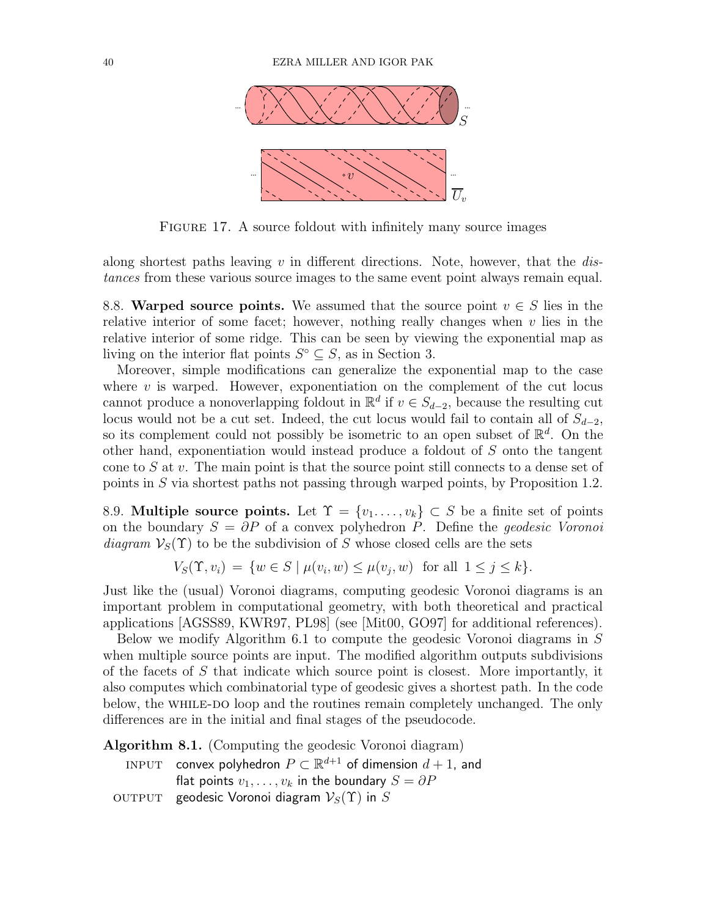FIGURE 17. A source foldout with infinitely many source images

along shortest paths leaving $v$ in different directions. Note, however, that the *distances* from these various source images to the same event point always remain equal.

8.8. **Warped source points.** We assumed that the source point $v \in S$ lies in the relative interior of some facet; however, nothing really changes when $v$ lies in the relative interior of some ridge. This can be seen by viewing the exponential map as living on the interior flat points $S^\circ \subseteq S$, as in Section 3.

Moreover, simple modifications can generalize the exponential map to the case where $v$ is warped. However, exponentiation on the complement of the cut locus cannot produce a nonoverlapping foldout in $\mathbb{R}^d$ if $v \in S_{d-2}$, because the resulting cut locus would not be a cut set. Indeed, the cut locus would fail to contain all of $S_{d-2}$, so its complement could not possibly be isometric to an open subset of $\mathbb{R}^d$. On the other hand, exponentiation would instead produce a foldout of $S$ onto the tangent cone to $S$ at $v$. The main point is that the source point still connects to a dense set of points in $S$ via shortest paths not passing through warped points, by Proposition 1.2.

8.9. **Multiple source points.** Let $\Upsilon = \{v_1 \ldots, v_k\} \subset S$ be a finite set of points on the boundary $S = \partial P$ of a convex polyhedron $P$. Define the *geodesic Voronoi diagram* $\mathcal{V}_S(\Upsilon)$ to be the subdivision of $S$ whose closed cells are the sets

$$V_S(\Upsilon, v_i) \;=\; \{w \in S \mid \mu(v_i, w) \leq \mu(v_j, w) \;\text{ for all }\; 1 \leq j \leq k\}.$$

Just like the (usual) Voronoi diagrams, computing geodesic Voronoi diagrams is an important problem in computational geometry, with both theoretical and practical applications [AGSS89, KWR97, PL98] (see [Mit00, GO97] for additional references).

Below we modify Algorithm 6.1 to compute the geodesic Voronoi diagrams in $S$ when multiple source points are input. The modified algorithm outputs subdivisions of the facets of $S$ that indicate which source point is closest. More importantly, it also computes which combinatorial type of geodesic gives a shortest path. In the code below, the WHILE-DO loop and the routines remain completely unchanged. The only differences are in the initial and final stages of the pseudocode.

**Algorithm 8.1.** (Computing the geodesic Voronoi diagram)

INPUT convex polyhedron $P \subset \mathbb{R}^{d+1}$ of dimension $d+1$, and flat points $v_1, \ldots, v_k$ in the boundary $S = \partial P$

OUTPUT geodesic Voronoi diagram $\mathcal{V}_S(\Upsilon)$ in $S$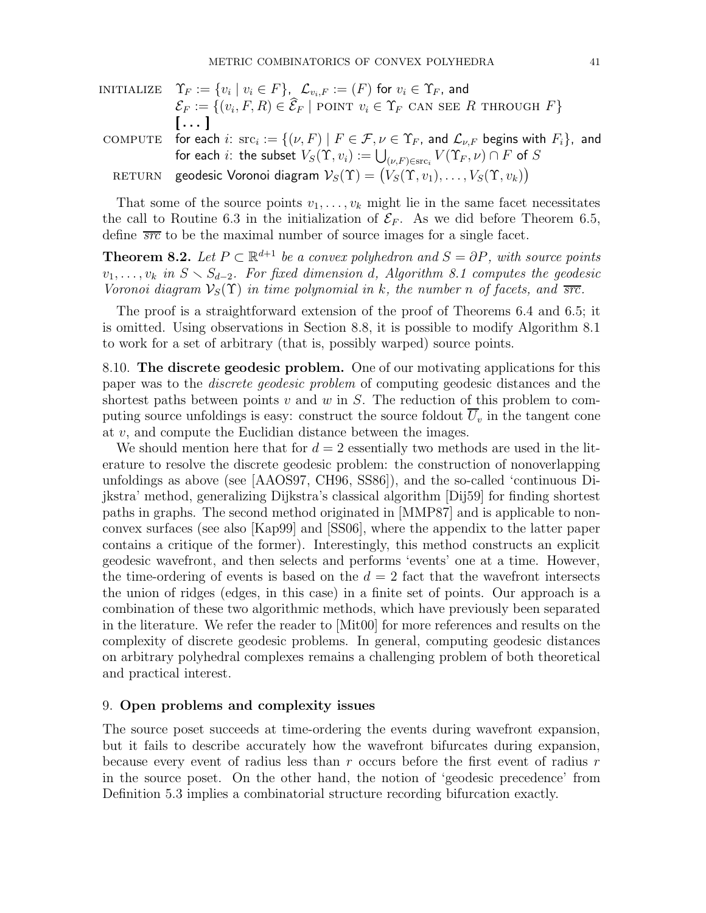INITIALIZE $\Upsilon_F := \{v_i \mid v_i \in F\}$, $\mathcal{L}_{v_i,F} := (F)$ for $v_i \in \Upsilon_F$, and
$\mathcal{E}_F := \{(v_i, F, R) \in \widehat{\mathcal{E}}_F \mid$ POINT $v_i \in \Upsilon_F$ CAN SEE $R$ THROUGH $F\}$
**[ . . . ]**

COMPUTE for each $i$: $\mathrm{src}_i := \{(\nu, F) \mid F \in \mathcal{F}, \nu \in \Upsilon_F$, and $\mathcal{L}_{\nu,F}$ begins with $F_i\}$, and
for each $i$: the subset $V_S(\Upsilon, v_i) := \bigcup_{(\nu,F)\in\mathrm{src}_i} V(\Upsilon_F, \nu) \cap F$ of $S$

RETURN geodesic Voronoi diagram $\mathcal{V}_S(\Upsilon) = \big(V_S(\Upsilon, v_1), \dots, V_S(\Upsilon, v_k)\big)$

That some of the source points $v_1, \dots, v_k$ might lie in the same facet necessitates the call to Routine 6.3 in the initialization of $\mathcal{E}_F$. As we did before Theorem 6.5, define $\overline{src}$ to be the maximal number of source images for a single facet.

**Theorem 8.2.** *Let $P \subset \mathbb{R}^{d+1}$ be a convex polyhedron and $S = \partial P$, with source points $v_1, \dots, v_k$ in $S \smallsetminus S_{d-2}$. For fixed dimension $d$, Algorithm 8.1 computes the geodesic Voronoi diagram $\mathcal{V}_S(\Upsilon)$ in time polynomial in $k$, the number $n$ of facets, and $\overline{src}$.*

The proof is a straightforward extension of the proof of Theorems 6.4 and 6.5; it is omitted. Using observations in Section 8.8, it is possible to modify Algorithm 8.1 to work for a set of arbitrary (that is, possibly warped) source points.

8.10. **The discrete geodesic problem.** One of our motivating applications for this paper was to the *discrete geodesic problem* of computing geodesic distances and the shortest paths between points $v$ and $w$ in $S$. The reduction of this problem to computing source unfoldings is easy: construct the source foldout $\overline{U}_v$ in the tangent cone at $v$, and compute the Euclidian distance between the images.

We should mention here that for $d = 2$ essentially two methods are used in the literature to resolve the discrete geodesic problem: the construction of nonoverlapping unfoldings as above (see [AAOS97, CH96, SS86]), and the so-called 'continuous Dijkstra' method, generalizing Dijkstra's classical algorithm [Dij59] for finding shortest paths in graphs. The second method originated in [MMP87] and is applicable to nonconvex surfaces (see also [Kap99] and [SS06], where the appendix to the latter paper contains a critique of the former). Interestingly, this method constructs an explicit geodesic wavefront, and then selects and performs 'events' one at a time. However, the time-ordering of events is based on the $d = 2$ fact that the wavefront intersects the union of ridges (edges, in this case) in a finite set of points. Our approach is a combination of these two algorithmic methods, which have previously been separated in the literature. We refer the reader to [Mit00] for more references and results on the complexity of discrete geodesic problems. In general, computing geodesic distances on arbitrary polyhedral complexes remains a challenging problem of both theoretical and practical interest.

## 9. Open problems and complexity issues

The source poset succeeds at time-ordering the events during wavefront expansion, but it fails to describe accurately how the wavefront bifurcates during expansion, because every event of radius less than $r$ occurs before the first event of radius $r$ in the source poset. On the other hand, the notion of 'geodesic precedence' from Definition 5.3 implies a combinatorial structure recording bifurcation exactly.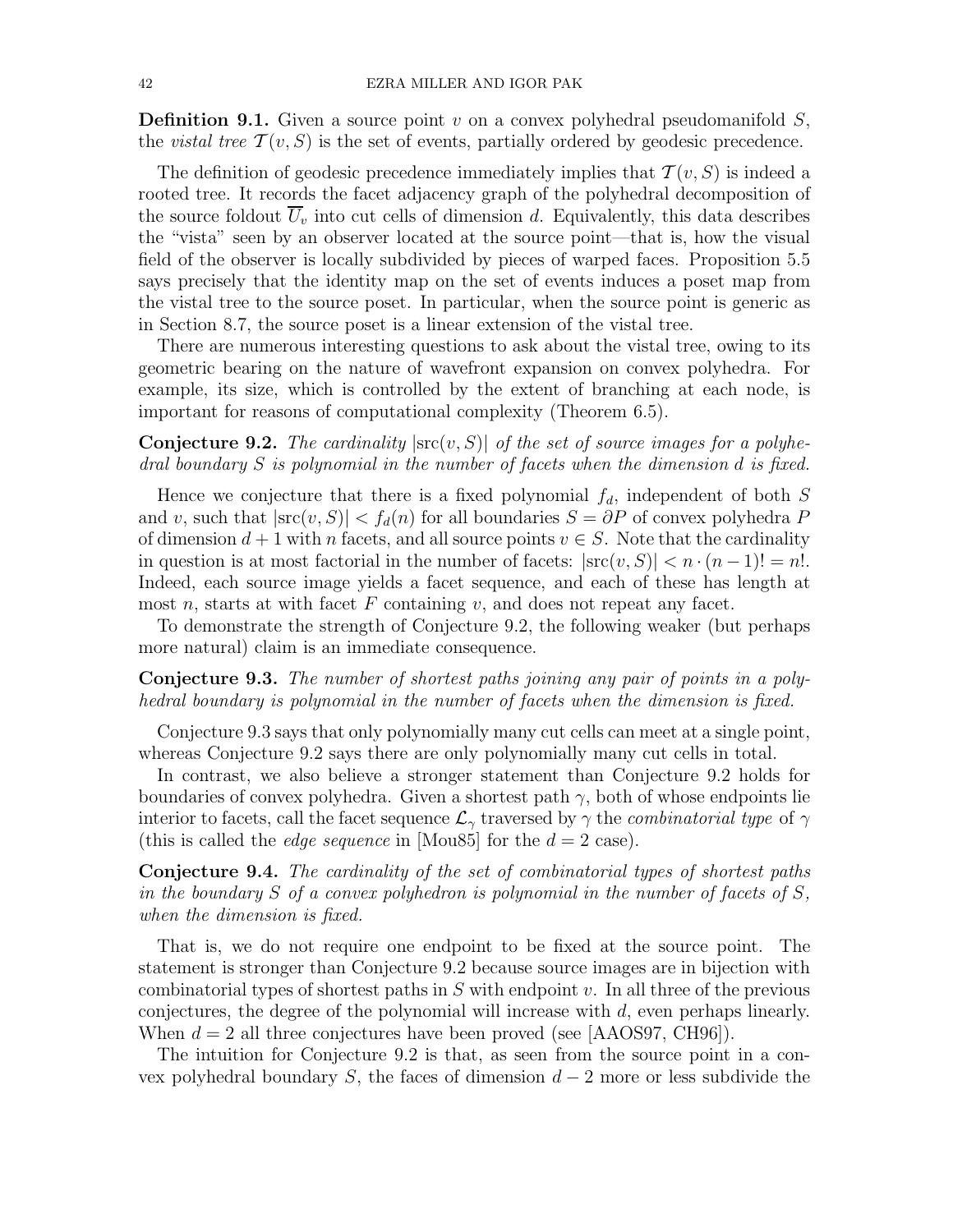**Definition 9.1.** Given a source point $v$ on a convex polyhedral pseudomanifold $S$, the *vistal tree* $\mathcal{T}(v, S)$ is the set of events, partially ordered by geodesic precedence.

The definition of geodesic precedence immediately implies that $\mathcal{T}(v, S)$ is indeed a rooted tree. It records the facet adjacency graph of the polyhedral decomposition of the source foldout $\overline{U}_v$ into cut cells of dimension $d$. Equivalently, this data describes the "vista" seen by an observer located at the source point—that is, how the visual field of the observer is locally subdivided by pieces of warped faces. Proposition 5.5 says precisely that the identity map on the set of events induces a poset map from the vistal tree to the source poset. In particular, when the source point is generic as in Section 8.7, the source poset is a linear extension of the vistal tree.

There are numerous interesting questions to ask about the vistal tree, owing to its geometric bearing on the nature of wavefront expansion on convex polyhedra. For example, its size, which is controlled by the extent of branching at each node, is important for reasons of computational complexity (Theorem 6.5).

**Conjecture 9.2.** *The cardinality $|\mathrm{src}(v, S)|$ of the set of source images for a polyhedral boundary $S$ is polynomial in the number of facets when the dimension $d$ is fixed.*

Hence we conjecture that there is a fixed polynomial $f_d$, independent of both $S$ and $v$, such that $|\mathrm{src}(v, S)| < f_d(n)$ for all boundaries $S = \partial P$ of convex polyhedra $P$ of dimension $d+1$ with $n$ facets, and all source points $v \in S$. Note that the cardinality in question is at most factorial in the number of facets: $|\mathrm{src}(v, S)| < n \cdot (n-1)! = n!$. Indeed, each source image yields a facet sequence, and each of these has length at most $n$, starts at with facet $F$ containing $v$, and does not repeat any facet.

To demonstrate the strength of Conjecture 9.2, the following weaker (but perhaps more natural) claim is an immediate consequence.

**Conjecture 9.3.** *The number of shortest paths joining any pair of points in a polyhedral boundary is polynomial in the number of facets when the dimension is fixed.*

Conjecture 9.3 says that only polynomially many cut cells can meet at a single point, whereas Conjecture 9.2 says there are only polynomially many cut cells in total.

In contrast, we also believe a stronger statement than Conjecture 9.2 holds for boundaries of convex polyhedra. Given a shortest path $\gamma$, both of whose endpoints lie interior to facets, call the facet sequence $\mathcal{L}_\gamma$ traversed by $\gamma$ the *combinatorial type* of $\gamma$ (this is called the *edge sequence* in [Mou85] for the $d = 2$ case).

**Conjecture 9.4.** *The cardinality of the set of combinatorial types of shortest paths in the boundary $S$ of a convex polyhedron is polynomial in the number of facets of $S$, when the dimension is fixed.*

That is, we do not require one endpoint to be fixed at the source point. The statement is stronger than Conjecture 9.2 because source images are in bijection with combinatorial types of shortest paths in $S$ with endpoint $v$. In all three of the previous conjectures, the degree of the polynomial will increase with $d$, even perhaps linearly. When $d = 2$ all three conjectures have been proved (see [AAOS97, CH96]).

The intuition for Conjecture 9.2 is that, as seen from the source point in a convex polyhedral boundary $S$, the faces of dimension $d-2$ more or less subdivide the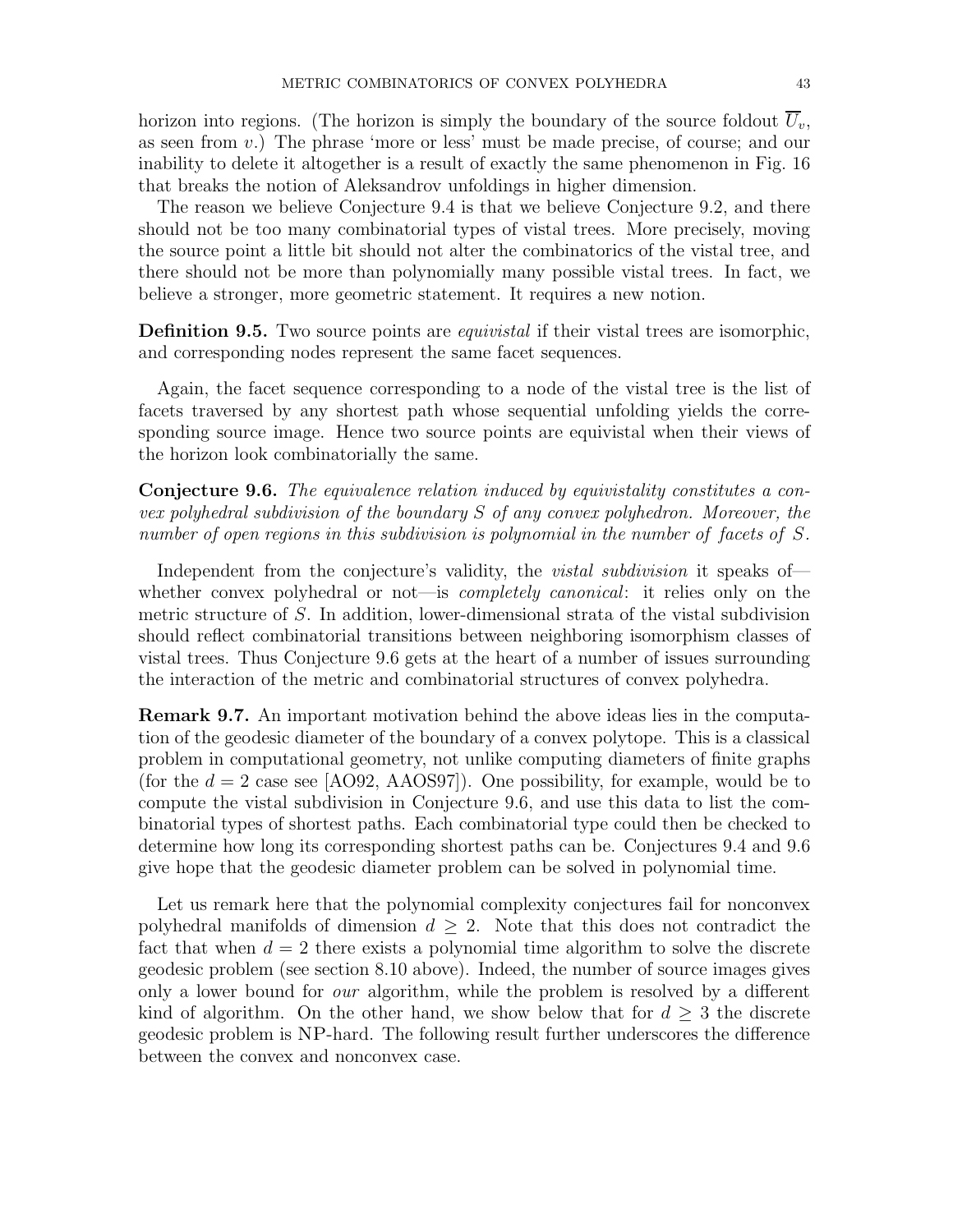horizon into regions. (The horizon is simply the boundary of the source foldout $\overline{U}_v$, as seen from $v$.) The phrase 'more or less' must be made precise, of course; and our inability to delete it altogether is a result of exactly the same phenomenon in Fig. 16 that breaks the notion of Aleksandrov unfoldings in higher dimension.

The reason we believe Conjecture 9.4 is that we believe Conjecture 9.2, and there should not be too many combinatorial types of vistal trees. More precisely, moving the source point a little bit should not alter the combinatorics of the vistal tree, and there should not be more than polynomially many possible vistal trees. In fact, we believe a stronger, more geometric statement. It requires a new notion.

**Definition 9.5.** Two source points are *equivistal* if their vistal trees are isomorphic, and corresponding nodes represent the same facet sequences.

Again, the facet sequence corresponding to a node of the vistal tree is the list of facets traversed by any shortest path whose sequential unfolding yields the corresponding source image. Hence two source points are equivistal when their views of the horizon look combinatorially the same.

**Conjecture 9.6.** *The equivalence relation induced by equivistality constitutes a convex polyhedral subdivision of the boundary $S$ of any convex polyhedron. Moreover, the number of open regions in this subdivision is polynomial in the number of facets of $S$.*

Independent from the conjecture's validity, the *vistal subdivision* it speaks of—whether convex polyhedral or not—is *completely canonical*: it relies only on the metric structure of $S$. In addition, lower-dimensional strata of the vistal subdivision should reflect combinatorial transitions between neighboring isomorphism classes of vistal trees. Thus Conjecture 9.6 gets at the heart of a number of issues surrounding the interaction of the metric and combinatorial structures of convex polyhedra.

**Remark 9.7.** An important motivation behind the above ideas lies in the computation of the geodesic diameter of the boundary of a convex polytope. This is a classical problem in computational geometry, not unlike computing diameters of finite graphs (for the $d = 2$ case see [AO92, AAOS97]). One possibility, for example, would be to compute the vistal subdivision in Conjecture 9.6, and use this data to list the combinatorial types of shortest paths. Each combinatorial type could then be checked to determine how long its corresponding shortest paths can be. Conjectures 9.4 and 9.6 give hope that the geodesic diameter problem can be solved in polynomial time.

Let us remark here that the polynomial complexity conjectures fail for nonconvex polyhedral manifolds of dimension $d \geq 2$. Note that this does not contradict the fact that when $d = 2$ there exists a polynomial time algorithm to solve the discrete geodesic problem (see section 8.10 above). Indeed, the number of source images gives only a lower bound for *our* algorithm, while the problem is resolved by a different kind of algorithm. On the other hand, we show below that for $d \geq 3$ the discrete geodesic problem is NP-hard. The following result further underscores the difference between the convex and nonconvex case.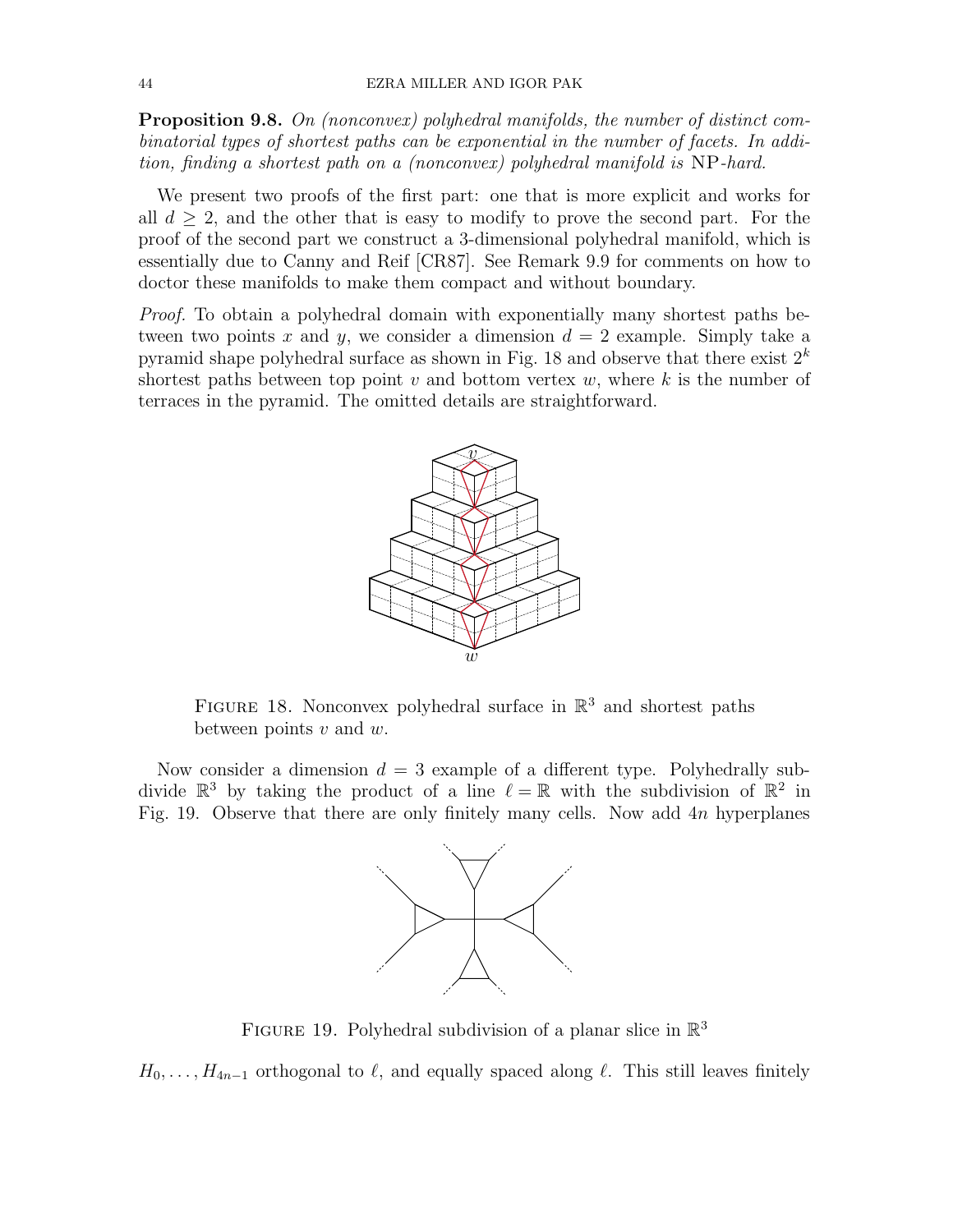**Proposition 9.8.** *On (nonconvex) polyhedral manifolds, the number of distinct combinatorial types of shortest paths can be exponential in the number of facets. In addition, finding a shortest path on a (nonconvex) polyhedral manifold is* NP*-hard.*

We present two proofs of the first part: one that is more explicit and works for all $d \geq 2$, and the other that is easy to modify to prove the second part. For the proof of the second part we construct a 3-dimensional polyhedral manifold, which is essentially due to Canny and Reif [CR87]. See Remark 9.9 for comments on how to doctor these manifolds to make them compact and without boundary.

*Proof.* To obtain a polyhedral domain with exponentially many shortest paths between two points $x$ and $y$, we consider a dimension $d = 2$ example. Simply take a pyramid shape polyhedral surface as shown in Fig. 18 and observe that there exist $2^k$ shortest paths between top point $v$ and bottom vertex $w$, where $k$ is the number of terraces in the pyramid. The omitted details are straightforward.

FIGURE 18. Nonconvex polyhedral surface in $\mathbb{R}^3$ and shortest paths between points $v$ and $w$.

Now consider a dimension $d = 3$ example of a different type. Polyhedrally subdivide $\mathbb{R}^3$ by taking the product of a line $\ell = \mathbb{R}$ with the subdivision of $\mathbb{R}^2$ in Fig. 19. Observe that there are only finitely many cells. Now add $4n$ hyperplanes

FIGURE 19. Polyhedral subdivision of a planar slice in $\mathbb{R}^3$

$H_0, \ldots, H_{4n-1}$ orthogonal to $\ell$, and equally spaced along $\ell$. This still leaves finitely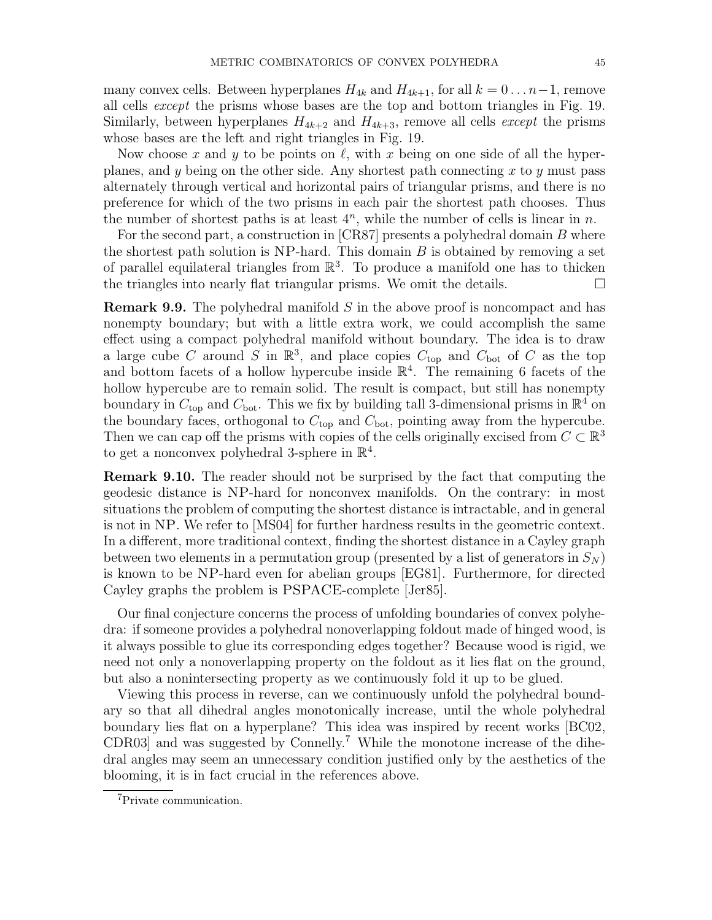many convex cells. Between hyperplanes $H_{4k}$ and $H_{4k+1}$, for all $k = 0 \dots n-1$, remove all cells *except* the prisms whose bases are the top and bottom triangles in Fig. 19. Similarly, between hyperplanes $H_{4k+2}$ and $H_{4k+3}$, remove all cells *except* the prisms whose bases are the left and right triangles in Fig. 19.

Now choose $x$ and $y$ to be points on $\ell$, with $x$ being on one side of all the hyperplanes, and $y$ being on the other side. Any shortest path connecting $x$ to $y$ must pass alternately through vertical and horizontal pairs of triangular prisms, and there is no preference for which of the two prisms in each pair the shortest path chooses. Thus the number of shortest paths is at least $4^n$, while the number of cells is linear in $n$.

For the second part, a construction in [CR87] presents a polyhedral domain $B$ where the shortest path solution is NP-hard. This domain $B$ is obtained by removing a set of parallel equilateral triangles from $\mathbb{R}^3$. To produce a manifold one has to thicken the triangles into nearly flat triangular prisms. We omit the details. □

**Remark 9.9.** The polyhedral manifold $S$ in the above proof is noncompact and has nonempty boundary; but with a little extra work, we could accomplish the same effect using a compact polyhedral manifold without boundary. The idea is to draw a large cube $C$ around $S$ in $\mathbb{R}^3$, and place copies $C_{\text{top}}$ and $C_{\text{bot}}$ of $C$ as the top and bottom facets of a hollow hypercube inside $\mathbb{R}^4$. The remaining 6 facets of the hollow hypercube are to remain solid. The result is compact, but still has nonempty boundary in $C_{\text{top}}$ and $C_{\text{bot}}$. This we fix by building tall 3-dimensional prisms in $\mathbb{R}^4$ on the boundary faces, orthogonal to $C_{\text{top}}$ and $C_{\text{bot}}$, pointing away from the hypercube. Then we can cap off the prisms with copies of the cells originally excised from $C \subset \mathbb{R}^3$ to get a nonconvex polyhedral 3-sphere in $\mathbb{R}^4$.

**Remark 9.10.** The reader should not be surprised by the fact that computing the geodesic distance is NP-hard for nonconvex manifolds. On the contrary: in most situations the problem of computing the shortest distance is intractable, and in general is not in NP. We refer to [MS04] for further hardness results in the geometric context. In a different, more traditional context, finding the shortest distance in a Cayley graph between two elements in a permutation group (presented by a list of generators in $S_N$) is known to be NP-hard even for abelian groups [EG81]. Furthermore, for directed Cayley graphs the problem is PSPACE-complete [Jer85].

Our final conjecture concerns the process of unfolding boundaries of convex polyhedra: if someone provides a polyhedral nonoverlapping foldout made of hinged wood, is it always possible to glue its corresponding edges together? Because wood is rigid, we need not only a nonoverlapping property on the foldout as it lies flat on the ground, but also a nonintersecting property as we continuously fold it up to be glued.

Viewing this process in reverse, can we continuously unfold the polyhedral boundary so that all dihedral angles monotonically increase, until the whole polyhedral boundary lies flat on a hyperplane? This idea was inspired by recent works [BC02, CDR03] and was suggested by Connelly.[7] While the monotone increase of the dihedral angles may seem an unnecessary condition justified only by the aesthetics of the blooming, it is in fact crucial in the references above.

[7] Private communication.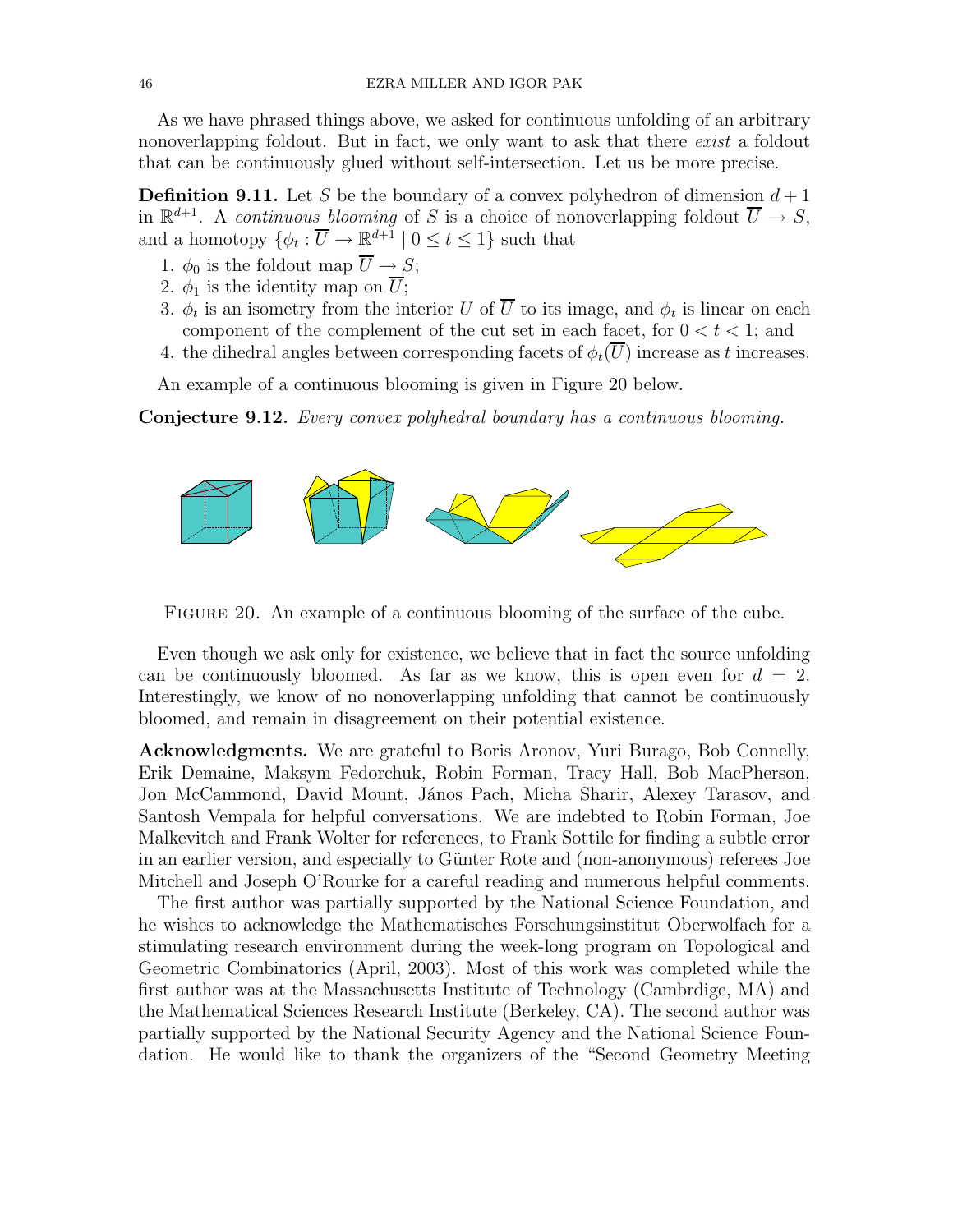As we have phrased things above, we asked for continuous unfolding of an arbitrary nonoverlapping foldout. But in fact, we only want to ask that there *exist* a foldout that can be continuously glued without self-intersection. Let us be more precise.

**Definition 9.11.** Let $S$ be the boundary of a convex polyhedron of dimension $d+1$ in $\mathbb{R}^{d+1}$. A *continuous blooming* of $S$ is a choice of nonoverlapping foldout $\overline{U} \to S$, and a homotopy $\{\phi_t : \overline{U} \to \mathbb{R}^{d+1} \mid 0 \leq t \leq 1\}$ such that

1. $\phi_0$ is the foldout map $\overline{U} \to S$;
2. $\phi_1$ is the identity map on $\overline{U}$;
3. $\phi_t$ is an isometry from the interior $U$ of $\overline{U}$ to its image, and $\phi_t$ is linear on each component of the complement of the cut set in each facet, for $0 < t < 1$; and
4. the dihedral angles between corresponding facets of $\phi_t(\overline{U})$ increase as $t$ increases.

An example of a continuous blooming is given in Figure 20 below.

**Conjecture 9.12.** *Every convex polyhedral boundary has a continuous blooming.*

FIGURE 20. An example of a continuous blooming of the surface of the cube.

Even though we ask only for existence, we believe that in fact the source unfolding can be continuously bloomed. As far as we know, this is open even for $d = 2$. Interestingly, we know of no nonoverlapping unfolding that cannot be continuously bloomed, and remain in disagreement on their potential existence.

**Acknowledgments.** We are grateful to Boris Aronov, Yuri Burago, Bob Connelly, Erik Demaine, Maksym Fedorchuk, Robin Forman, Tracy Hall, Bob MacPherson, Jon McCammond, David Mount, János Pach, Micha Sharir, Alexey Tarasov, and Santosh Vempala for helpful conversations. We are indebted to Robin Forman, Joe Malkevitch and Frank Wolter for references, to Frank Sottile for finding a subtle error in an earlier version, and especially to Günter Rote and (non-anonymous) referees Joe Mitchell and Joseph O'Rourke for a careful reading and numerous helpful comments.

The first author was partially supported by the National Science Foundation, and he wishes to acknowledge the Mathematisches Forschungsinstitut Oberwolfach for a stimulating research environment during the week-long program on Topological and Geometric Combinatorics (April, 2003). Most of this work was completed while the first author was at the Massachusetts Institute of Technology (Cambrdige, MA) and the Mathematical Sciences Research Institute (Berkeley, CA). The second author was partially supported by the National Security Agency and the National Science Foundation. He would like to thank the organizers of the "Second Geometry Meeting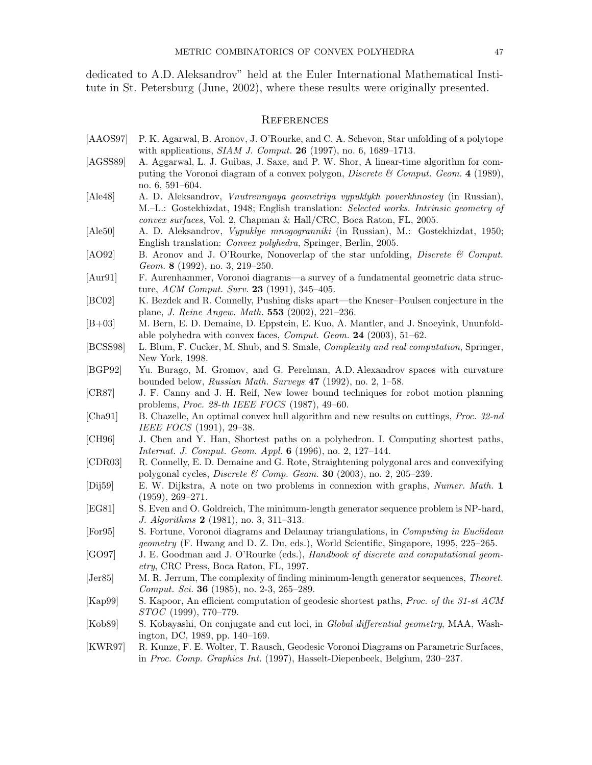dedicated to A.D. Aleksandrov" held at the Euler International Mathematical Institute in St. Petersburg (June, 2002), where these results were originally presented.

## References

[AAOS97] P. K. Agarwal, B. Aronov, J. O'Rourke, and C. A. Schevon, Star unfolding of a polytope with applications, *SIAM J. Comput.* **26** (1997), no. 6, 1689–1713.

[AGSS89] A. Aggarwal, L. J. Guibas, J. Saxe, and P. W. Shor, A linear-time algorithm for computing the Voronoi diagram of a convex polygon, *Discrete & Comput. Geom.* **4** (1989), no. 6, 591–604.

[Ale48] A. D. Aleksandrov, *Vnutrennyaya geometriya vypuklykh poverkhnostey* (in Russian), M.–L.: Gostekhizdat, 1948; English translation: *Selected works. Intrinsic geometry of convex surfaces*, Vol. 2, Chapman & Hall/CRC, Boca Raton, FL, 2005.

[Ale50] A. D. Aleksandrov, *Vypuklye mnogogranniki* (in Russian), M.: Gostekhizdat, 1950; English translation: *Convex polyhedra*, Springer, Berlin, 2005.

[AO92] B. Aronov and J. O'Rourke, Nonoverlap of the star unfolding, *Discrete & Comput. Geom.* **8** (1992), no. 3, 219–250.

[Aur91] F. Aurenhammer, Voronoi diagrams—a survey of a fundamental geometric data structure, *ACM Comput. Surv.* **23** (1991), 345–405.

[BC02] K. Bezdek and R. Connelly, Pushing disks apart—the Kneser–Poulsen conjecture in the plane, *J. Reine Angew. Math.* **553** (2002), 221–236.

[B+03] M. Bern, E. D. Demaine, D. Eppstein, E. Kuo, A. Mantler, and J. Snoeyink, Ununfoldable polyhedra with convex faces, *Comput. Geom.* **24** (2003), 51–62.

[BCSS98] L. Blum, F. Cucker, M. Shub, and S. Smale, *Complexity and real computation*, Springer, New York, 1998.

[BGP92] Yu. Burago, M. Gromov, and G. Perelman, A.D. Alexandrov spaces with curvature bounded below, *Russian Math. Surveys* **47** (1992), no. 2, 1–58.

[CR87] J. F. Canny and J. H. Reif, New lower bound techniques for robot motion planning problems, *Proc. 28-th IEEE FOCS* (1987), 49–60.

[Cha91] B. Chazelle, An optimal convex hull algorithm and new results on cuttings, *Proc. 32-nd IEEE FOCS* (1991), 29–38.

[CH96] J. Chen and Y. Han, Shortest paths on a polyhedron. I. Computing shortest paths, *Internat. J. Comput. Geom. Appl.* **6** (1996), no. 2, 127–144.

[CDR03] R. Connelly, E. D. Demaine and G. Rote, Straightening polygonal arcs and convexifying polygonal cycles, *Discrete & Comp. Geom.* **30** (2003), no. 2, 205–239.

[Dij59] E. W. Dijkstra, A note on two problems in connexion with graphs, *Numer. Math.* **1** (1959), 269–271.

[EG81] S. Even and O. Goldreich, The minimum-length generator sequence problem is NP-hard, *J. Algorithms* **2** (1981), no. 3, 311–313.

[For95] S. Fortune, Voronoi diagrams and Delaunay triangulations, in *Computing in Euclidean geometry* (F. Hwang and D. Z. Du, eds.), World Scientific, Singapore, 1995, 225–265.

[GO97] J. E. Goodman and J. O'Rourke (eds.), *Handbook of discrete and computational geometry*, CRC Press, Boca Raton, FL, 1997.

[Jer85] M. R. Jerrum, The complexity of finding minimum-length generator sequences, *Theoret. Comput. Sci.* **36** (1985), no. 2-3, 265–289.

[Kap99] S. Kapoor, An efficient computation of geodesic shortest paths, *Proc. of the 31-st ACM STOC* (1999), 770–779.

[Kob89] S. Kobayashi, On conjugate and cut loci, in *Global differential geometry*, MAA, Washington, DC, 1989, pp. 140–169.

[KWR97] R. Kunze, F. E. Wolter, T. Rausch, Geodesic Voronoi Diagrams on Parametric Surfaces, in *Proc. Comp. Graphics Int.* (1997), Hasselt-Diepenbeek, Belgium, 230–237.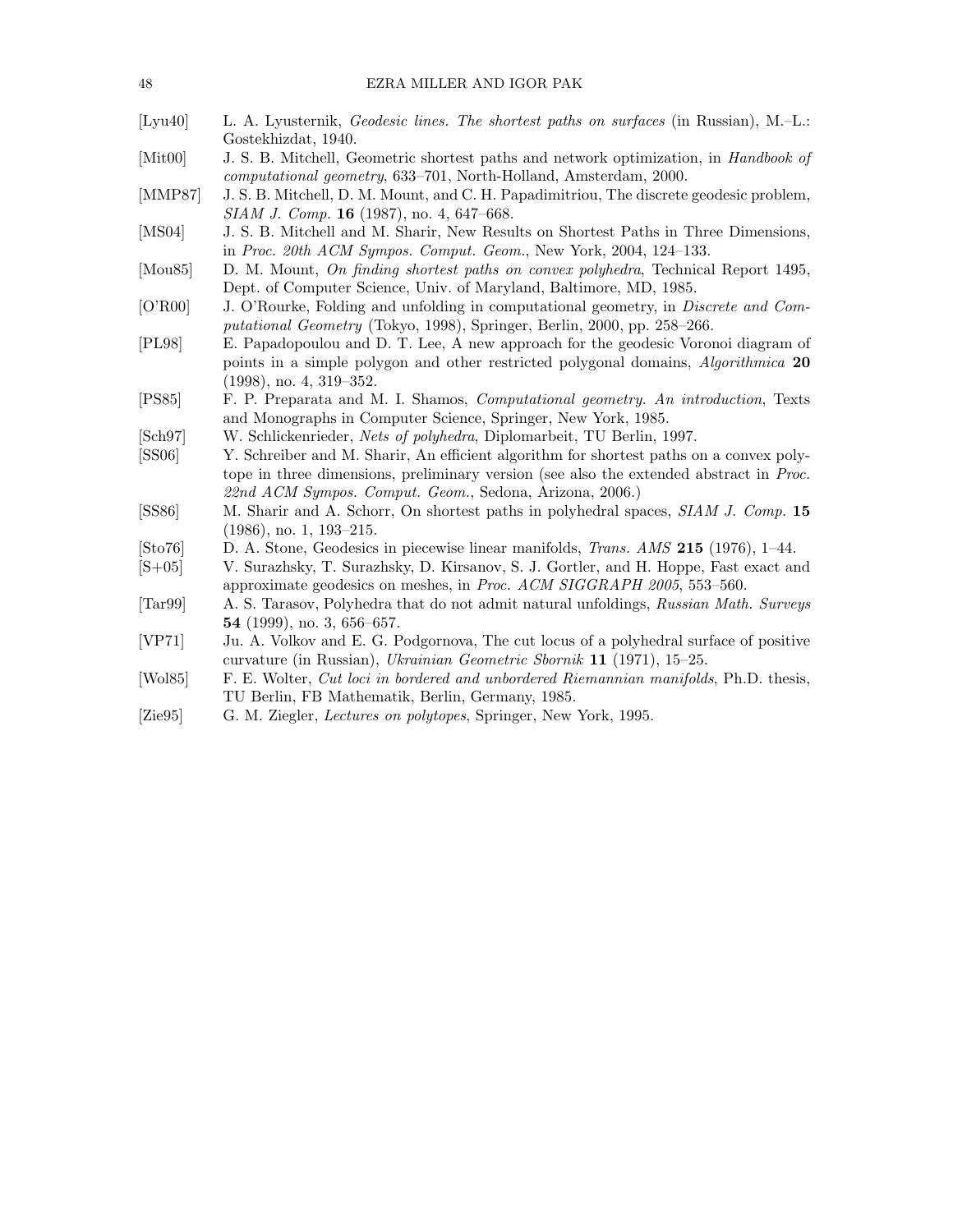[Lyu40] L. A. Lyusternik, *Geodesic lines. The shortest paths on surfaces* (in Russian), M.–L.: Gostekhizdat, 1940.

[Mit00] J. S. B. Mitchell, Geometric shortest paths and network optimization, in *Handbook of computational geometry*, 633–701, North-Holland, Amsterdam, 2000.

[MMP87] J. S. B. Mitchell, D. M. Mount, and C. H. Papadimitriou, The discrete geodesic problem, *SIAM J. Comp.* **16** (1987), no. 4, 647–668.

[MS04] J. S. B. Mitchell and M. Sharir, New Results on Shortest Paths in Three Dimensions, in *Proc. 20th ACM Sympos. Comput. Geom.*, New York, 2004, 124–133.

[Mou85] D. M. Mount, *On finding shortest paths on convex polyhedra*, Technical Report 1495, Dept. of Computer Science, Univ. of Maryland, Baltimore, MD, 1985.

[O'R00] J. O'Rourke, Folding and unfolding in computational geometry, in *Discrete and Computational Geometry* (Tokyo, 1998), Springer, Berlin, 2000, pp. 258–266.

[PL98] E. Papadopoulou and D. T. Lee, A new approach for the geodesic Voronoi diagram of points in a simple polygon and other restricted polygonal domains, *Algorithmica* **20** (1998), no. 4, 319–352.

[PS85] F. P. Preparata and M. I. Shamos, *Computational geometry. An introduction*, Texts and Monographs in Computer Science, Springer, New York, 1985.

[Sch97] W. Schlickenrieder, *Nets of polyhedra*, Diplomarbeit, TU Berlin, 1997.

[SS06] Y. Schreiber and M. Sharir, An efficient algorithm for shortest paths on a convex polytope in three dimensions, preliminary version (see also the extended abstract in *Proc. 22nd ACM Sympos. Comput. Geom.*, Sedona, Arizona, 2006.)

[SS86] M. Sharir and A. Schorr, On shortest paths in polyhedral spaces, *SIAM J. Comp.* **15** (1986), no. 1, 193–215.

[Sto76] D. A. Stone, Geodesics in piecewise linear manifolds, *Trans. AMS* **215** (1976), 1–44.

[S+05] V. Surazhsky, T. Surazhsky, D. Kirsanov, S. J. Gortler, and H. Hoppe, Fast exact and approximate geodesics on meshes, in *Proc. ACM SIGGRAPH 2005*, 553–560.

[Tar99] A. S. Tarasov, Polyhedra that do not admit natural unfoldings, *Russian Math. Surveys* **54** (1999), no. 3, 656–657.

[VP71] Ju. A. Volkov and E. G. Podgornova, The cut locus of a polyhedral surface of positive curvature (in Russian), *Ukrainian Geometric Sbornik* **11** (1971), 15–25.

[Wol85] F. E. Wolter, *Cut loci in bordered and unbordered Riemannian manifolds*, Ph.D. thesis, TU Berlin, FB Mathematik, Berlin, Germany, 1985.

[Zie95] G. M. Ziegler, *Lectures on polytopes*, Springer, New York, 1995.